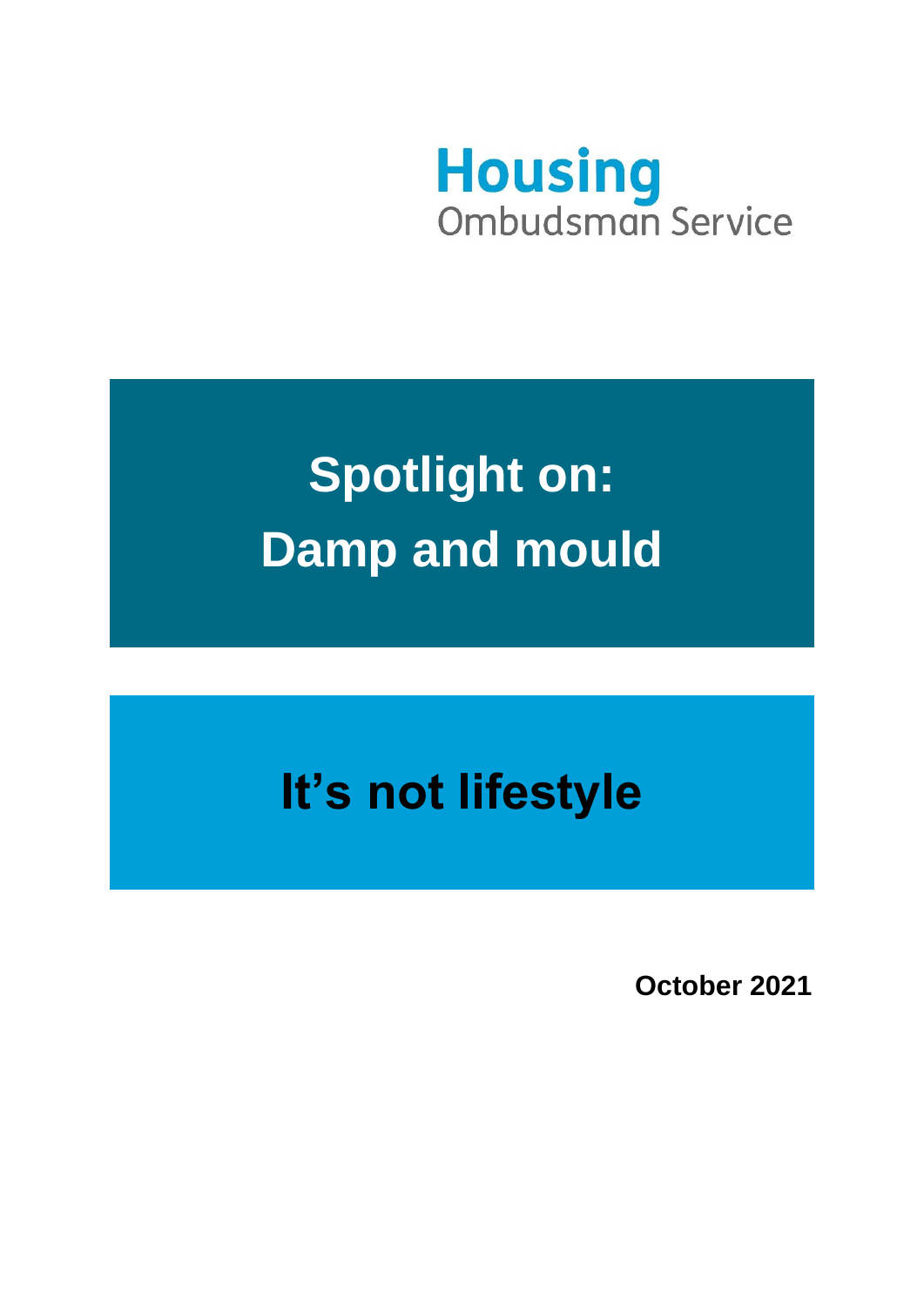Housing
Ombudsman Service

# Spotlight on: Damp and mould

## It’s not lifestyle

**October 2021**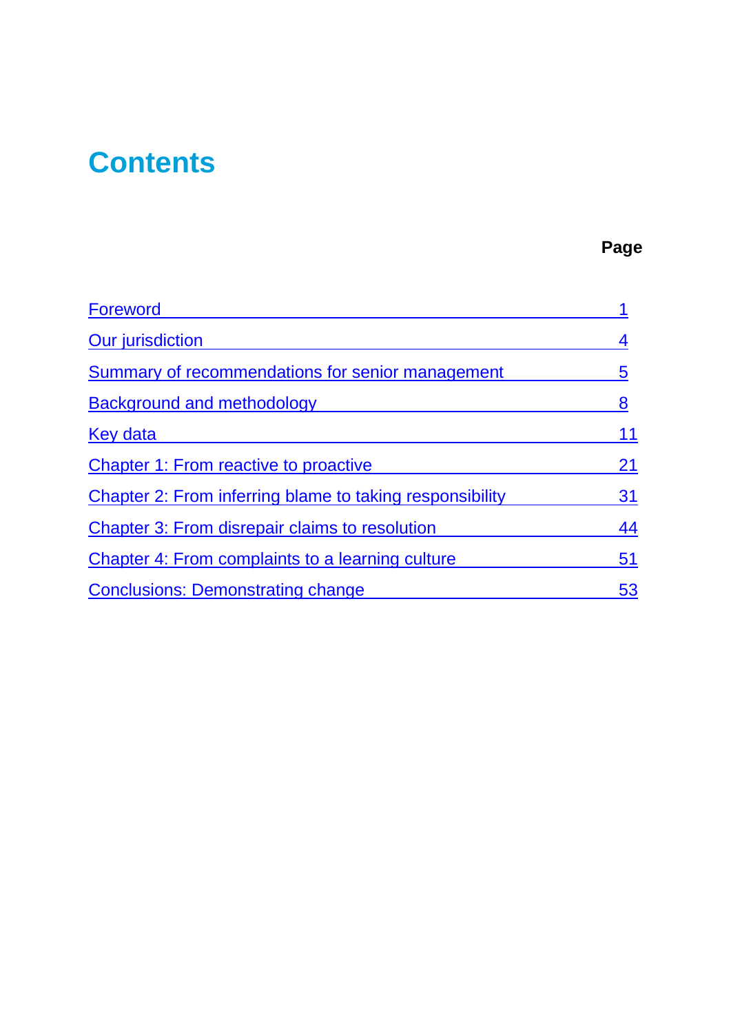# Contents

| | Page |
|---|---|
| Foreword | 1 |
| Our jurisdiction | 4 |
| Summary of recommendations for senior management | 5 |
| Background and methodology | 8 |
| Key data | 11 |
| Chapter 1: From reactive to proactive | 21 |
| Chapter 2: From inferring blame to taking responsibility | 31 |
| Chapter 3: From disrepair claims to resolution | 44 |
| Chapter 4: From complaints to a learning culture | 51 |
| Conclusions: Demonstrating change | 53 |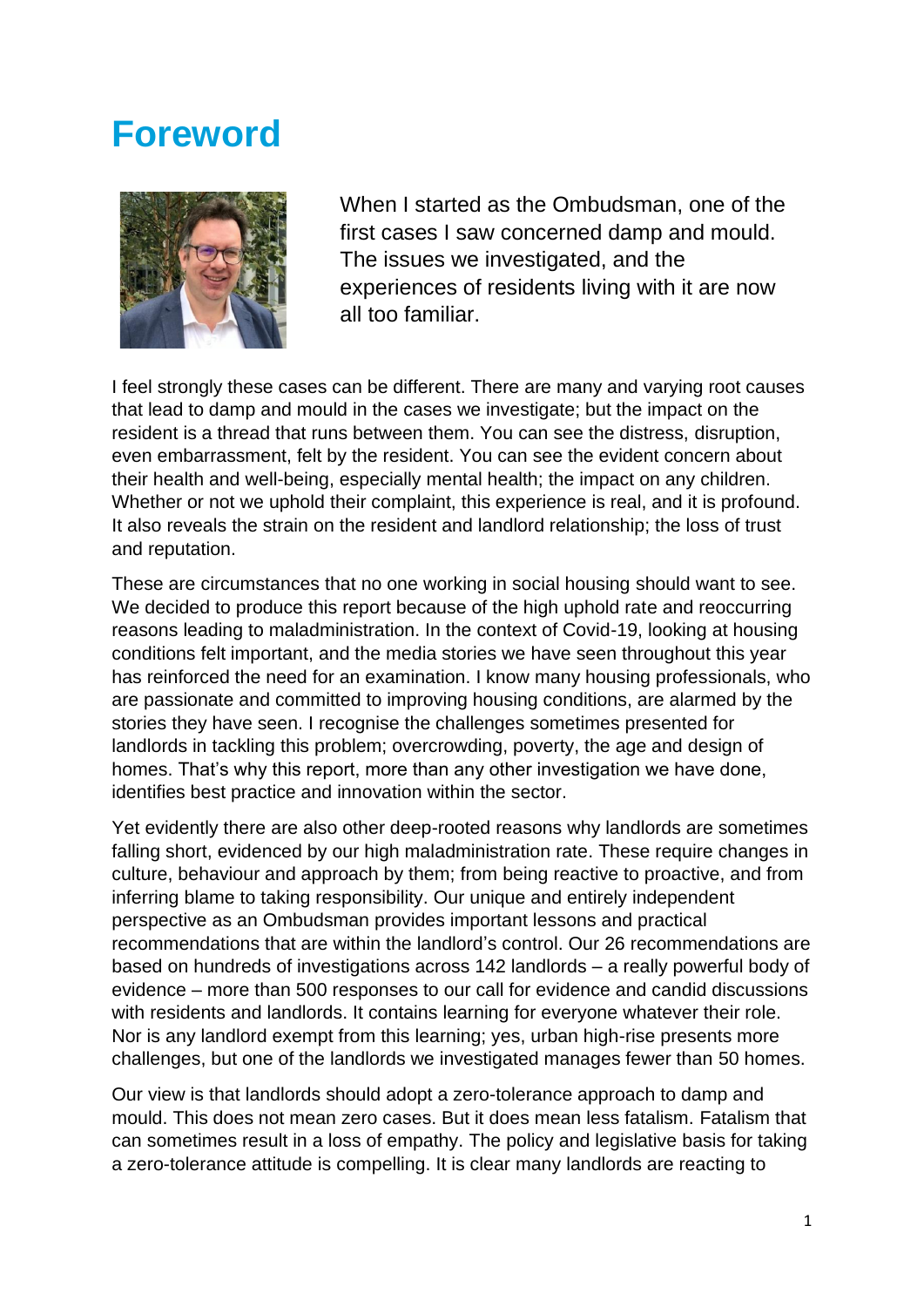# Foreword

When I started as the Ombudsman, one of the first cases I saw concerned damp and mould. The issues we investigated, and the experiences of residents living with it are now all too familiar.

I feel strongly these cases can be different. There are many and varying root causes that lead to damp and mould in the cases we investigate; but the impact on the resident is a thread that runs between them. You can see the distress, disruption, even embarrassment, felt by the resident. You can see the evident concern about their health and well-being, especially mental health; the impact on any children. Whether or not we uphold their complaint, this experience is real, and it is profound. It also reveals the strain on the resident and landlord relationship; the loss of trust and reputation.

These are circumstances that no one working in social housing should want to see. We decided to produce this report because of the high uphold rate and reoccurring reasons leading to maladministration. In the context of Covid-19, looking at housing conditions felt important, and the media stories we have seen throughout this year has reinforced the need for an examination. I know many housing professionals, who are passionate and committed to improving housing conditions, are alarmed by the stories they have seen. I recognise the challenges sometimes presented for landlords in tackling this problem; overcrowding, poverty, the age and design of homes. That's why this report, more than any other investigation we have done, identifies best practice and innovation within the sector.

Yet evidently there are also other deep-rooted reasons why landlords are sometimes falling short, evidenced by our high maladministration rate. These require changes in culture, behaviour and approach by them; from being reactive to proactive, and from inferring blame to taking responsibility. Our unique and entirely independent perspective as an Ombudsman provides important lessons and practical recommendations that are within the landlord's control. Our 26 recommendations are based on hundreds of investigations across 142 landlords – a really powerful body of evidence – more than 500 responses to our call for evidence and candid discussions with residents and landlords. It contains learning for everyone whatever their role. Nor is any landlord exempt from this learning; yes, urban high-rise presents more challenges, but one of the landlords we investigated manages fewer than 50 homes.

Our view is that landlords should adopt a zero-tolerance approach to damp and mould. This does not mean zero cases. But it does mean less fatalism. Fatalism that can sometimes result in a loss of empathy. The policy and legislative basis for taking a zero-tolerance attitude is compelling. It is clear many landlords are reacting to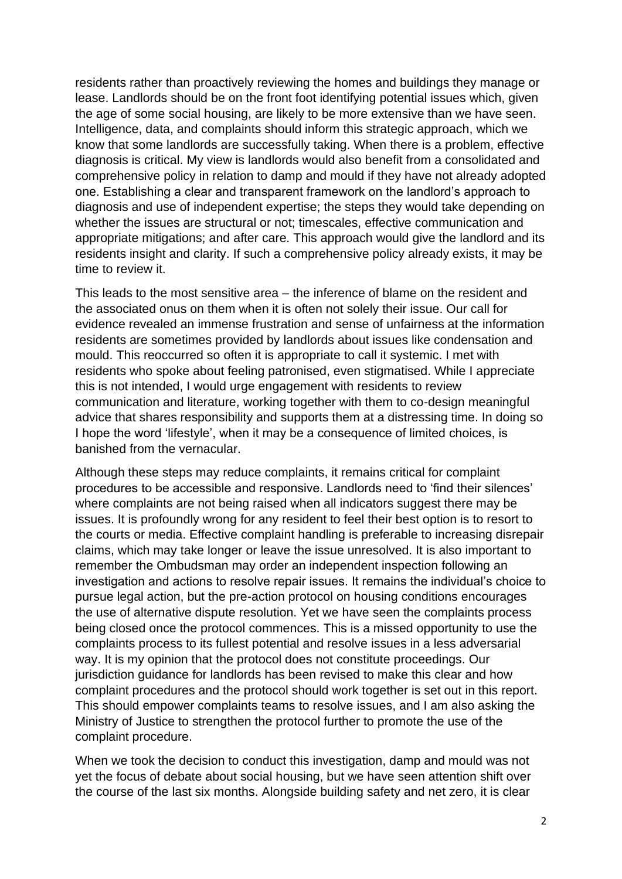residents rather than proactively reviewing the homes and buildings they manage or lease. Landlords should be on the front foot identifying potential issues which, given the age of some social housing, are likely to be more extensive than we have seen. Intelligence, data, and complaints should inform this strategic approach, which we know that some landlords are successfully taking. When there is a problem, effective diagnosis is critical. My view is landlords would also benefit from a consolidated and comprehensive policy in relation to damp and mould if they have not already adopted one. Establishing a clear and transparent framework on the landlord's approach to diagnosis and use of independent expertise; the steps they would take depending on whether the issues are structural or not; timescales, effective communication and appropriate mitigations; and after care. This approach would give the landlord and its residents insight and clarity. If such a comprehensive policy already exists, it may be time to review it.

This leads to the most sensitive area – the inference of blame on the resident and the associated onus on them when it is often not solely their issue. Our call for evidence revealed an immense frustration and sense of unfairness at the information residents are sometimes provided by landlords about issues like condensation and mould. This reoccurred so often it is appropriate to call it systemic. I met with residents who spoke about feeling patronised, even stigmatised. While I appreciate this is not intended, I would urge engagement with residents to review communication and literature, working together with them to co-design meaningful advice that shares responsibility and supports them at a distressing time. In doing so I hope the word 'lifestyle', when it may be a consequence of limited choices, is banished from the vernacular.

Although these steps may reduce complaints, it remains critical for complaint procedures to be accessible and responsive. Landlords need to 'find their silences' where complaints are not being raised when all indicators suggest there may be issues. It is profoundly wrong for any resident to feel their best option is to resort to the courts or media. Effective complaint handling is preferable to increasing disrepair claims, which may take longer or leave the issue unresolved. It is also important to remember the Ombudsman may order an independent inspection following an investigation and actions to resolve repair issues. It remains the individual's choice to pursue legal action, but the pre-action protocol on housing conditions encourages the use of alternative dispute resolution. Yet we have seen the complaints process being closed once the protocol commences. This is a missed opportunity to use the complaints process to its fullest potential and resolve issues in a less adversarial way. It is my opinion that the protocol does not constitute proceedings. Our jurisdiction guidance for landlords has been revised to make this clear and how complaint procedures and the protocol should work together is set out in this report. This should empower complaints teams to resolve issues, and I am also asking the Ministry of Justice to strengthen the protocol further to promote the use of the complaint procedure.

When we took the decision to conduct this investigation, damp and mould was not yet the focus of debate about social housing, but we have seen attention shift over the course of the last six months. Alongside building safety and net zero, it is clear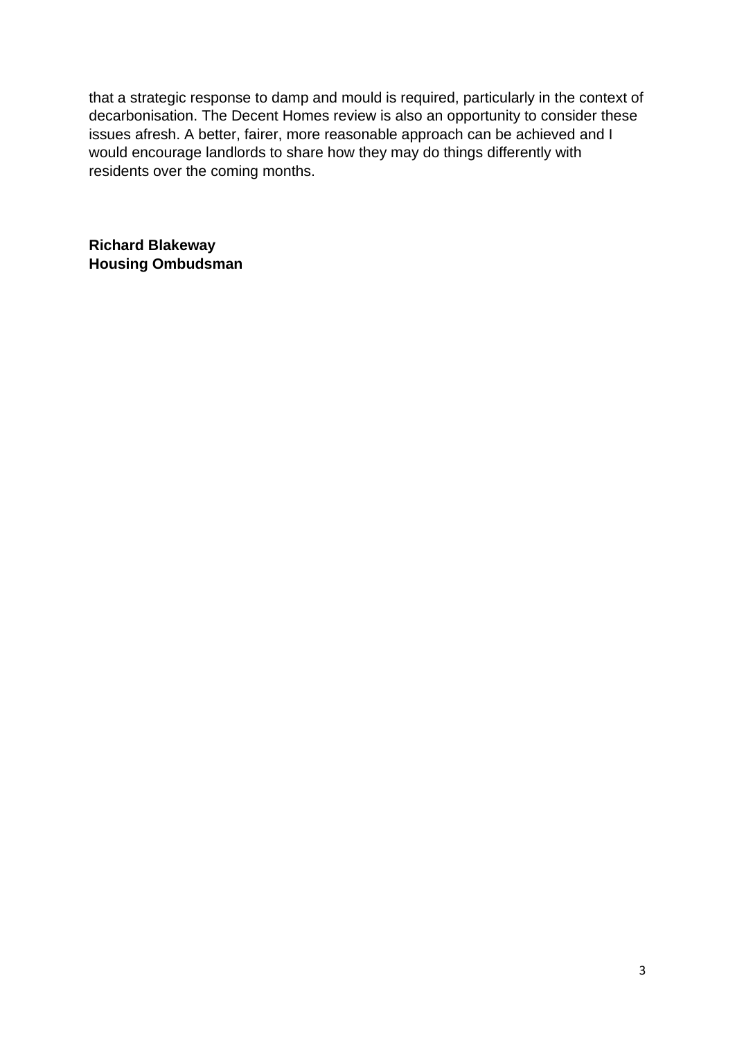that a strategic response to damp and mould is required, particularly in the context of decarbonisation. The Decent Homes review is also an opportunity to consider these issues afresh. A better, fairer, more reasonable approach can be achieved and I would encourage landlords to share how they may do things differently with residents over the coming months.

**Richard Blakeway**
**Housing Ombudsman**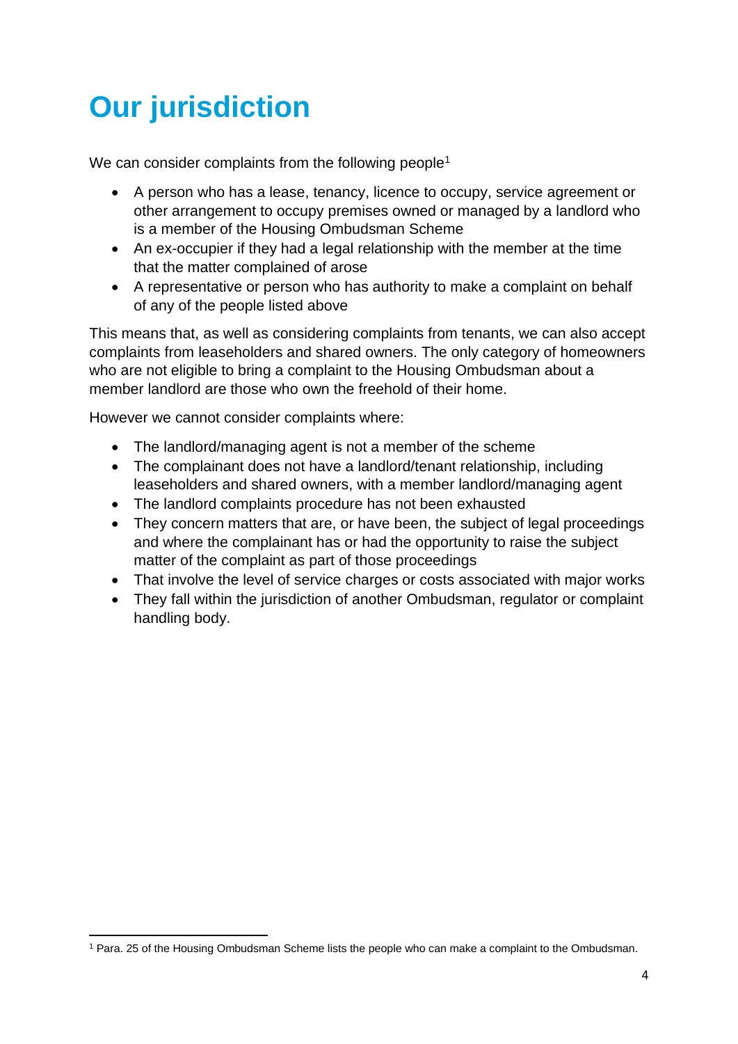# Our jurisdiction

We can consider complaints from the following people[1]

- A person who has a lease, tenancy, licence to occupy, service agreement or other arrangement to occupy premises owned or managed by a landlord who is a member of the Housing Ombudsman Scheme
- An ex-occupier if they had a legal relationship with the member at the time that the matter complained of arose
- A representative or person who has authority to make a complaint on behalf of any of the people listed above

This means that, as well as considering complaints from tenants, we can also accept complaints from leaseholders and shared owners. The only category of homeowners who are not eligible to bring a complaint to the Housing Ombudsman about a member landlord are those who own the freehold of their home.

However we cannot consider complaints where:

- The landlord/managing agent is not a member of the scheme
- The complainant does not have a landlord/tenant relationship, including leaseholders and shared owners, with a member landlord/managing agent
- The landlord complaints procedure has not been exhausted
- They concern matters that are, or have been, the subject of legal proceedings and where the complainant has or had the opportunity to raise the subject matter of the complaint as part of those proceedings
- That involve the level of service charges or costs associated with major works
- They fall within the jurisdiction of another Ombudsman, regulator or complaint handling body.

[1] Para. 25 of the Housing Ombudsman Scheme lists the people who can make a complaint to the Ombudsman.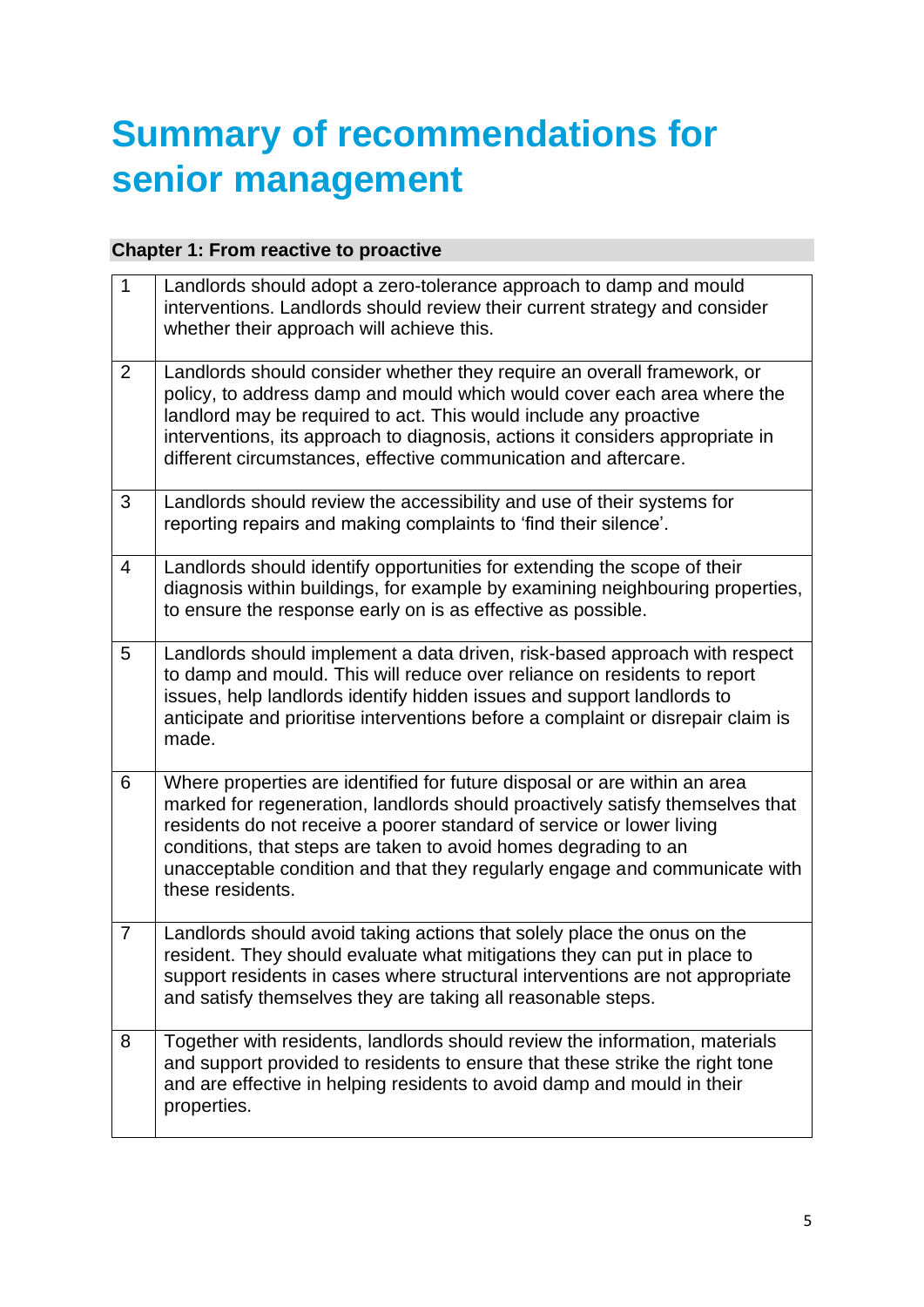# Summary of recommendations for senior management

| **Chapter 1: From reactive to proactive** | |
|---|---|
| 1 | Landlords should adopt a zero-tolerance approach to damp and mould interventions. Landlords should review their current strategy and consider whether their approach will achieve this. |
| 2 | Landlords should consider whether they require an overall framework, or policy, to address damp and mould which would cover each area where the landlord may be required to act. This would include any proactive interventions, its approach to diagnosis, actions it considers appropriate in different circumstances, effective communication and aftercare. |
| 3 | Landlords should review the accessibility and use of their systems for reporting repairs and making complaints to 'find their silence'. |
| 4 | Landlords should identify opportunities for extending the scope of their diagnosis within buildings, for example by examining neighbouring properties, to ensure the response early on is as effective as possible. |
| 5 | Landlords should implement a data driven, risk-based approach with respect to damp and mould. This will reduce over reliance on residents to report issues, help landlords identify hidden issues and support landlords to anticipate and prioritise interventions before a complaint or disrepair claim is made. |
| 6 | Where properties are identified for future disposal or are within an area marked for regeneration, landlords should proactively satisfy themselves that residents do not receive a poorer standard of service or lower living conditions, that steps are taken to avoid homes degrading to an unacceptable condition and that they regularly engage and communicate with these residents. |
| 7 | Landlords should avoid taking actions that solely place the onus on the resident. They should evaluate what mitigations they can put in place to support residents in cases where structural interventions are not appropriate and satisfy themselves they are taking all reasonable steps. |
| 8 | Together with residents, landlords should review the information, materials and support provided to residents to ensure that these strike the right tone and are effective in helping residents to avoid damp and mould in their properties. |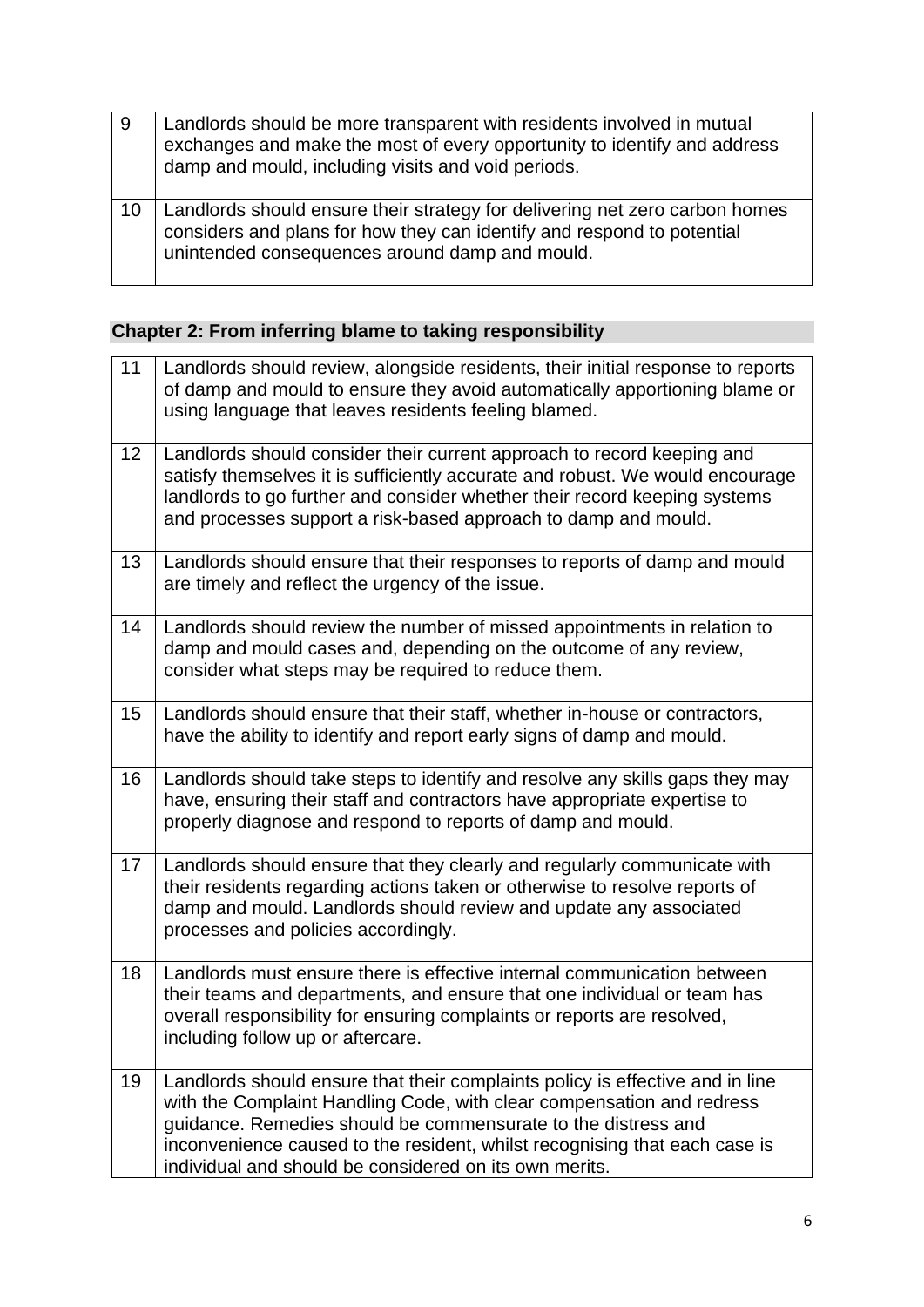| | |
|---|---|
| 9 | Landlords should be more transparent with residents involved in mutual exchanges and make the most of every opportunity to identify and address damp and mould, including visits and void periods. |
| 10 | Landlords should ensure their strategy for delivering net zero carbon homes considers and plans for how they can identify and respond to potential unintended consequences around damp and mould. |

## Chapter 2: From inferring blame to taking responsibility

| | |
|---|---|
| 11 | Landlords should review, alongside residents, their initial response to reports of damp and mould to ensure they avoid automatically apportioning blame or using language that leaves residents feeling blamed. |
| 12 | Landlords should consider their current approach to record keeping and satisfy themselves it is sufficiently accurate and robust. We would encourage landlords to go further and consider whether their record keeping systems and processes support a risk-based approach to damp and mould. |
| 13 | Landlords should ensure that their responses to reports of damp and mould are timely and reflect the urgency of the issue. |
| 14 | Landlords should review the number of missed appointments in relation to damp and mould cases and, depending on the outcome of any review, consider what steps may be required to reduce them. |
| 15 | Landlords should ensure that their staff, whether in-house or contractors, have the ability to identify and report early signs of damp and mould. |
| 16 | Landlords should take steps to identify and resolve any skills gaps they may have, ensuring their staff and contractors have appropriate expertise to properly diagnose and respond to reports of damp and mould. |
| 17 | Landlords should ensure that they clearly and regularly communicate with their residents regarding actions taken or otherwise to resolve reports of damp and mould. Landlords should review and update any associated processes and policies accordingly. |
| 18 | Landlords must ensure there is effective internal communication between their teams and departments, and ensure that one individual or team has overall responsibility for ensuring complaints or reports are resolved, including follow up or aftercare. |
| 19 | Landlords should ensure that their complaints policy is effective and in line with the Complaint Handling Code, with clear compensation and redress guidance. Remedies should be commensurate to the distress and inconvenience caused to the resident, whilst recognising that each case is individual and should be considered on its own merits. |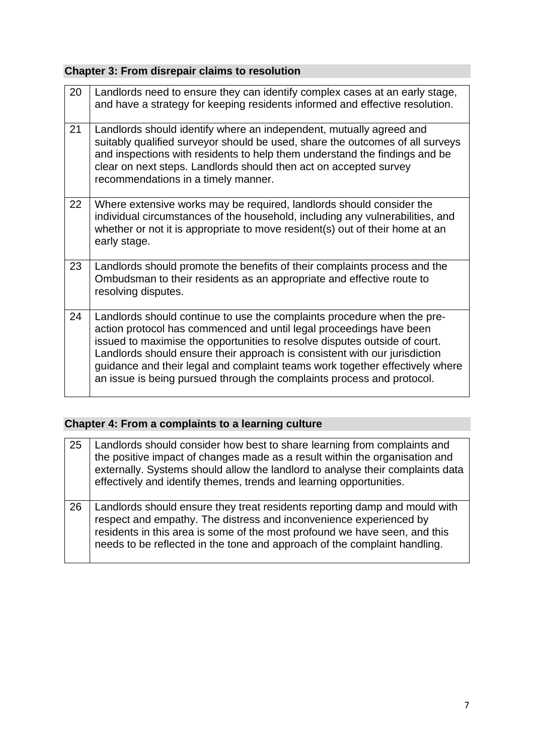## Chapter 3: From disrepair claims to resolution

| | |
|---|---|
| 20 | Landlords need to ensure they can identify complex cases at an early stage, and have a strategy for keeping residents informed and effective resolution. |
| 21 | Landlords should identify where an independent, mutually agreed and suitably qualified surveyor should be used, share the outcomes of all surveys and inspections with residents to help them understand the findings and be clear on next steps. Landlords should then act on accepted survey recommendations in a timely manner. |
| 22 | Where extensive works may be required, landlords should consider the individual circumstances of the household, including any vulnerabilities, and whether or not it is appropriate to move resident(s) out of their home at an early stage. |
| 23 | Landlords should promote the benefits of their complaints process and the Ombudsman to their residents as an appropriate and effective route to resolving disputes. |
| 24 | Landlords should continue to use the complaints procedure when the pre-action protocol has commenced and until legal proceedings have been issued to maximise the opportunities to resolve disputes outside of court. Landlords should ensure their approach is consistent with our jurisdiction guidance and their legal and complaint teams work together effectively where an issue is being pursued through the complaints process and protocol. |

## Chapter 4: From a complaints to a learning culture

| | |
|---|---|
| 25 | Landlords should consider how best to share learning from complaints and the positive impact of changes made as a result within the organisation and externally. Systems should allow the landlord to analyse their complaints data effectively and identify themes, trends and learning opportunities. |
| 26 | Landlords should ensure they treat residents reporting damp and mould with respect and empathy. The distress and inconvenience experienced by residents in this area is some of the most profound we have seen, and this needs to be reflected in the tone and approach of the complaint handling. |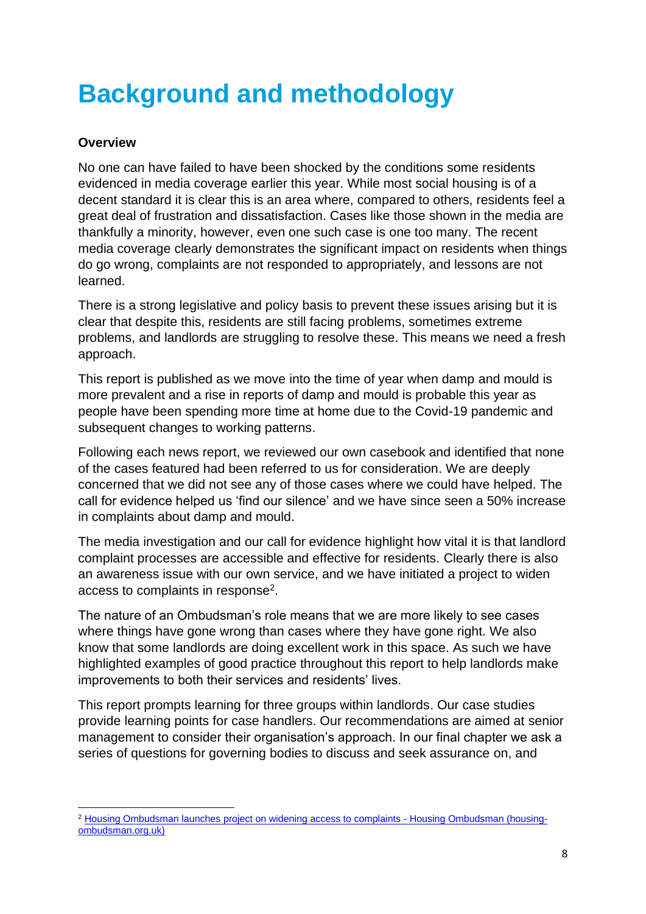# Background and methodology

**Overview**

No one can have failed to have been shocked by the conditions some residents evidenced in media coverage earlier this year. While most social housing is of a decent standard it is clear this is an area where, compared to others, residents feel a great deal of frustration and dissatisfaction. Cases like those shown in the media are thankfully a minority, however, even one such case is one too many. The recent media coverage clearly demonstrates the significant impact on residents when things do go wrong, complaints are not responded to appropriately, and lessons are not learned.

There is a strong legislative and policy basis to prevent these issues arising but it is clear that despite this, residents are still facing problems, sometimes extreme problems, and landlords are struggling to resolve these. This means we need a fresh approach.

This report is published as we move into the time of year when damp and mould is more prevalent and a rise in reports of damp and mould is probable this year as people have been spending more time at home due to the Covid-19 pandemic and subsequent changes to working patterns.

Following each news report, we reviewed our own casebook and identified that none of the cases featured had been referred to us for consideration. We are deeply concerned that we did not see any of those cases where we could have helped. The call for evidence helped us 'find our silence' and we have since seen a 50% increase in complaints about damp and mould.

The media investigation and our call for evidence highlight how vital it is that landlord complaint processes are accessible and effective for residents. Clearly there is also an awareness issue with our own service, and we have initiated a project to widen access to complaints in response[2].

The nature of an Ombudsman's role means that we are more likely to see cases where things have gone wrong than cases where they have gone right. We also know that some landlords are doing excellent work in this space. As such we have highlighted examples of good practice throughout this report to help landlords make improvements to both their services and residents' lives.

This report prompts learning for three groups within landlords. Our case studies provide learning points for case handlers. Our recommendations are aimed at senior management to consider their organisation's approach. In our final chapter we ask a series of questions for governing bodies to discuss and seek assurance on, and

[2] Housing Ombudsman launches project on widening access to complaints - Housing Ombudsman (housing-ombudsman.org.uk)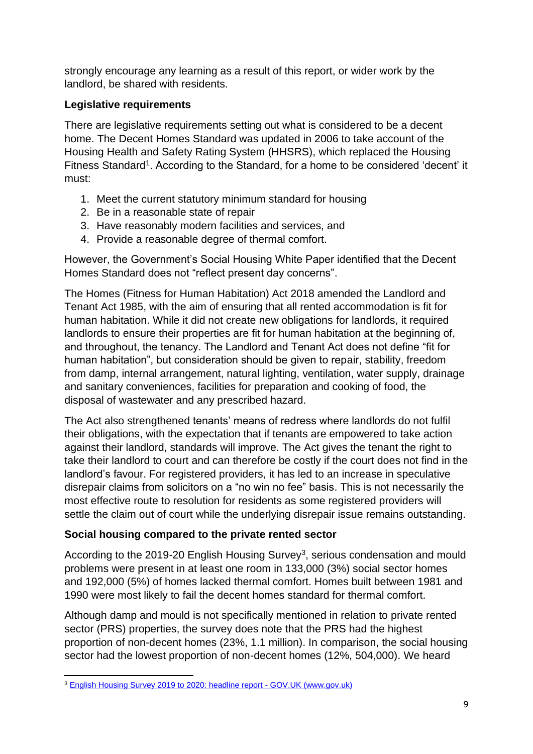strongly encourage any learning as a result of this report, or wider work by the landlord, be shared with residents.

**Legislative requirements**

There are legislative requirements setting out what is considered to be a decent home. The Decent Homes Standard was updated in 2006 to take account of the Housing Health and Safety Rating System (HHSRS), which replaced the Housing Fitness Standard[1]. According to the Standard, for a home to be considered 'decent' it must:

1. Meet the current statutory minimum standard for housing
2. Be in a reasonable state of repair
3. Have reasonably modern facilities and services, and
4. Provide a reasonable degree of thermal comfort.

However, the Government's Social Housing White Paper identified that the Decent Homes Standard does not "reflect present day concerns".

The Homes (Fitness for Human Habitation) Act 2018 amended the Landlord and Tenant Act 1985, with the aim of ensuring that all rented accommodation is fit for human habitation. While it did not create new obligations for landlords, it required landlords to ensure their properties are fit for human habitation at the beginning of, and throughout, the tenancy. The Landlord and Tenant Act does not define "fit for human habitation", but consideration should be given to repair, stability, freedom from damp, internal arrangement, natural lighting, ventilation, water supply, drainage and sanitary conveniences, facilities for preparation and cooking of food, the disposal of wastewater and any prescribed hazard.

The Act also strengthened tenants' means of redress where landlords do not fulfil their obligations, with the expectation that if tenants are empowered to take action against their landlord, standards will improve. The Act gives the tenant the right to take their landlord to court and can therefore be costly if the court does not find in the landlord's favour. For registered providers, it has led to an increase in speculative disrepair claims from solicitors on a "no win no fee" basis. This is not necessarily the most effective route to resolution for residents as some registered providers will settle the claim out of court while the underlying disrepair issue remains outstanding.

**Social housing compared to the private rented sector**

According to the 2019-20 English Housing Survey[3], serious condensation and mould problems were present in at least one room in 133,000 (3%) social sector homes and 192,000 (5%) of homes lacked thermal comfort. Homes built between 1981 and 1990 were most likely to fail the decent homes standard for thermal comfort.

Although damp and mould is not specifically mentioned in relation to private rented sector (PRS) properties, the survey does note that the PRS had the highest proportion of non-decent homes (23%, 1.1 million). In comparison, the social housing sector had the lowest proportion of non-decent homes (12%, 504,000). We heard

[3] English Housing Survey 2019 to 2020: headline report - GOV.UK (www.gov.uk)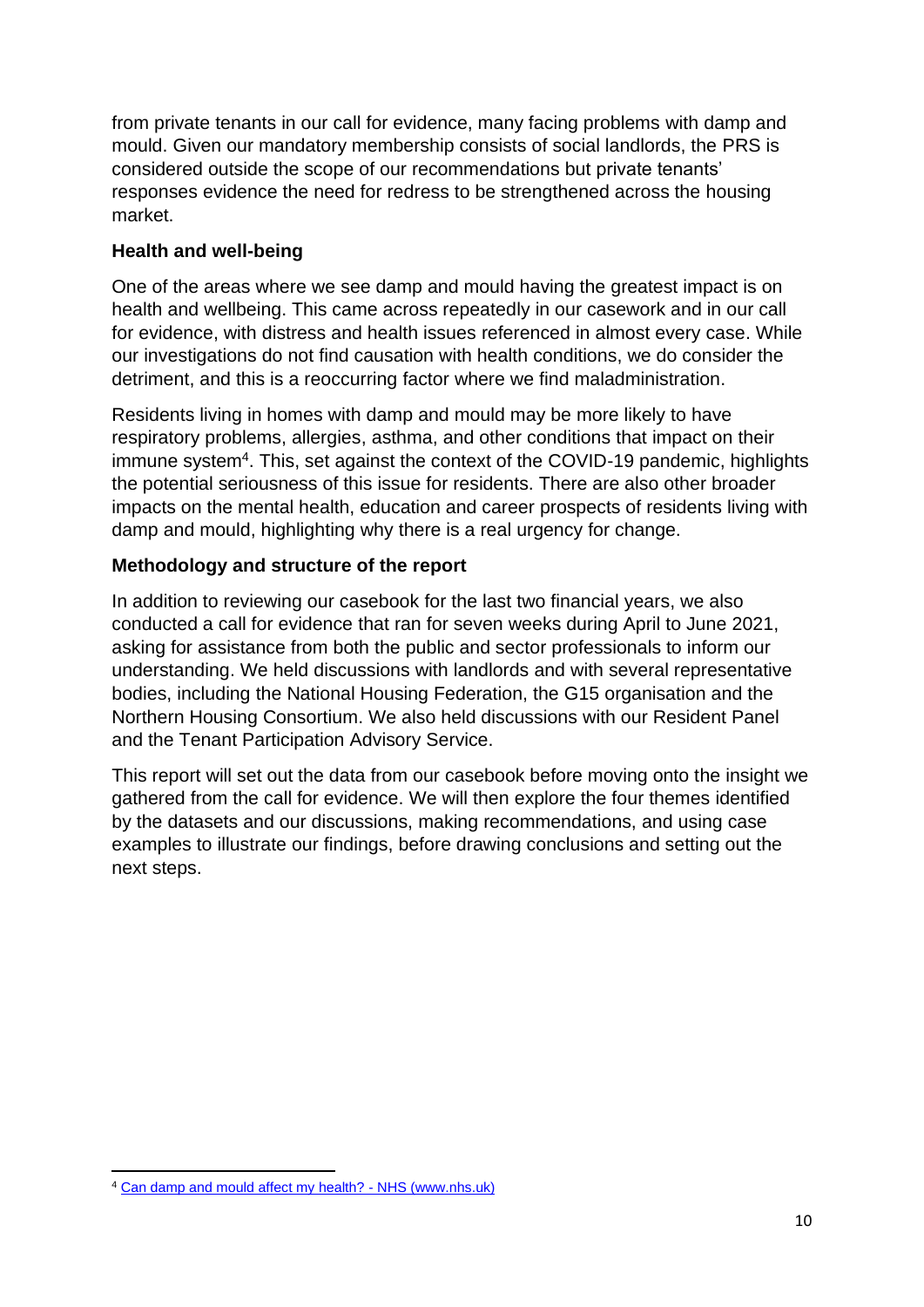from private tenants in our call for evidence, many facing problems with damp and mould. Given our mandatory membership consists of social landlords, the PRS is considered outside the scope of our recommendations but private tenants' responses evidence the need for redress to be strengthened across the housing market.

**Health and well-being**

One of the areas where we see damp and mould having the greatest impact is on health and wellbeing. This came across repeatedly in our casework and in our call for evidence, with distress and health issues referenced in almost every case. While our investigations do not find causation with health conditions, we do consider the detriment, and this is a reoccurring factor where we find maladministration.

Residents living in homes with damp and mould may be more likely to have respiratory problems, allergies, asthma, and other conditions that impact on their immune system[4]. This, set against the context of the COVID-19 pandemic, highlights the potential seriousness of this issue for residents. There are also other broader impacts on the mental health, education and career prospects of residents living with damp and mould, highlighting why there is a real urgency for change.

**Methodology and structure of the report**

In addition to reviewing our casebook for the last two financial years, we also conducted a call for evidence that ran for seven weeks during April to June 2021, asking for assistance from both the public and sector professionals to inform our understanding. We held discussions with landlords and with several representative bodies, including the National Housing Federation, the G15 organisation and the Northern Housing Consortium. We also held discussions with our Resident Panel and the Tenant Participation Advisory Service.

This report will set out the data from our casebook before moving onto the insight we gathered from the call for evidence. We will then explore the four themes identified by the datasets and our discussions, making recommendations, and using case examples to illustrate our findings, before drawing conclusions and setting out the next steps.

---

[4] [Can damp and mould affect my health? - NHS (www.nhs.uk)](https://www.nhs.uk)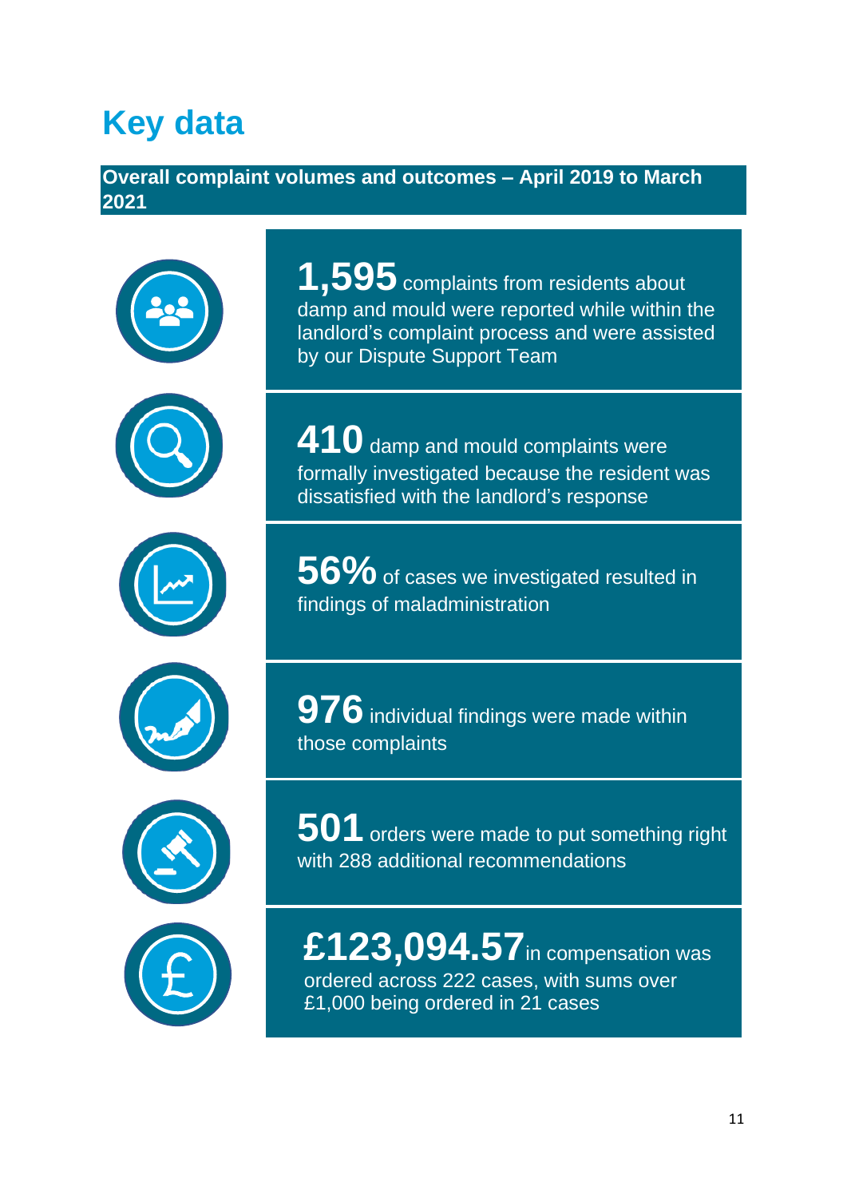# Key data

### Overall complaint volumes and outcomes – April 2019 to March 2021

**1,595** complaints from residents about damp and mould were reported while within the landlord's complaint process and were assisted by our Dispute Support Team

**410** damp and mould complaints were formally investigated because the resident was dissatisfied with the landlord's response

**56%** of cases we investigated resulted in findings of maladministration

**976** individual findings were made within those complaints

**501** orders were made to put something right with 288 additional recommendations

**£123,094.57** in compensation was ordered across 222 cases, with sums over £1,000 being ordered in 21 cases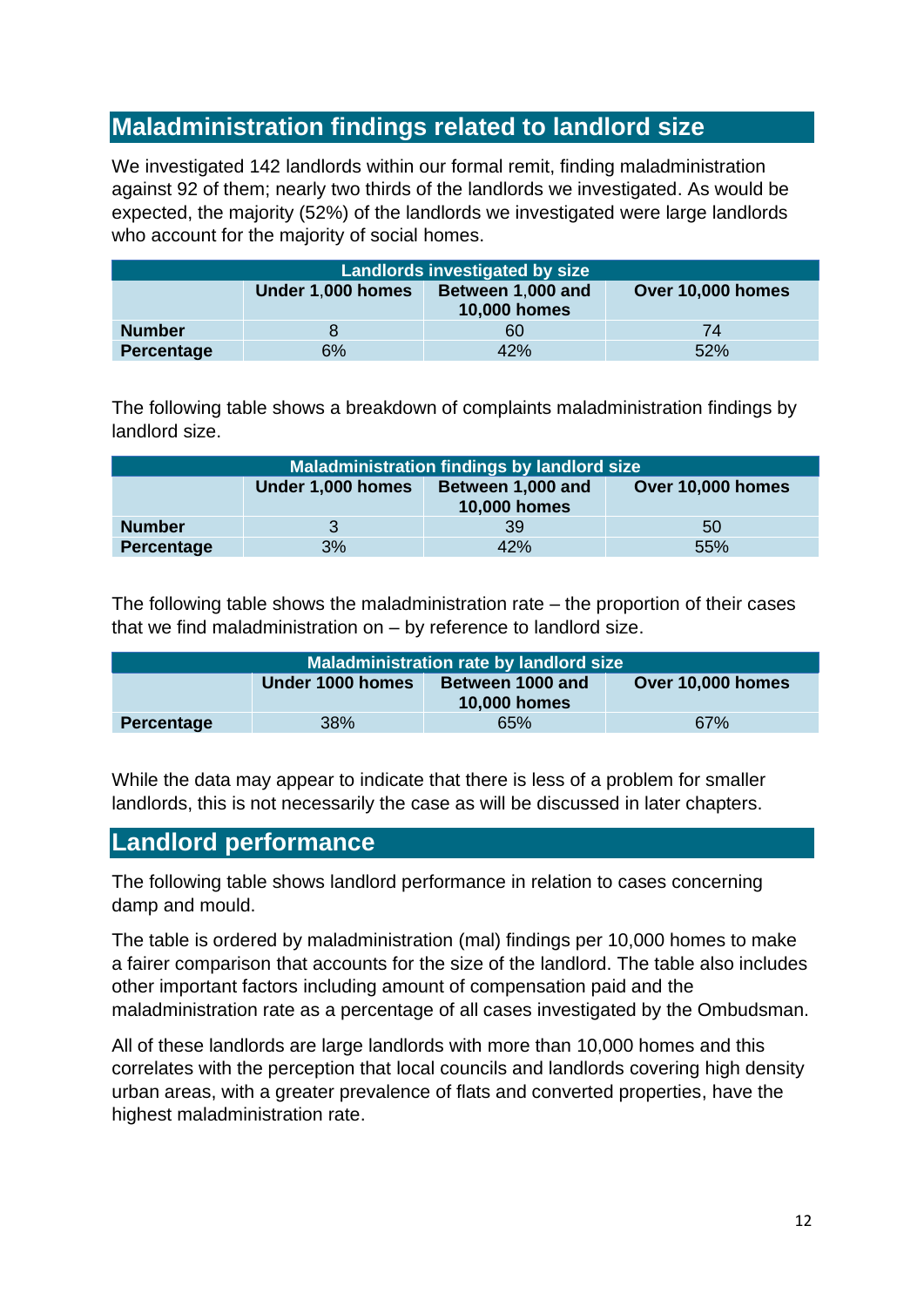## Maladministration findings related to landlord size

We investigated 142 landlords within our formal remit, finding maladministration against 92 of them; nearly two thirds of the landlords we investigated. As would be expected, the majority (52%) of the landlords we investigated were large landlords who account for the majority of social homes.

| Landlords investigated by size | | | |
|---|---|---|---|
| | **Under 1,000 homes** | **Between 1,000 and 10,000 homes** | **Over 10,000 homes** |
| **Number** | 8 | 60 | 74 |
| **Percentage** | 6% | 42% | 52% |

The following table shows a breakdown of complaints maladministration findings by landlord size.

| Maladministration findings by landlord size | | | |
|---|---|---|---|
| | **Under 1,000 homes** | **Between 1,000 and 10,000 homes** | **Over 10,000 homes** |
| **Number** | 3 | 39 | 50 |
| **Percentage** | 3% | 42% | 55% |

The following table shows the maladministration rate – the proportion of their cases that we find maladministration on – by reference to landlord size.

| Maladministration rate by landlord size | | | |
|---|---|---|---|
| | **Under 1000 homes** | **Between 1000 and 10,000 homes** | **Over 10,000 homes** |
| **Percentage** | 38% | 65% | 67% |

While the data may appear to indicate that there is less of a problem for smaller landlords, this is not necessarily the case as will be discussed in later chapters.

## Landlord performance

The following table shows landlord performance in relation to cases concerning damp and mould.

The table is ordered by maladministration (mal) findings per 10,000 homes to make a fairer comparison that accounts for the size of the landlord. The table also includes other important factors including amount of compensation paid and the maladministration rate as a percentage of all cases investigated by the Ombudsman.

All of these landlords are large landlords with more than 10,000 homes and this correlates with the perception that local councils and landlords covering high density urban areas, with a greater prevalence of flats and converted properties, have the highest maladministration rate.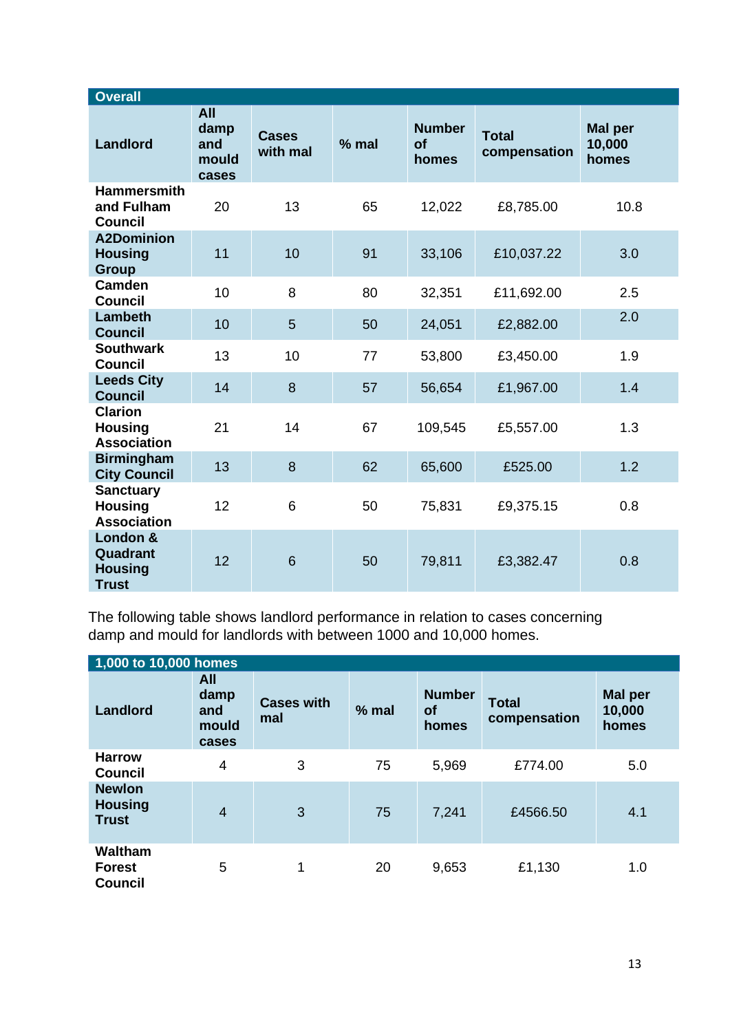| Overall | | | | | | |
|---|---|---|---|---|---|---|
| **Landlord** | **All damp and mould cases** | **Cases with mal** | **% mal** | **Number of homes** | **Total compensation** | **Mal per 10,000 homes** |
| **Hammersmith and Fulham Council** | 20 | 13 | 65 | 12,022 | £8,785.00 | 10.8 |
| **A2Dominion Housing Group** | 11 | 10 | 91 | 33,106 | £10,037.22 | 3.0 |
| **Camden Council** | 10 | 8 | 80 | 32,351 | £11,692.00 | 2.5 |
| **Lambeth Council** | 10 | 5 | 50 | 24,051 | £2,882.00 | 2.0 |
| **Southwark Council** | 13 | 10 | 77 | 53,800 | £3,450.00 | 1.9 |
| **Leeds City Council** | 14 | 8 | 57 | 56,654 | £1,967.00 | 1.4 |
| **Clarion Housing Association** | 21 | 14 | 67 | 109,545 | £5,557.00 | 1.3 |
| **Birmingham City Council** | 13 | 8 | 62 | 65,600 | £525.00 | 1.2 |
| **Sanctuary Housing Association** | 12 | 6 | 50 | 75,831 | £9,375.15 | 0.8 |
| **London & Quadrant Housing Trust** | 12 | 6 | 50 | 79,811 | £3,382.47 | 0.8 |

The following table shows landlord performance in relation to cases concerning damp and mould for landlords with between 1000 and 10,000 homes.

| 1,000 to 10,000 homes | | | | | | |
|---|---|---|---|---|---|---|
| **Landlord** | **All damp and mould cases** | **Cases with mal** | **% mal** | **Number of homes** | **Total compensation** | **Mal per 10,000 homes** |
| **Harrow Council** | 4 | 3 | 75 | 5,969 | £774.00 | 5.0 |
| **Newlon Housing Trust** | 4 | 3 | 75 | 7,241 | £4566.50 | 4.1 |
| **Waltham Forest Council** | 5 | 1 | 20 | 9,653 | £1,130 | 1.0 |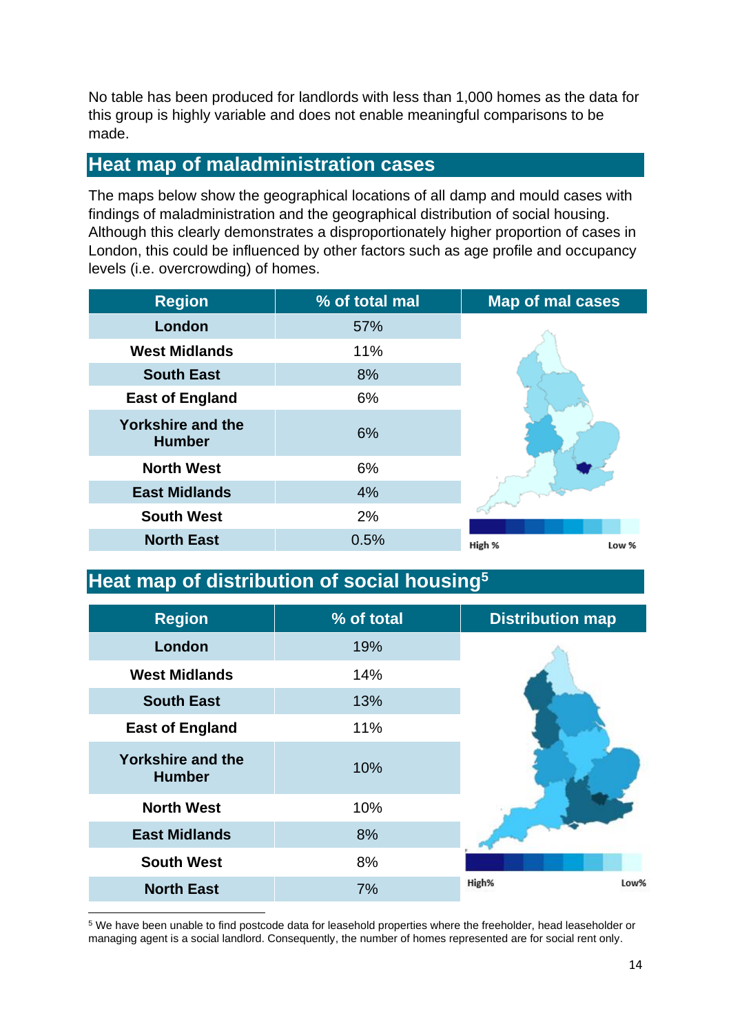No table has been produced for landlords with less than 1,000 homes as the data for this group is highly variable and does not enable meaningful comparisons to be made.

## Heat map of maladministration cases

The maps below show the geographical locations of all damp and mould cases with findings of maladministration and the geographical distribution of social housing. Although this clearly demonstrates a disproportionately higher proportion of cases in London, this could be influenced by other factors such as age profile and occupancy levels (i.e. overcrowding) of homes.

| Region | % of total mal |
|---|---|
| London | 57% |
| West Midlands | 11% |
| South East | 8% |
| East of England | 6% |
| Yorkshire and the Humber | 6% |
| North West | 6% |
| East Midlands | 4% |
| South West | 2% |
| North East | 0.5% |

Map of mal cases

High % Low %

## Heat map of distribution of social housing[5]

| Region | % of total |
|---|---|
| London | 19% |
| West Midlands | 14% |
| South East | 13% |
| East of England | 11% |
| Yorkshire and the Humber | 10% |
| North West | 10% |
| East Midlands | 8% |
| South West | 8% |
| North East | 7% |

Distribution map

High% Low%

[5] We have been unable to find postcode data for leasehold properties where the freeholder, head leaseholder or managing agent is a social landlord. Consequently, the number of homes represented are for social rent only.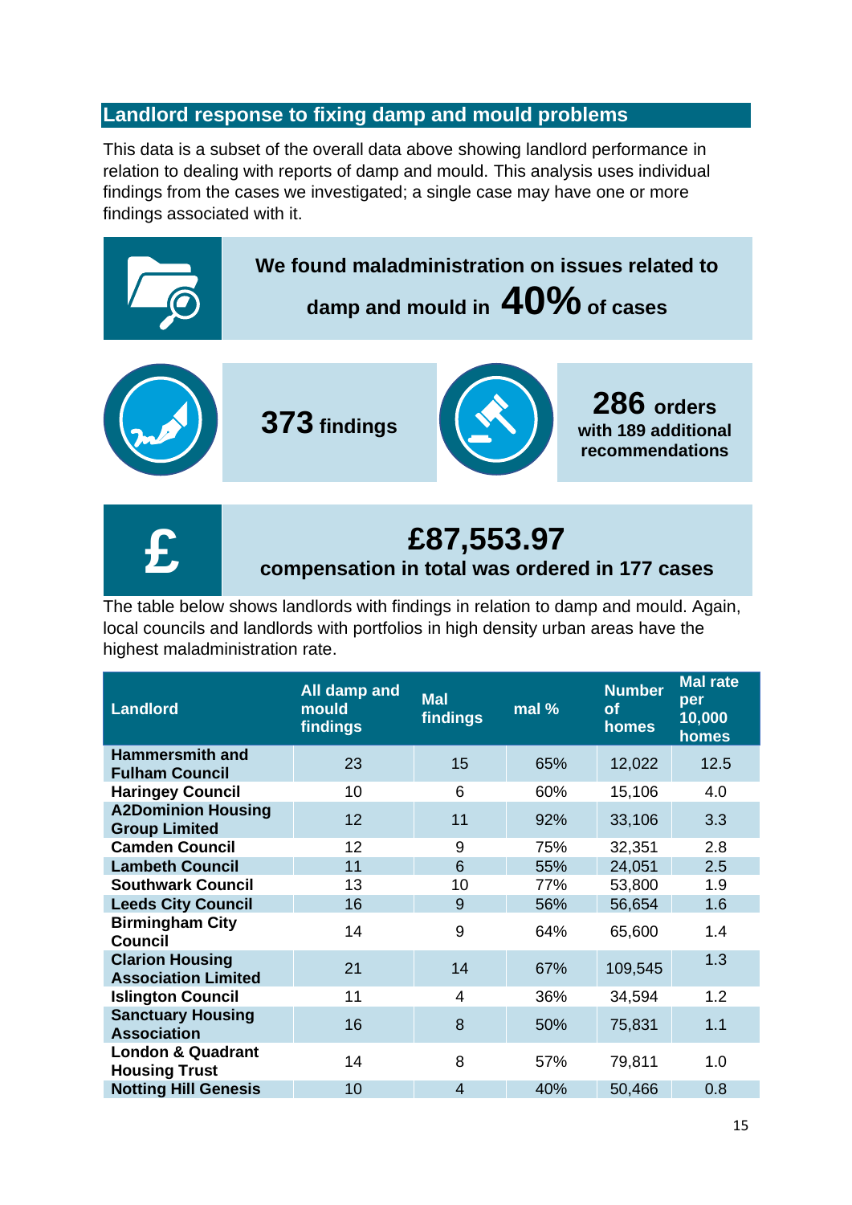## Landlord response to fixing damp and mould problems

This data is a subset of the overall data above showing landlord performance in relation to dealing with reports of damp and mould. This analysis uses individual findings from the cases we investigated; a single case may have one or more findings associated with it.

**We found maladministration on issues related to damp and mould in 40% of cases**

**373 findings**

**286 orders with 189 additional recommendations**

**£87,553.97 compensation in total was ordered in 177 cases**

The table below shows landlords with findings in relation to damp and mould. Again, local councils and landlords with portfolios in high density urban areas have the highest maladministration rate.

| Landlord | All damp and mould findings | Mal findings | mal % | Number of homes | Mal rate per 10,000 homes |
|---|---|---|---|---|---|
| **Hammersmith and Fulham Council** | 23 | 15 | 65% | 12,022 | 12.5 |
| **Haringey Council** | 10 | 6 | 60% | 15,106 | 4.0 |
| **A2Dominion Housing Group Limited** | 12 | 11 | 92% | 33,106 | 3.3 |
| **Camden Council** | 12 | 9 | 75% | 32,351 | 2.8 |
| **Lambeth Council** | 11 | 6 | 55% | 24,051 | 2.5 |
| **Southwark Council** | 13 | 10 | 77% | 53,800 | 1.9 |
| **Leeds City Council** | 16 | 9 | 56% | 56,654 | 1.6 |
| **Birmingham City Council** | 14 | 9 | 64% | 65,600 | 1.4 |
| **Clarion Housing Association Limited** | 21 | 14 | 67% | 109,545 | 1.3 |
| **Islington Council** | 11 | 4 | 36% | 34,594 | 1.2 |
| **Sanctuary Housing Association** | 16 | 8 | 50% | 75,831 | 1.1 |
| **London & Quadrant Housing Trust** | 14 | 8 | 57% | 79,811 | 1.0 |
| **Notting Hill Genesis** | 10 | 4 | 40% | 50,466 | 0.8 |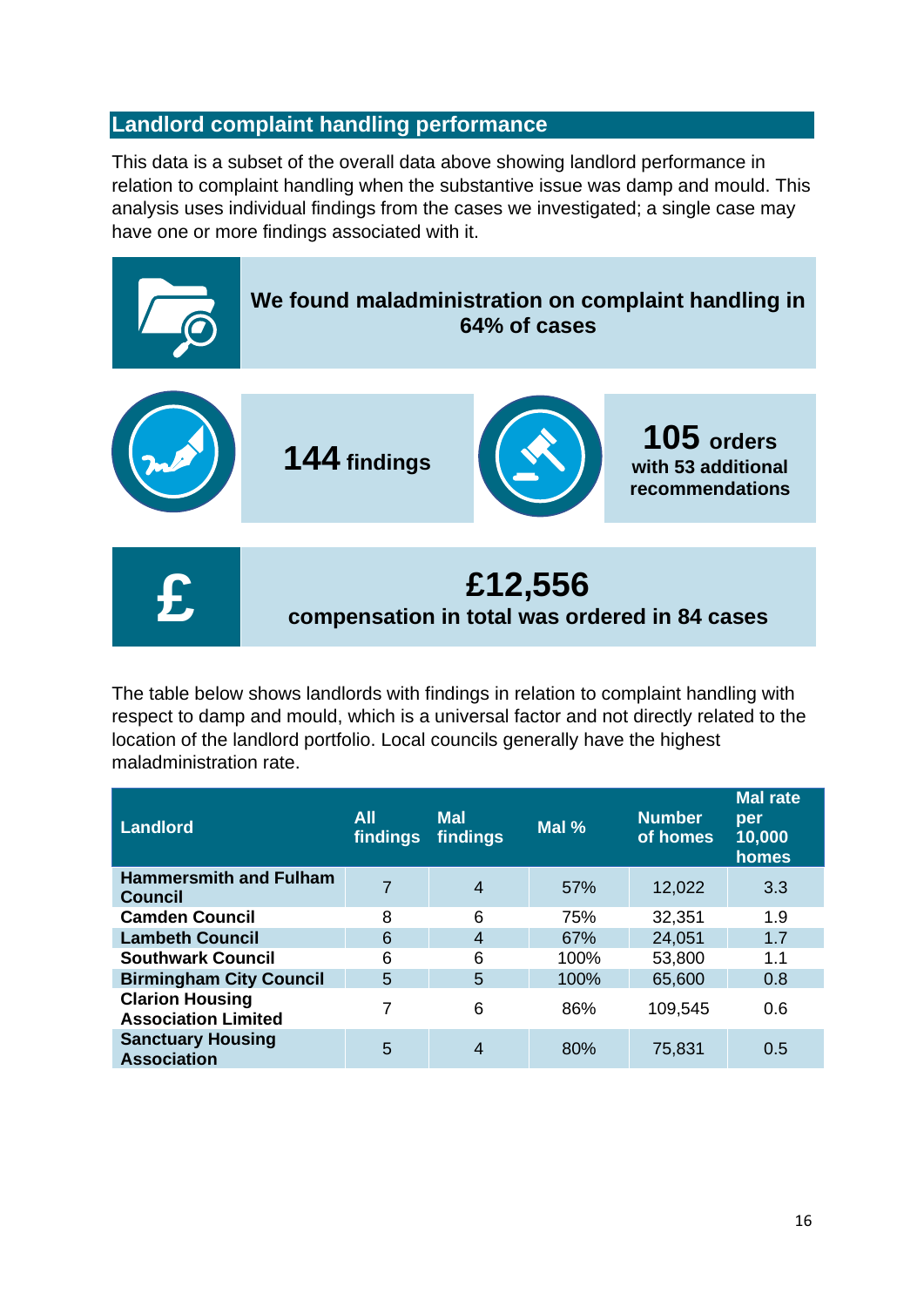## Landlord complaint handling performance

This data is a subset of the overall data above showing landlord performance in relation to complaint handling when the substantive issue was damp and mould. This analysis uses individual findings from the cases we investigated; a single case may have one or more findings associated with it.

**We found maladministration on complaint handling in 64% of cases**

**144 findings**

**105 orders with 53 additional recommendations**

**£12,556 compensation in total was ordered in 84 cases**

The table below shows landlords with findings in relation to complaint handling with respect to damp and mould, which is a universal factor and not directly related to the location of the landlord portfolio. Local councils generally have the highest maladministration rate.

| Landlord | All findings | Mal findings | Mal % | Number of homes | Mal rate per 10,000 homes |
|---|---|---|---|---|---|
| **Hammersmith and Fulham Council** | 7 | 4 | 57% | 12,022 | 3.3 |
| **Camden Council** | 8 | 6 | 75% | 32,351 | 1.9 |
| **Lambeth Council** | 6 | 4 | 67% | 24,051 | 1.7 |
| **Southwark Council** | 6 | 6 | 100% | 53,800 | 1.1 |
| **Birmingham City Council** | 5 | 5 | 100% | 65,600 | 0.8 |
| **Clarion Housing Association Limited** | 7 | 6 | 86% | 109,545 | 0.6 |
| **Sanctuary Housing Association** | 5 | 4 | 80% | 75,831 | 0.5 |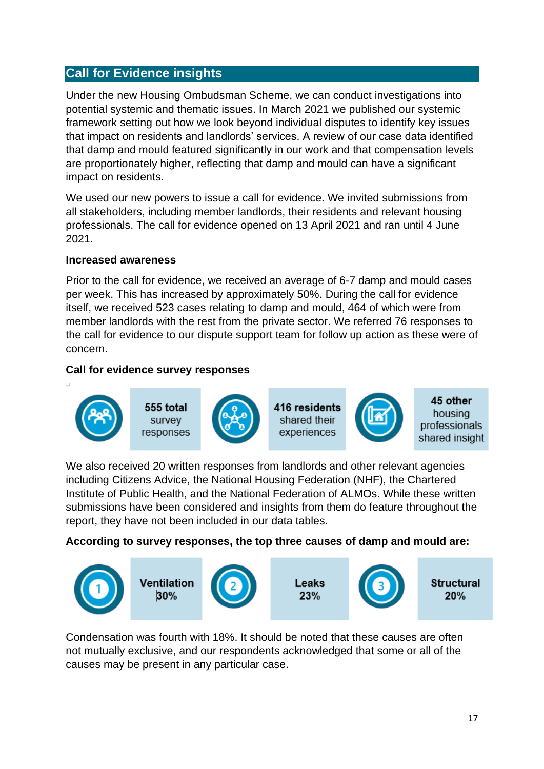## Call for Evidence insights

Under the new Housing Ombudsman Scheme, we can conduct investigations into potential systemic and thematic issues. In March 2021 we published our systemic framework setting out how we look beyond individual disputes to identify key issues that impact on residents and landlords' services. A review of our case data identified that damp and mould featured significantly in our work and that compensation levels are proportionately higher, reflecting that damp and mould can have a significant impact on residents.

We used our new powers to issue a call for evidence. We invited submissions from all stakeholders, including member landlords, their residents and relevant housing professionals. The call for evidence opened on 13 April 2021 and ran until 4 June 2021.

**Increased awareness**

Prior to the call for evidence, we received an average of 6-7 damp and mould cases per week. This has increased by approximately 50%. During the call for evidence itself, we received 523 cases relating to damp and mould, 464 of which were from member landlords with the rest from the private sector. We referred 76 responses to the call for evidence to our dispute support team for follow up action as these were of concern.

**Call for evidence survey responses**

- **555 total** survey responses
- **416 residents** shared their experiences
- **45 other** housing professionals shared insight

We also received 20 written responses from landlords and other relevant agencies including Citizens Advice, the National Housing Federation (NHF), the Chartered Institute of Public Health, and the National Federation of ALMOs. While these written submissions have been considered and insights from them do feature throughout the report, they have not been included in our data tables.

**According to survey responses, the top three causes of damp and mould are:**

1. **Ventilation 30%**
2. **Leaks 23%**
3. **Structural 20%**

Condensation was fourth with 18%. It should be noted that these causes are often not mutually exclusive, and our respondents acknowledged that some or all of the causes may be present in any particular case.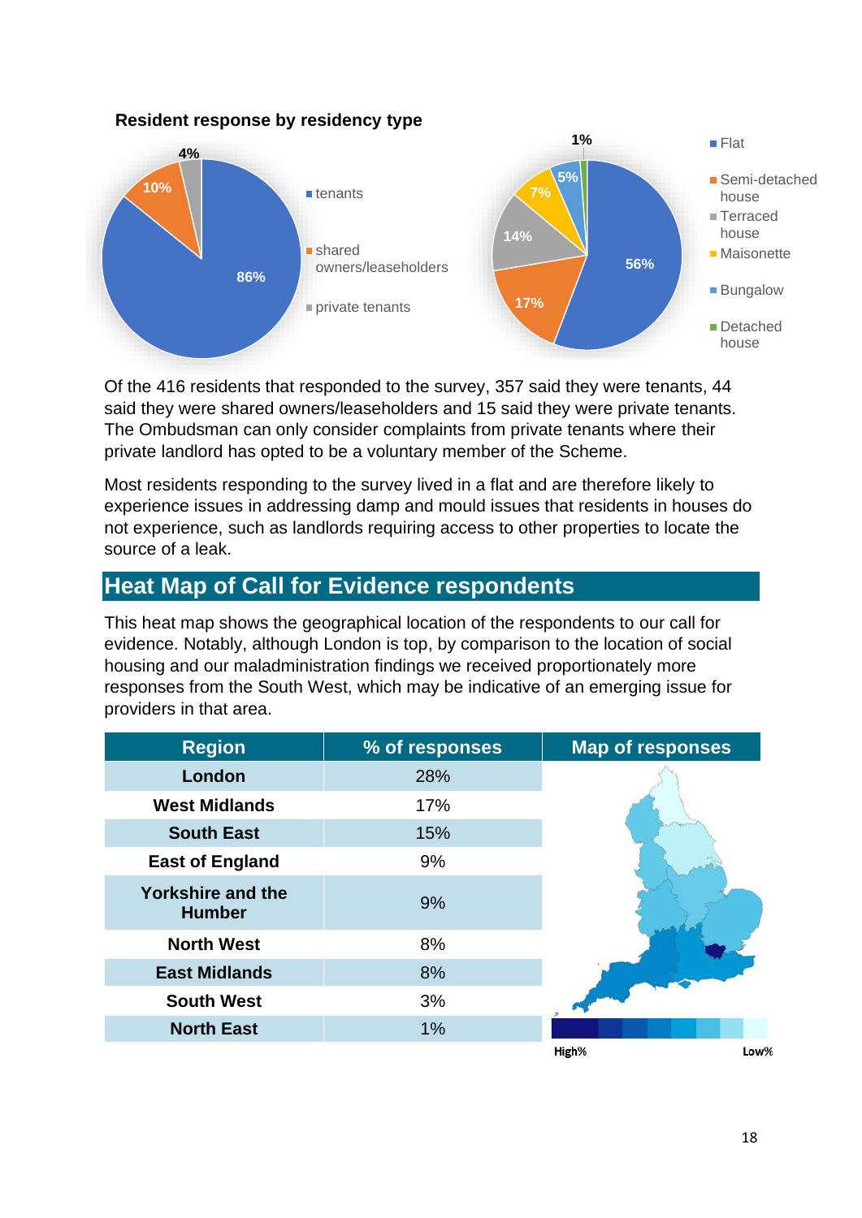**Resident response by residency type**

Of the 416 residents that responded to the survey, 357 said they were tenants, 44 said they were shared owners/leaseholders and 15 said they were private tenants. The Ombudsman can only consider complaints from private tenants where their private landlord has opted to be a voluntary member of the Scheme.

Most residents responding to the survey lived in a flat and are therefore likely to experience issues in addressing damp and mould issues that residents in houses do not experience, such as landlords requiring access to other properties to locate the source of a leak.

## Heat Map of Call for Evidence respondents

This heat map shows the geographical location of the respondents to our call for evidence. Notably, although London is top, by comparison to the location of social housing and our maladministration findings we received proportionately more responses from the South West, which may be indicative of an emerging issue for providers in that area.

| Region | % of responses |
|---|---|
| London | 28% |
| West Midlands | 17% |
| South East | 15% |
| East of England | 9% |
| Yorkshire and the Humber | 9% |
| North West | 8% |
| East Midlands | 8% |
| South West | 3% |
| North East | 1% |

**Map of responses**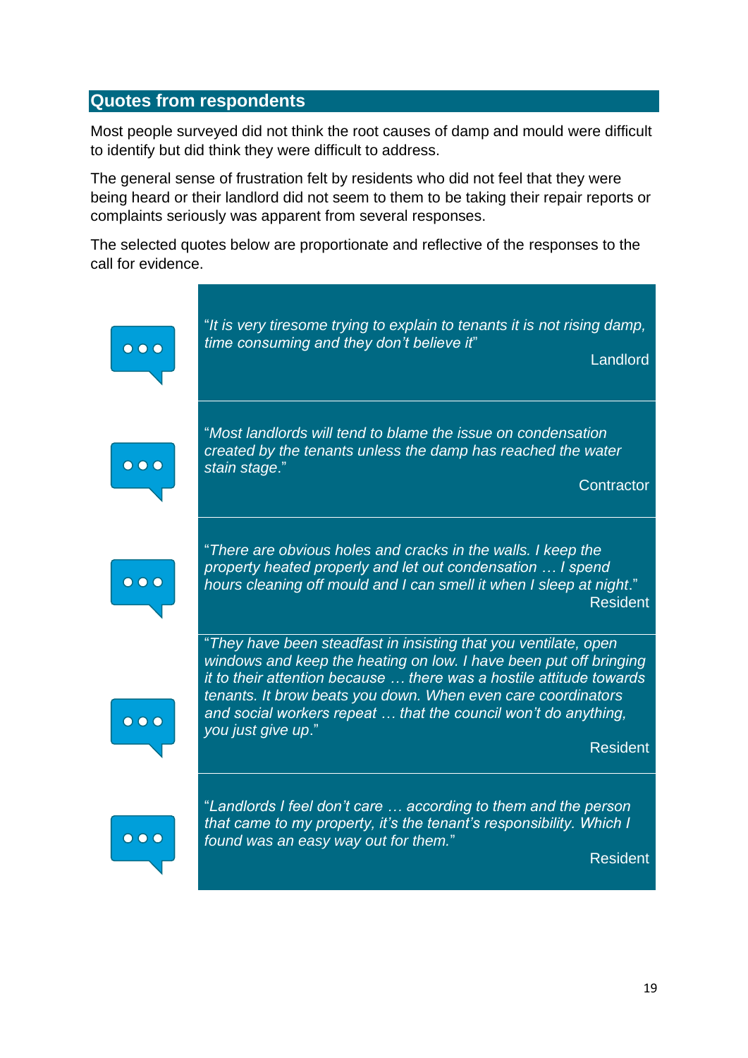## Quotes from respondents

Most people surveyed did not think the root causes of damp and mould were difficult to identify but did think they were difficult to address.

The general sense of frustration felt by residents who did not feel that they were being heard or their landlord did not seem to them to be taking their repair reports or complaints seriously was apparent from several responses.

The selected quotes below are proportionate and reflective of the responses to the call for evidence.

> "*It is very tiresome trying to explain to tenants it is not rising damp, time consuming and they don't believe it*"
>
> Landlord

> "*Most landlords will tend to blame the issue on condensation created by the tenants unless the damp has reached the water stain stage.*"
>
> Contractor

> "*There are obvious holes and cracks in the walls. I keep the property heated properly and let out condensation … I spend hours cleaning off mould and I can smell it when I sleep at night*."
>
> Resident

> "*They have been steadfast in insisting that you ventilate, open windows and keep the heating on low. I have been put off bringing it to their attention because … there was a hostile attitude towards tenants. It brow beats you down. When even care coordinators and social workers repeat … that the council won't do anything, you just give up*."
>
> Resident

> "*Landlords I feel don't care … according to them and the person that came to my property, it's the tenant's responsibility. Which I found was an easy way out for them.*"
>
> Resident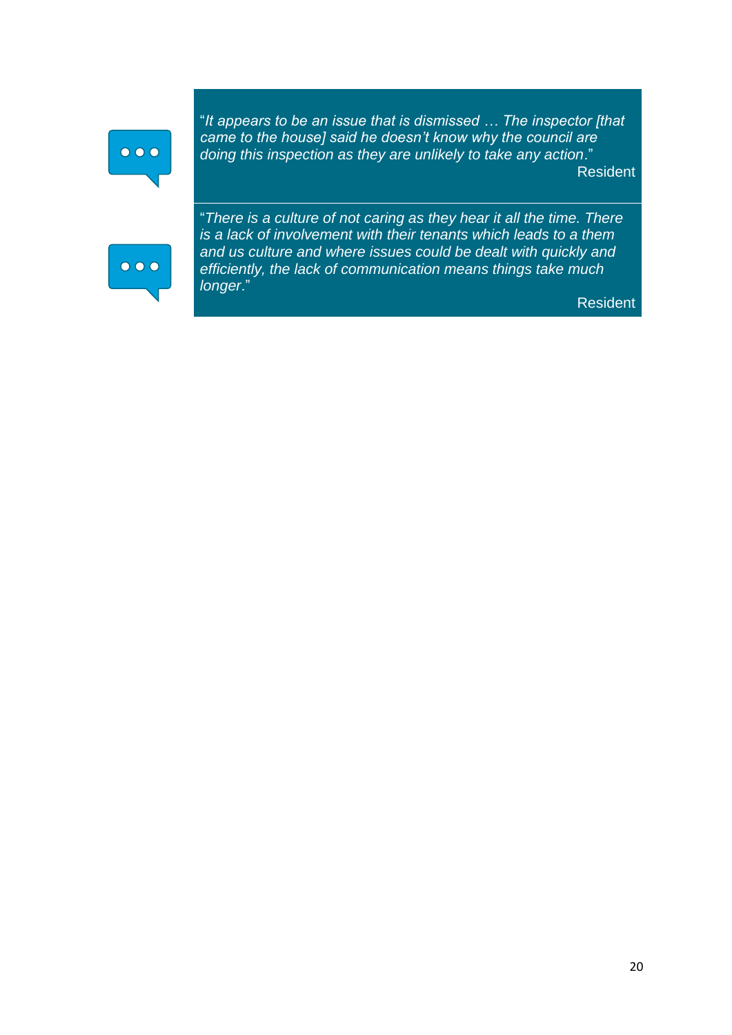"*It appears to be an issue that is dismissed … The inspector [that came to the house] said he doesn't know why the council are doing this inspection as they are unlikely to take any action*."

Resident

"*There is a culture of not caring as they hear it all the time. There is a lack of involvement with their tenants which leads to a them and us culture and where issues could be dealt with quickly and efficiently, the lack of communication means things take much longer*."

Resident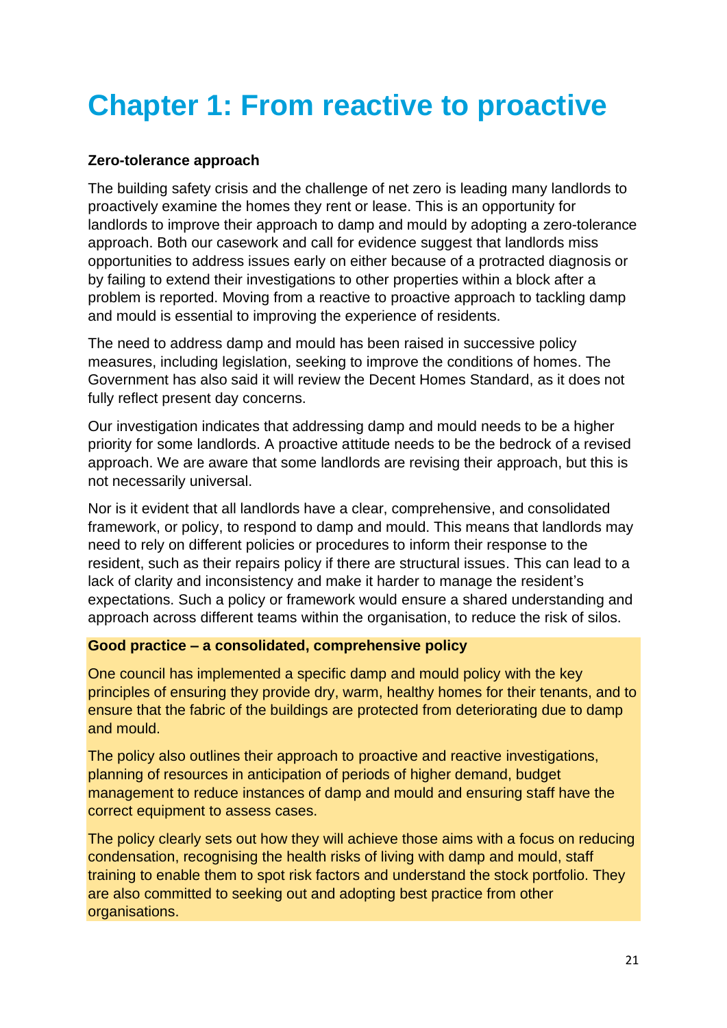# Chapter 1: From reactive to proactive

**Zero-tolerance approach**

The building safety crisis and the challenge of net zero is leading many landlords to proactively examine the homes they rent or lease. This is an opportunity for landlords to improve their approach to damp and mould by adopting a zero-tolerance approach. Both our casework and call for evidence suggest that landlords miss opportunities to address issues early on either because of a protracted diagnosis or by failing to extend their investigations to other properties within a block after a problem is reported. Moving from a reactive to proactive approach to tackling damp and mould is essential to improving the experience of residents.

The need to address damp and mould has been raised in successive policy measures, including legislation, seeking to improve the conditions of homes. The Government has also said it will review the Decent Homes Standard, as it does not fully reflect present day concerns.

Our investigation indicates that addressing damp and mould needs to be a higher priority for some landlords. A proactive attitude needs to be the bedrock of a revised approach. We are aware that some landlords are revising their approach, but this is not necessarily universal.

Nor is it evident that all landlords have a clear, comprehensive, and consolidated framework, or policy, to respond to damp and mould. This means that landlords may need to rely on different policies or procedures to inform their response to the resident, such as their repairs policy if there are structural issues. This can lead to a lack of clarity and inconsistency and make it harder to manage the resident's expectations. Such a policy or framework would ensure a shared understanding and approach across different teams within the organisation, to reduce the risk of silos.

**Good practice – a consolidated, comprehensive policy**

One council has implemented a specific damp and mould policy with the key principles of ensuring they provide dry, warm, healthy homes for their tenants, and to ensure that the fabric of the buildings are protected from deteriorating due to damp and mould.

The policy also outlines their approach to proactive and reactive investigations, planning of resources in anticipation of periods of higher demand, budget management to reduce instances of damp and mould and ensuring staff have the correct equipment to assess cases.

The policy clearly sets out how they will achieve those aims with a focus on reducing condensation, recognising the health risks of living with damp and mould, staff training to enable them to spot risk factors and understand the stock portfolio. They are also committed to seeking out and adopting best practice from other organisations.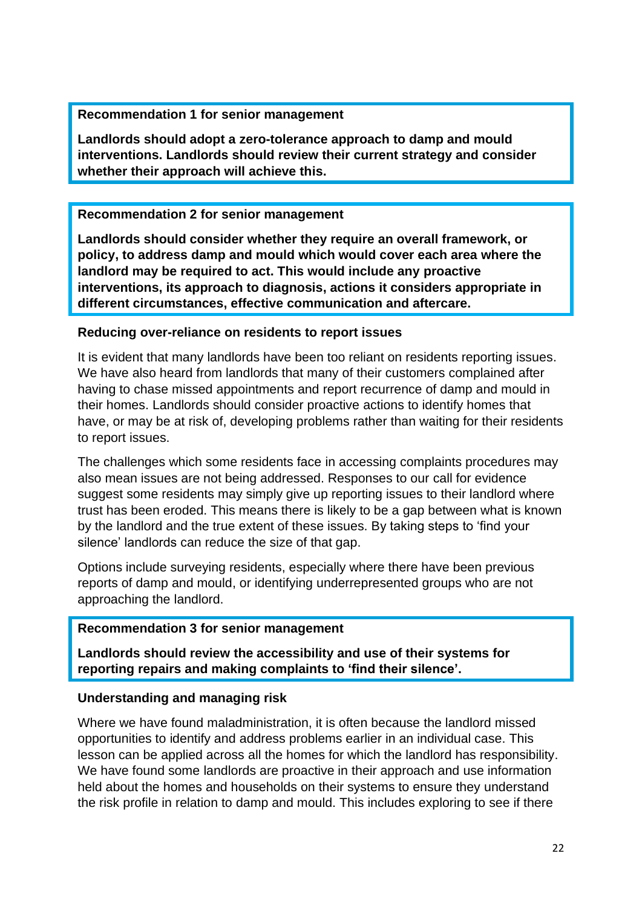**Recommendation 1 for senior management**

**Landlords should adopt a zero-tolerance approach to damp and mould interventions. Landlords should review their current strategy and consider whether their approach will achieve this.**

**Recommendation 2 for senior management**

**Landlords should consider whether they require an overall framework, or policy, to address damp and mould which would cover each area where the landlord may be required to act. This would include any proactive interventions, its approach to diagnosis, actions it considers appropriate in different circumstances, effective communication and aftercare.**

**Reducing over-reliance on residents to report issues**

It is evident that many landlords have been too reliant on residents reporting issues. We have also heard from landlords that many of their customers complained after having to chase missed appointments and report recurrence of damp and mould in their homes. Landlords should consider proactive actions to identify homes that have, or may be at risk of, developing problems rather than waiting for their residents to report issues.

The challenges which some residents face in accessing complaints procedures may also mean issues are not being addressed. Responses to our call for evidence suggest some residents may simply give up reporting issues to their landlord where trust has been eroded. This means there is likely to be a gap between what is known by the landlord and the true extent of these issues. By taking steps to 'find your silence' landlords can reduce the size of that gap.

Options include surveying residents, especially where there have been previous reports of damp and mould, or identifying underrepresented groups who are not approaching the landlord.

**Recommendation 3 for senior management**

**Landlords should review the accessibility and use of their systems for reporting repairs and making complaints to 'find their silence'.**

**Understanding and managing risk**

Where we have found maladministration, it is often because the landlord missed opportunities to identify and address problems earlier in an individual case. This lesson can be applied across all the homes for which the landlord has responsibility. We have found some landlords are proactive in their approach and use information held about the homes and households on their systems to ensure they understand the risk profile in relation to damp and mould. This includes exploring to see if there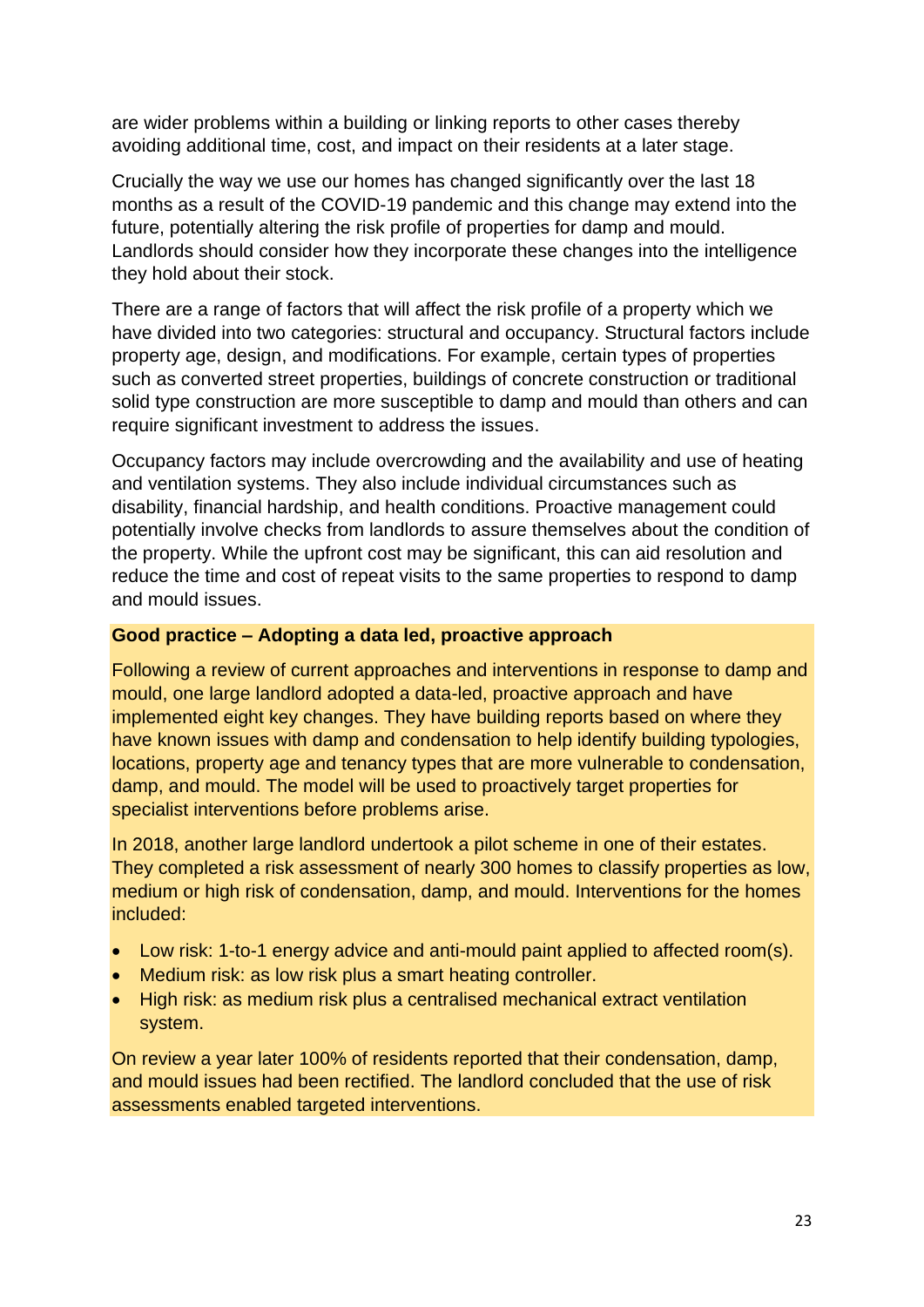are wider problems within a building or linking reports to other cases thereby avoiding additional time, cost, and impact on their residents at a later stage.

Crucially the way we use our homes has changed significantly over the last 18 months as a result of the COVID-19 pandemic and this change may extend into the future, potentially altering the risk profile of properties for damp and mould. Landlords should consider how they incorporate these changes into the intelligence they hold about their stock.

There are a range of factors that will affect the risk profile of a property which we have divided into two categories: structural and occupancy. Structural factors include property age, design, and modifications. For example, certain types of properties such as converted street properties, buildings of concrete construction or traditional solid type construction are more susceptible to damp and mould than others and can require significant investment to address the issues.

Occupancy factors may include overcrowding and the availability and use of heating and ventilation systems. They also include individual circumstances such as disability, financial hardship, and health conditions. Proactive management could potentially involve checks from landlords to assure themselves about the condition of the property. While the upfront cost may be significant, this can aid resolution and reduce the time and cost of repeat visits to the same properties to respond to damp and mould issues.

**Good practice – Adopting a data led, proactive approach**

Following a review of current approaches and interventions in response to damp and mould, one large landlord adopted a data-led, proactive approach and have implemented eight key changes. They have building reports based on where they have known issues with damp and condensation to help identify building typologies, locations, property age and tenancy types that are more vulnerable to condensation, damp, and mould. The model will be used to proactively target properties for specialist interventions before problems arise.

In 2018, another large landlord undertook a pilot scheme in one of their estates. They completed a risk assessment of nearly 300 homes to classify properties as low, medium or high risk of condensation, damp, and mould. Interventions for the homes included:

- Low risk: 1-to-1 energy advice and anti-mould paint applied to affected room(s).
- Medium risk: as low risk plus a smart heating controller.
- High risk: as medium risk plus a centralised mechanical extract ventilation system.

On review a year later 100% of residents reported that their condensation, damp, and mould issues had been rectified. The landlord concluded that the use of risk assessments enabled targeted interventions.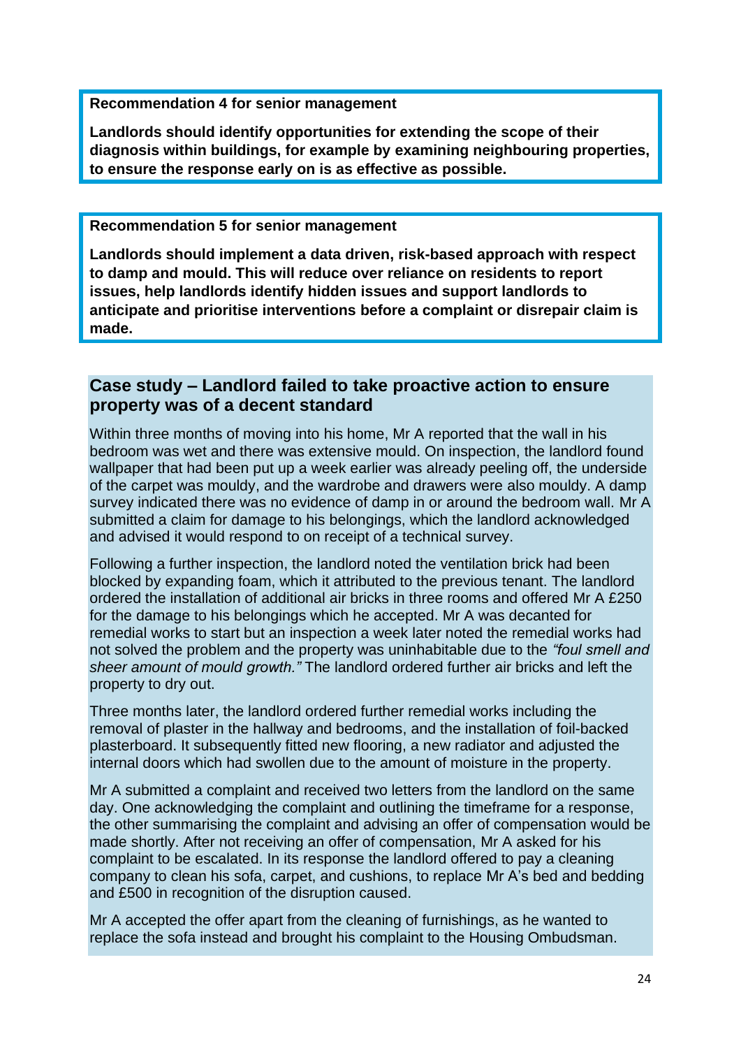**Recommendation 4 for senior management**

**Landlords should identify opportunities for extending the scope of their diagnosis within buildings, for example by examining neighbouring properties, to ensure the response early on is as effective as possible.**

**Recommendation 5 for senior management**

**Landlords should implement a data driven, risk-based approach with respect to damp and mould. This will reduce over reliance on residents to report issues, help landlords identify hidden issues and support landlords to anticipate and prioritise interventions before a complaint or disrepair claim is made.**

## Case study – Landlord failed to take proactive action to ensure property was of a decent standard

Within three months of moving into his home, Mr A reported that the wall in his bedroom was wet and there was extensive mould. On inspection, the landlord found wallpaper that had been put up a week earlier was already peeling off, the underside of the carpet was mouldy, and the wardrobe and drawers were also mouldy. A damp survey indicated there was no evidence of damp in or around the bedroom wall. Mr A submitted a claim for damage to his belongings, which the landlord acknowledged and advised it would respond to on receipt of a technical survey.

Following a further inspection, the landlord noted the ventilation brick had been blocked by expanding foam, which it attributed to the previous tenant. The landlord ordered the installation of additional air bricks in three rooms and offered Mr A £250 for the damage to his belongings which he accepted. Mr A was decanted for remedial works to start but an inspection a week later noted the remedial works had not solved the problem and the property was uninhabitable due to the *"foul smell and sheer amount of mould growth."* The landlord ordered further air bricks and left the property to dry out.

Three months later, the landlord ordered further remedial works including the removal of plaster in the hallway and bedrooms, and the installation of foil-backed plasterboard. It subsequently fitted new flooring, a new radiator and adjusted the internal doors which had swollen due to the amount of moisture in the property.

Mr A submitted a complaint and received two letters from the landlord on the same day. One acknowledging the complaint and outlining the timeframe for a response, the other summarising the complaint and advising an offer of compensation would be made shortly. After not receiving an offer of compensation, Mr A asked for his complaint to be escalated. In its response the landlord offered to pay a cleaning company to clean his sofa, carpet, and cushions, to replace Mr A's bed and bedding and £500 in recognition of the disruption caused.

Mr A accepted the offer apart from the cleaning of furnishings, as he wanted to replace the sofa instead and brought his complaint to the Housing Ombudsman.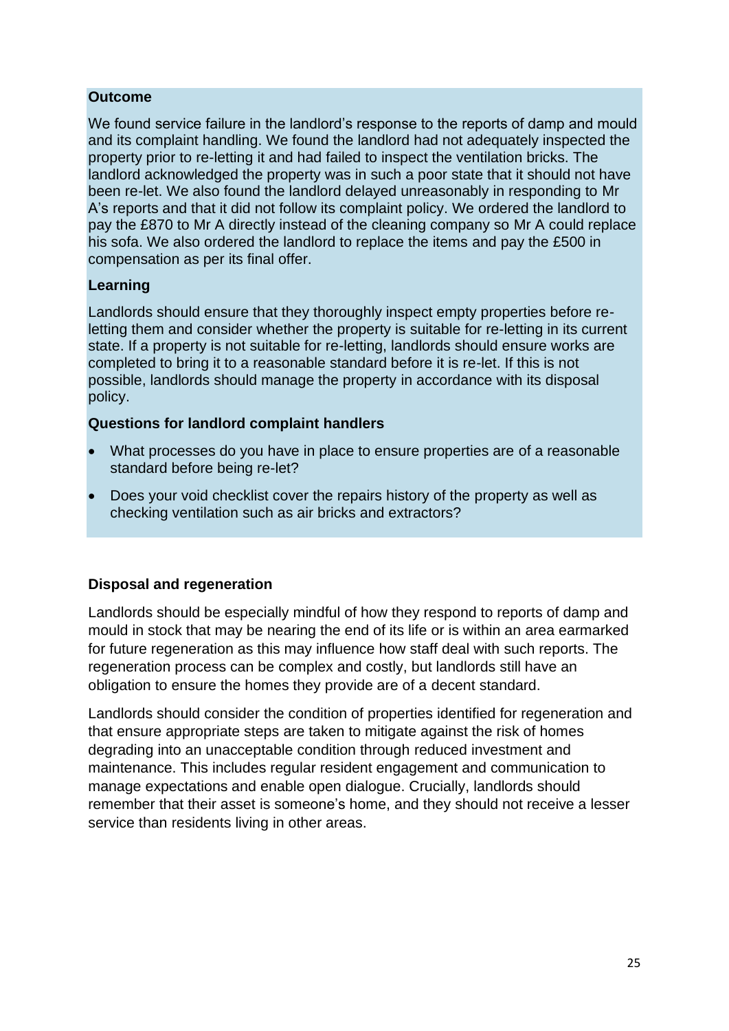**Outcome**

We found service failure in the landlord's response to the reports of damp and mould and its complaint handling. We found the landlord had not adequately inspected the property prior to re-letting it and had failed to inspect the ventilation bricks. The landlord acknowledged the property was in such a poor state that it should not have been re-let. We also found the landlord delayed unreasonably in responding to Mr A's reports and that it did not follow its complaint policy. We ordered the landlord to pay the £870 to Mr A directly instead of the cleaning company so Mr A could replace his sofa. We also ordered the landlord to replace the items and pay the £500 in compensation as per its final offer.

**Learning**

Landlords should ensure that they thoroughly inspect empty properties before re-letting them and consider whether the property is suitable for re-letting in its current state. If a property is not suitable for re-letting, landlords should ensure works are completed to bring it to a reasonable standard before it is re-let. If this is not possible, landlords should manage the property in accordance with its disposal policy.

**Questions for landlord complaint handlers**

- What processes do you have in place to ensure properties are of a reasonable standard before being re-let?
- Does your void checklist cover the repairs history of the property as well as checking ventilation such as air bricks and extractors?

### Disposal and regeneration

Landlords should be especially mindful of how they respond to reports of damp and mould in stock that may be nearing the end of its life or is within an area earmarked for future regeneration as this may influence how staff deal with such reports. The regeneration process can be complex and costly, but landlords still have an obligation to ensure the homes they provide are of a decent standard.

Landlords should consider the condition of properties identified for regeneration and that ensure appropriate steps are taken to mitigate against the risk of homes degrading into an unacceptable condition through reduced investment and maintenance. This includes regular resident engagement and communication to manage expectations and enable open dialogue. Crucially, landlords should remember that their asset is someone's home, and they should not receive a lesser service than residents living in other areas.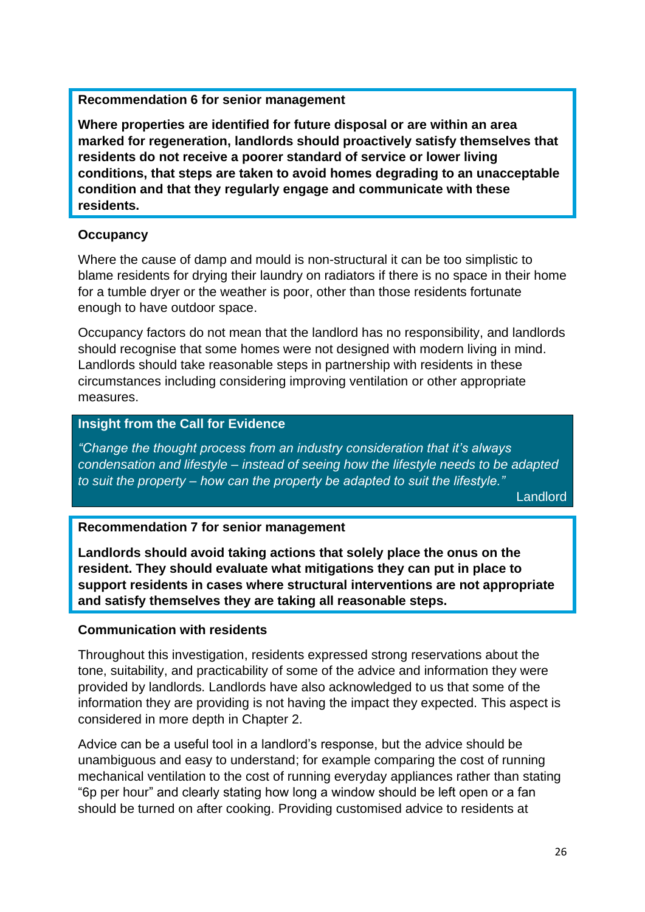**Recommendation 6 for senior management**

**Where properties are identified for future disposal or are within an area marked for regeneration, landlords should proactively satisfy themselves that residents do not receive a poorer standard of service or lower living conditions, that steps are taken to avoid homes degrading to an unacceptable condition and that they regularly engage and communicate with these residents.**

**Occupancy**

Where the cause of damp and mould is non-structural it can be too simplistic to blame residents for drying their laundry on radiators if there is no space in their home for a tumble dryer or the weather is poor, other than those residents fortunate enough to have outdoor space.

Occupancy factors do not mean that the landlord has no responsibility, and landlords should recognise that some homes were not designed with modern living in mind. Landlords should take reasonable steps in partnership with residents in these circumstances including considering improving ventilation or other appropriate measures.

**Insight from the Call for Evidence**

*"Change the thought process from an industry consideration that it's always condensation and lifestyle – instead of seeing how the lifestyle needs to be adapted to suit the property – how can the property be adapted to suit the lifestyle."*

Landlord

**Recommendation 7 for senior management**

**Landlords should avoid taking actions that solely place the onus on the resident. They should evaluate what mitigations they can put in place to support residents in cases where structural interventions are not appropriate and satisfy themselves they are taking all reasonable steps.**

**Communication with residents**

Throughout this investigation, residents expressed strong reservations about the tone, suitability, and practicability of some of the advice and information they were provided by landlords. Landlords have also acknowledged to us that some of the information they are providing is not having the impact they expected. This aspect is considered in more depth in Chapter 2.

Advice can be a useful tool in a landlord's response, but the advice should be unambiguous and easy to understand; for example comparing the cost of running mechanical ventilation to the cost of running everyday appliances rather than stating "6p per hour" and clearly stating how long a window should be left open or a fan should be turned on after cooking. Providing customised advice to residents at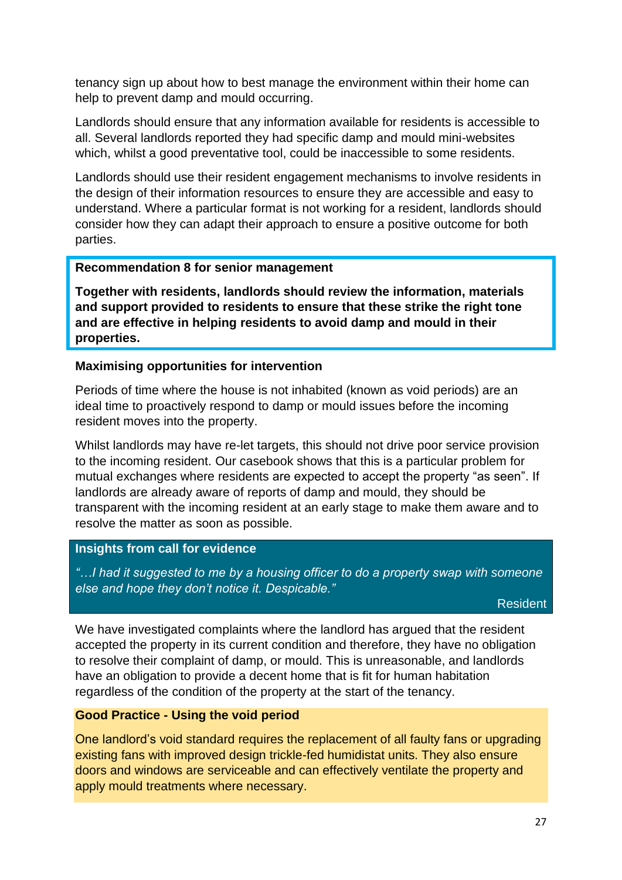tenancy sign up about how to best manage the environment within their home can help to prevent damp and mould occurring.

Landlords should ensure that any information available for residents is accessible to all. Several landlords reported they had specific damp and mould mini-websites which, whilst a good preventative tool, could be inaccessible to some residents.

Landlords should use their resident engagement mechanisms to involve residents in the design of their information resources to ensure they are accessible and easy to understand. Where a particular format is not working for a resident, landlords should consider how they can adapt their approach to ensure a positive outcome for both parties.

**Recommendation 8 for senior management**

**Together with residents, landlords should review the information, materials and support provided to residents to ensure that these strike the right tone and are effective in helping residents to avoid damp and mould in their properties.**

**Maximising opportunities for intervention**

Periods of time where the house is not inhabited (known as void periods) are an ideal time to proactively respond to damp or mould issues before the incoming resident moves into the property.

Whilst landlords may have re-let targets, this should not drive poor service provision to the incoming resident. Our casebook shows that this is a particular problem for mutual exchanges where residents are expected to accept the property "as seen". If landlords are already aware of reports of damp and mould, they should be transparent with the incoming resident at an early stage to make them aware and to resolve the matter as soon as possible.

**Insights from call for evidence**

*"…I had it suggested to me by a housing officer to do a property swap with someone else and hope they don't notice it. Despicable."*

Resident

We have investigated complaints where the landlord has argued that the resident accepted the property in its current condition and therefore, they have no obligation to resolve their complaint of damp, or mould. This is unreasonable, and landlords have an obligation to provide a decent home that is fit for human habitation regardless of the condition of the property at the start of the tenancy.

**Good Practice - Using the void period**

One landlord's void standard requires the replacement of all faulty fans or upgrading existing fans with improved design trickle-fed humidistat units. They also ensure doors and windows are serviceable and can effectively ventilate the property and apply mould treatments where necessary.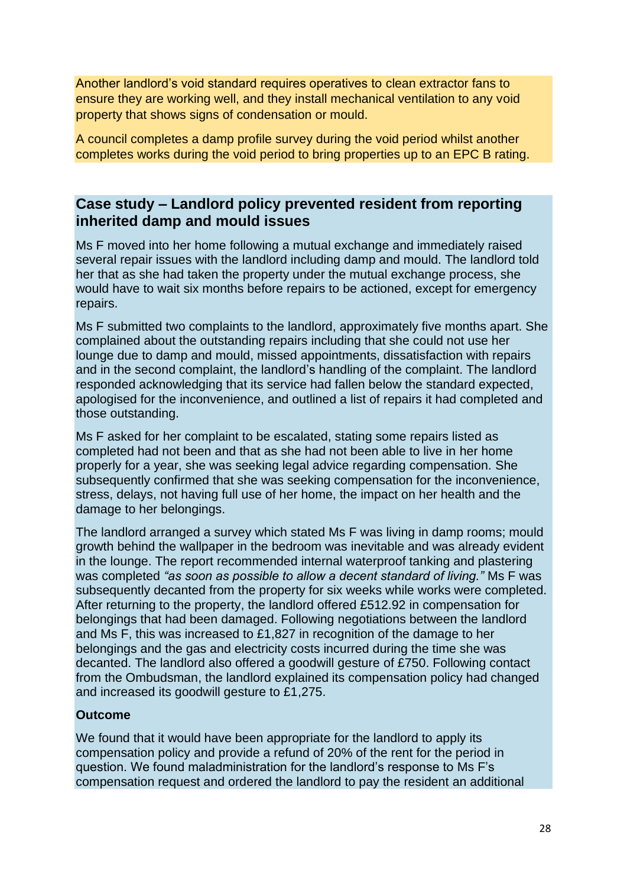Another landlord's void standard requires operatives to clean extractor fans to ensure they are working well, and they install mechanical ventilation to any void property that shows signs of condensation or mould.

A council completes a damp profile survey during the void period whilst another completes works during the void period to bring properties up to an EPC B rating.

## Case study – Landlord policy prevented resident from reporting inherited damp and mould issues

Ms F moved into her home following a mutual exchange and immediately raised several repair issues with the landlord including damp and mould. The landlord told her that as she had taken the property under the mutual exchange process, she would have to wait six months before repairs to be actioned, except for emergency repairs.

Ms F submitted two complaints to the landlord, approximately five months apart. She complained about the outstanding repairs including that she could not use her lounge due to damp and mould, missed appointments, dissatisfaction with repairs and in the second complaint, the landlord's handling of the complaint. The landlord responded acknowledging that its service had fallen below the standard expected, apologised for the inconvenience, and outlined a list of repairs it had completed and those outstanding.

Ms F asked for her complaint to be escalated, stating some repairs listed as completed had not been and that as she had not been able to live in her home properly for a year, she was seeking legal advice regarding compensation. She subsequently confirmed that she was seeking compensation for the inconvenience, stress, delays, not having full use of her home, the impact on her health and the damage to her belongings.

The landlord arranged a survey which stated Ms F was living in damp rooms; mould growth behind the wallpaper in the bedroom was inevitable and was already evident in the lounge. The report recommended internal waterproof tanking and plastering was completed *"as soon as possible to allow a decent standard of living."* Ms F was subsequently decanted from the property for six weeks while works were completed. After returning to the property, the landlord offered £512.92 in compensation for belongings that had been damaged. Following negotiations between the landlord and Ms F, this was increased to £1,827 in recognition of the damage to her belongings and the gas and electricity costs incurred during the time she was decanted. The landlord also offered a goodwill gesture of £750. Following contact from the Ombudsman, the landlord explained its compensation policy had changed and increased its goodwill gesture to £1,275.

**Outcome**

We found that it would have been appropriate for the landlord to apply its compensation policy and provide a refund of 20% of the rent for the period in question. We found maladministration for the landlord's response to Ms F's compensation request and ordered the landlord to pay the resident an additional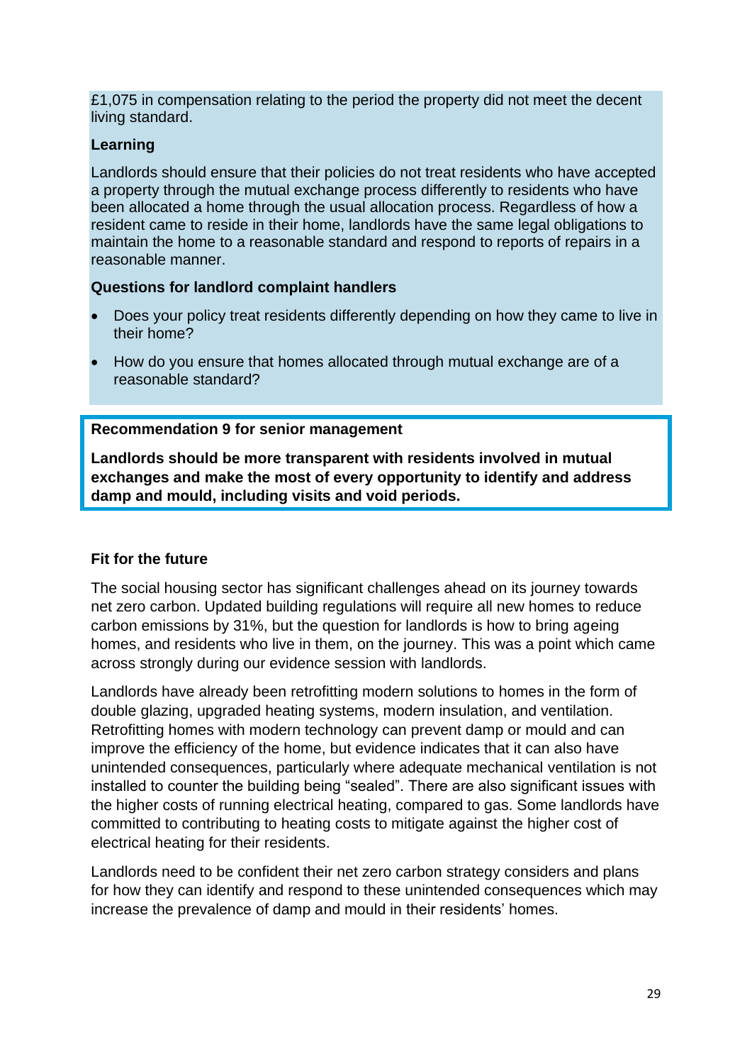£1,075 in compensation relating to the period the property did not meet the decent living standard.

**Learning**

Landlords should ensure that their policies do not treat residents who have accepted a property through the mutual exchange process differently to residents who have been allocated a home through the usual allocation process. Regardless of how a resident came to reside in their home, landlords have the same legal obligations to maintain the home to a reasonable standard and respond to reports of repairs in a reasonable manner.

**Questions for landlord complaint handlers**

- Does your policy treat residents differently depending on how they came to live in their home?
- How do you ensure that homes allocated through mutual exchange are of a reasonable standard?

**Recommendation 9 for senior management**

**Landlords should be more transparent with residents involved in mutual exchanges and make the most of every opportunity to identify and address damp and mould, including visits and void periods.**

**Fit for the future**

The social housing sector has significant challenges ahead on its journey towards net zero carbon. Updated building regulations will require all new homes to reduce carbon emissions by 31%, but the question for landlords is how to bring ageing homes, and residents who live in them, on the journey. This was a point which came across strongly during our evidence session with landlords.

Landlords have already been retrofitting modern solutions to homes in the form of double glazing, upgraded heating systems, modern insulation, and ventilation. Retrofitting homes with modern technology can prevent damp or mould and can improve the efficiency of the home, but evidence indicates that it can also have unintended consequences, particularly where adequate mechanical ventilation is not installed to counter the building being "sealed". There are also significant issues with the higher costs of running electrical heating, compared to gas. Some landlords have committed to contributing to heating costs to mitigate against the higher cost of electrical heating for their residents.

Landlords need to be confident their net zero carbon strategy considers and plans for how they can identify and respond to these unintended consequences which may increase the prevalence of damp and mould in their residents' homes.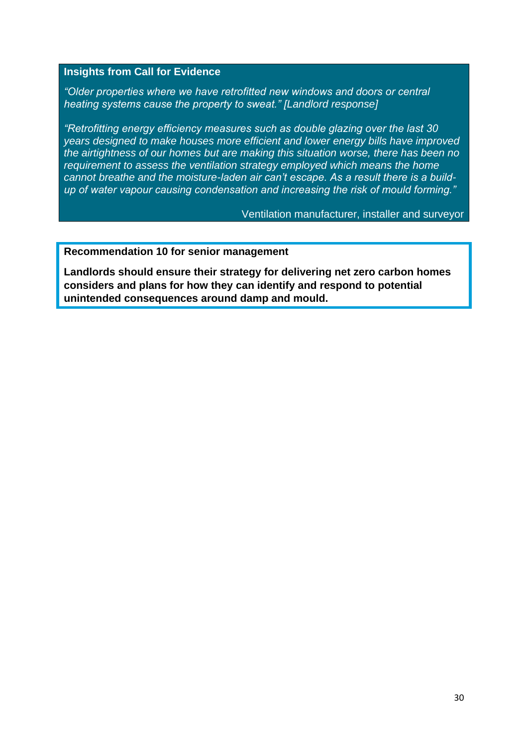**Insights from Call for Evidence**

*"Older properties where we have retrofitted new windows and doors or central heating systems cause the property to sweat." [Landlord response]*

*"Retrofitting energy efficiency measures such as double glazing over the last 30 years designed to make houses more efficient and lower energy bills have improved the airtightness of our homes but are making this situation worse, there has been no requirement to assess the ventilation strategy employed which means the home cannot breathe and the moisture-laden air can't escape. As a result there is a build-up of water vapour causing condensation and increasing the risk of mould forming."*

Ventilation manufacturer, installer and surveyor

**Recommendation 10 for senior management**

**Landlords should ensure their strategy for delivering net zero carbon homes considers and plans for how they can identify and respond to potential unintended consequences around damp and mould.**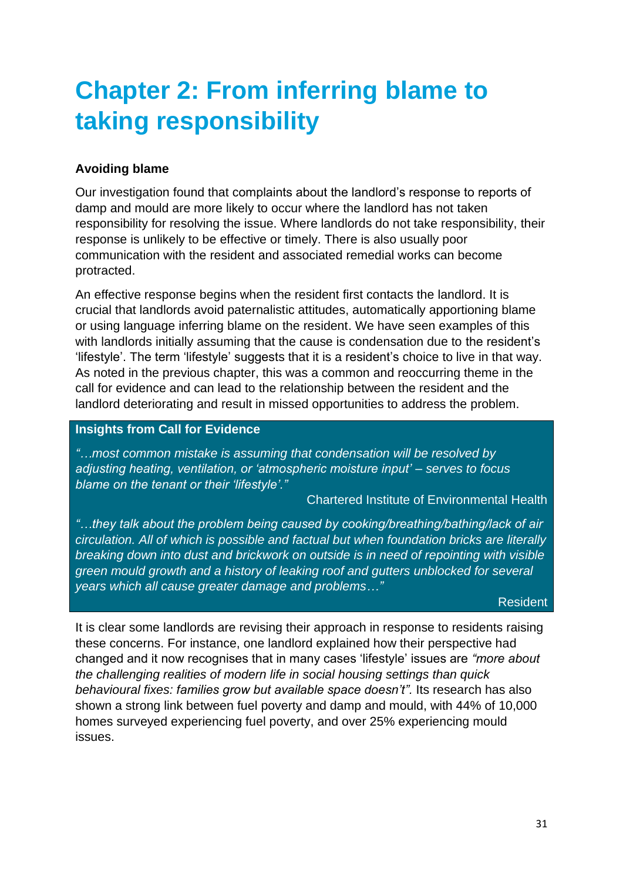# Chapter 2: From inferring blame to taking responsibility

**Avoiding blame**

Our investigation found that complaints about the landlord's response to reports of damp and mould are more likely to occur where the landlord has not taken responsibility for resolving the issue. Where landlords do not take responsibility, their response is unlikely to be effective or timely. There is also usually poor communication with the resident and associated remedial works can become protracted.

An effective response begins when the resident first contacts the landlord. It is crucial that landlords avoid paternalistic attitudes, automatically apportioning blame or using language inferring blame on the resident. We have seen examples of this with landlords initially assuming that the cause is condensation due to the resident's 'lifestyle'. The term 'lifestyle' suggests that it is a resident's choice to live in that way. As noted in the previous chapter, this was a common and reoccurring theme in the call for evidence and can lead to the relationship between the resident and the landlord deteriorating and result in missed opportunities to address the problem.

**Insights from Call for Evidence**

*"…most common mistake is assuming that condensation will be resolved by adjusting heating, ventilation, or 'atmospheric moisture input' – serves to focus blame on the tenant or their 'lifestyle'."*

Chartered Institute of Environmental Health

*"…they talk about the problem being caused by cooking/breathing/bathing/lack of air circulation. All of which is possible and factual but when foundation bricks are literally breaking down into dust and brickwork on outside is in need of repointing with visible green mould growth and a history of leaking roof and gutters unblocked for several years which all cause greater damage and problems…"*

Resident

It is clear some landlords are revising their approach in response to residents raising these concerns. For instance, one landlord explained how their perspective had changed and it now recognises that in many cases 'lifestyle' issues are *"more about the challenging realities of modern life in social housing settings than quick behavioural fixes: families grow but available space doesn't"*. Its research has also shown a strong link between fuel poverty and damp and mould, with 44% of 10,000 homes surveyed experiencing fuel poverty, and over 25% experiencing mould issues.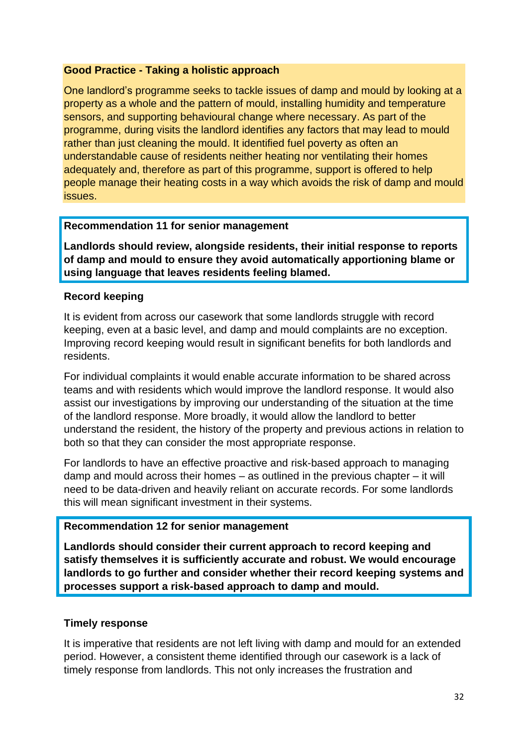**Good Practice - Taking a holistic approach**

One landlord's programme seeks to tackle issues of damp and mould by looking at a property as a whole and the pattern of mould, installing humidity and temperature sensors, and supporting behavioural change where necessary. As part of the programme, during visits the landlord identifies any factors that may lead to mould rather than just cleaning the mould. It identified fuel poverty as often an understandable cause of residents neither heating nor ventilating their homes adequately and, therefore as part of this programme, support is offered to help people manage their heating costs in a way which avoids the risk of damp and mould issues.

**Recommendation 11 for senior management**

**Landlords should review, alongside residents, their initial response to reports of damp and mould to ensure they avoid automatically apportioning blame or using language that leaves residents feeling blamed.**

**Record keeping**

It is evident from across our casework that some landlords struggle with record keeping, even at a basic level, and damp and mould complaints are no exception. Improving record keeping would result in significant benefits for both landlords and residents.

For individual complaints it would enable accurate information to be shared across teams and with residents which would improve the landlord response. It would also assist our investigations by improving our understanding of the situation at the time of the landlord response. More broadly, it would allow the landlord to better understand the resident, the history of the property and previous actions in relation to both so that they can consider the most appropriate response.

For landlords to have an effective proactive and risk-based approach to managing damp and mould across their homes – as outlined in the previous chapter – it will need to be data-driven and heavily reliant on accurate records. For some landlords this will mean significant investment in their systems.

**Recommendation 12 for senior management**

**Landlords should consider their current approach to record keeping and satisfy themselves it is sufficiently accurate and robust. We would encourage landlords to go further and consider whether their record keeping systems and processes support a risk-based approach to damp and mould.**

**Timely response**

It is imperative that residents are not left living with damp and mould for an extended period. However, a consistent theme identified through our casework is a lack of timely response from landlords. This not only increases the frustration and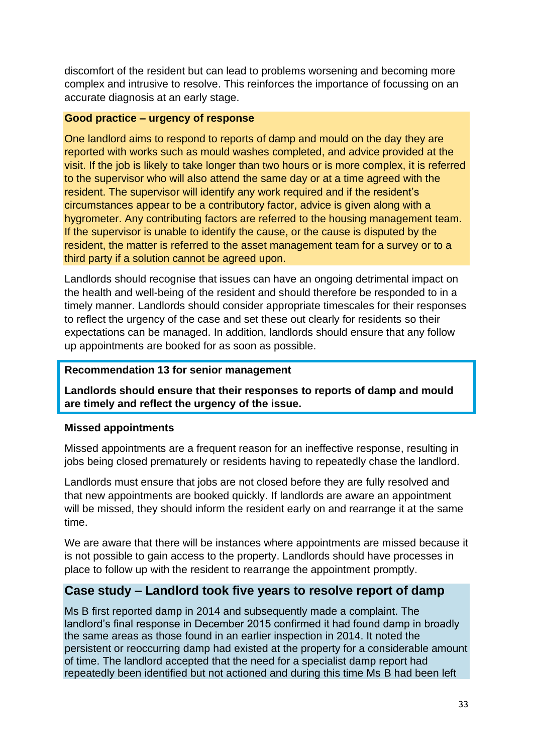discomfort of the resident but can lead to problems worsening and becoming more complex and intrusive to resolve. This reinforces the importance of focussing on an accurate diagnosis at an early stage.

**Good practice – urgency of response**

One landlord aims to respond to reports of damp and mould on the day they are reported with works such as mould washes completed, and advice provided at the visit. If the job is likely to take longer than two hours or is more complex, it is referred to the supervisor who will also attend the same day or at a time agreed with the resident. The supervisor will identify any work required and if the resident's circumstances appear to be a contributory factor, advice is given along with a hygrometer. Any contributing factors are referred to the housing management team. If the supervisor is unable to identify the cause, or the cause is disputed by the resident, the matter is referred to the asset management team for a survey or to a third party if a solution cannot be agreed upon.

Landlords should recognise that issues can have an ongoing detrimental impact on the health and well-being of the resident and should therefore be responded to in a timely manner. Landlords should consider appropriate timescales for their responses to reflect the urgency of the case and set these out clearly for residents so their expectations can be managed. In addition, landlords should ensure that any follow up appointments are booked for as soon as possible.

**Recommendation 13 for senior management**

**Landlords should ensure that their responses to reports of damp and mould are timely and reflect the urgency of the issue.**

**Missed appointments**

Missed appointments are a frequent reason for an ineffective response, resulting in jobs being closed prematurely or residents having to repeatedly chase the landlord.

Landlords must ensure that jobs are not closed before they are fully resolved and that new appointments are booked quickly. If landlords are aware an appointment will be missed, they should inform the resident early on and rearrange it at the same time.

We are aware that there will be instances where appointments are missed because it is not possible to gain access to the property. Landlords should have processes in place to follow up with the resident to rearrange the appointment promptly.

## Case study – Landlord took five years to resolve report of damp

Ms B first reported damp in 2014 and subsequently made a complaint. The landlord's final response in December 2015 confirmed it had found damp in broadly the same areas as those found in an earlier inspection in 2014. It noted the persistent or reoccurring damp had existed at the property for a considerable amount of time. The landlord accepted that the need for a specialist damp report had repeatedly been identified but not actioned and during this time Ms B had been left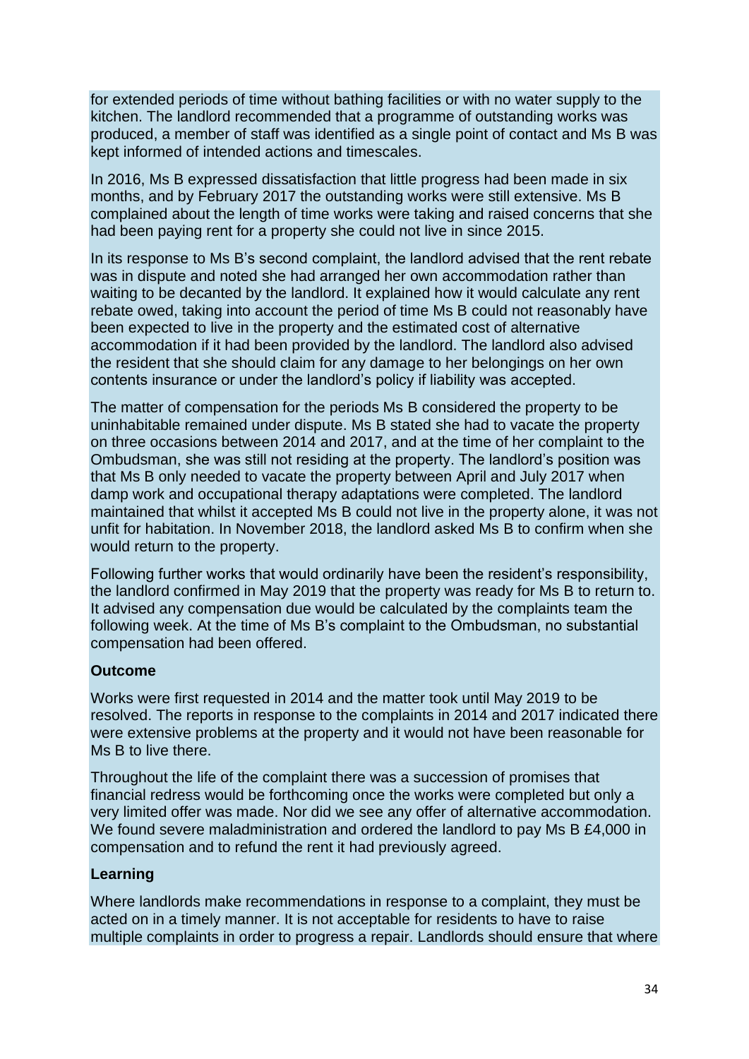for extended periods of time without bathing facilities or with no water supply to the kitchen. The landlord recommended that a programme of outstanding works was produced, a member of staff was identified as a single point of contact and Ms B was kept informed of intended actions and timescales.

In 2016, Ms B expressed dissatisfaction that little progress had been made in six months, and by February 2017 the outstanding works were still extensive. Ms B complained about the length of time works were taking and raised concerns that she had been paying rent for a property she could not live in since 2015.

In its response to Ms B's second complaint, the landlord advised that the rent rebate was in dispute and noted she had arranged her own accommodation rather than waiting to be decanted by the landlord. It explained how it would calculate any rent rebate owed, taking into account the period of time Ms B could not reasonably have been expected to live in the property and the estimated cost of alternative accommodation if it had been provided by the landlord. The landlord also advised the resident that she should claim for any damage to her belongings on her own contents insurance or under the landlord's policy if liability was accepted.

The matter of compensation for the periods Ms B considered the property to be uninhabitable remained under dispute. Ms B stated she had to vacate the property on three occasions between 2014 and 2017, and at the time of her complaint to the Ombudsman, she was still not residing at the property. The landlord's position was that Ms B only needed to vacate the property between April and July 2017 when damp work and occupational therapy adaptations were completed. The landlord maintained that whilst it accepted Ms B could not live in the property alone, it was not unfit for habitation. In November 2018, the landlord asked Ms B to confirm when she would return to the property.

Following further works that would ordinarily have been the resident's responsibility, the landlord confirmed in May 2019 that the property was ready for Ms B to return to. It advised any compensation due would be calculated by the complaints team the following week. At the time of Ms B's complaint to the Ombudsman, no substantial compensation had been offered.

**Outcome**

Works were first requested in 2014 and the matter took until May 2019 to be resolved. The reports in response to the complaints in 2014 and 2017 indicated there were extensive problems at the property and it would not have been reasonable for Ms B to live there.

Throughout the life of the complaint there was a succession of promises that financial redress would be forthcoming once the works were completed but only a very limited offer was made. Nor did we see any offer of alternative accommodation. We found severe maladministration and ordered the landlord to pay Ms B £4,000 in compensation and to refund the rent it had previously agreed.

**Learning**

Where landlords make recommendations in response to a complaint, they must be acted on in a timely manner. It is not acceptable for residents to have to raise multiple complaints in order to progress a repair. Landlords should ensure that where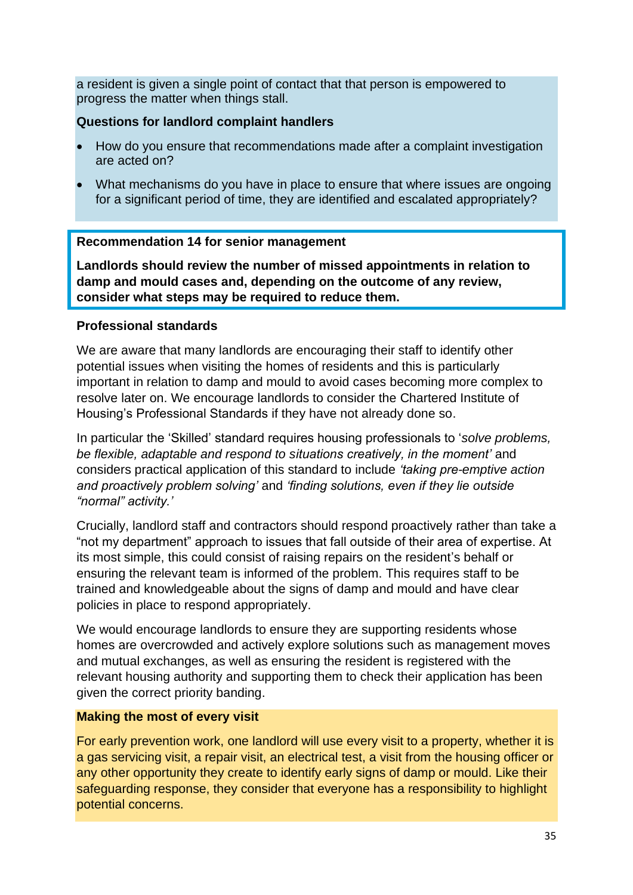a resident is given a single point of contact that that person is empowered to progress the matter when things stall.

**Questions for landlord complaint handlers**

- How do you ensure that recommendations made after a complaint investigation are acted on?
- What mechanisms do you have in place to ensure that where issues are ongoing for a significant period of time, they are identified and escalated appropriately?

**Recommendation 14 for senior management**

**Landlords should review the number of missed appointments in relation to damp and mould cases and, depending on the outcome of any review, consider what steps may be required to reduce them.**

**Professional standards**

We are aware that many landlords are encouraging their staff to identify other potential issues when visiting the homes of residents and this is particularly important in relation to damp and mould to avoid cases becoming more complex to resolve later on. We encourage landlords to consider the Chartered Institute of Housing's Professional Standards if they have not already done so.

In particular the 'Skilled' standard requires housing professionals to '*solve problems, be flexible, adaptable and respond to situations creatively, in the moment'* and considers practical application of this standard to include *'taking pre-emptive action and proactively problem solving'* and *'finding solutions, even if they lie outside "normal" activity.'*

Crucially, landlord staff and contractors should respond proactively rather than take a "not my department" approach to issues that fall outside of their area of expertise. At its most simple, this could consist of raising repairs on the resident's behalf or ensuring the relevant team is informed of the problem. This requires staff to be trained and knowledgeable about the signs of damp and mould and have clear policies in place to respond appropriately.

We would encourage landlords to ensure they are supporting residents whose homes are overcrowded and actively explore solutions such as management moves and mutual exchanges, as well as ensuring the resident is registered with the relevant housing authority and supporting them to check their application has been given the correct priority banding.

**Making the most of every visit**

For early prevention work, one landlord will use every visit to a property, whether it is a gas servicing visit, a repair visit, an electrical test, a visit from the housing officer or any other opportunity they create to identify early signs of damp or mould. Like their safeguarding response, they consider that everyone has a responsibility to highlight potential concerns.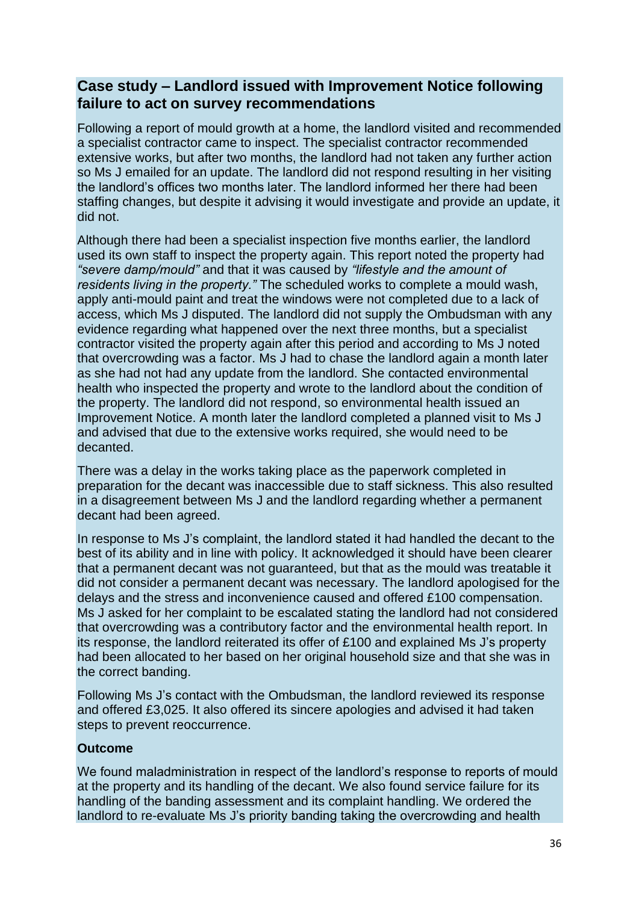## Case study – Landlord issued with Improvement Notice following failure to act on survey recommendations

Following a report of mould growth at a home, the landlord visited and recommended a specialist contractor came to inspect. The specialist contractor recommended extensive works, but after two months, the landlord had not taken any further action so Ms J emailed for an update. The landlord did not respond resulting in her visiting the landlord's offices two months later. The landlord informed her there had been staffing changes, but despite it advising it would investigate and provide an update, it did not.

Although there had been a specialist inspection five months earlier, the landlord used its own staff to inspect the property again. This report noted the property had *"severe damp/mould"* and that it was caused by *"lifestyle and the amount of residents living in the property."* The scheduled works to complete a mould wash, apply anti-mould paint and treat the windows were not completed due to a lack of access, which Ms J disputed. The landlord did not supply the Ombudsman with any evidence regarding what happened over the next three months, but a specialist contractor visited the property again after this period and according to Ms J noted that overcrowding was a factor. Ms J had to chase the landlord again a month later as she had not had any update from the landlord. She contacted environmental health who inspected the property and wrote to the landlord about the condition of the property. The landlord did not respond, so environmental health issued an Improvement Notice. A month later the landlord completed a planned visit to Ms J and advised that due to the extensive works required, she would need to be decanted.

There was a delay in the works taking place as the paperwork completed in preparation for the decant was inaccessible due to staff sickness. This also resulted in a disagreement between Ms J and the landlord regarding whether a permanent decant had been agreed.

In response to Ms J's complaint, the landlord stated it had handled the decant to the best of its ability and in line with policy. It acknowledged it should have been clearer that a permanent decant was not guaranteed, but that as the mould was treatable it did not consider a permanent decant was necessary. The landlord apologised for the delays and the stress and inconvenience caused and offered £100 compensation. Ms J asked for her complaint to be escalated stating the landlord had not considered that overcrowding was a contributory factor and the environmental health report. In its response, the landlord reiterated its offer of £100 and explained Ms J's property had been allocated to her based on her original household size and that she was in the correct banding.

Following Ms J's contact with the Ombudsman, the landlord reviewed its response and offered £3,025. It also offered its sincere apologies and advised it had taken steps to prevent reoccurrence.

**Outcome**

We found maladministration in respect of the landlord's response to reports of mould at the property and its handling of the decant. We also found service failure for its handling of the banding assessment and its complaint handling. We ordered the landlord to re-evaluate Ms J's priority banding taking the overcrowding and health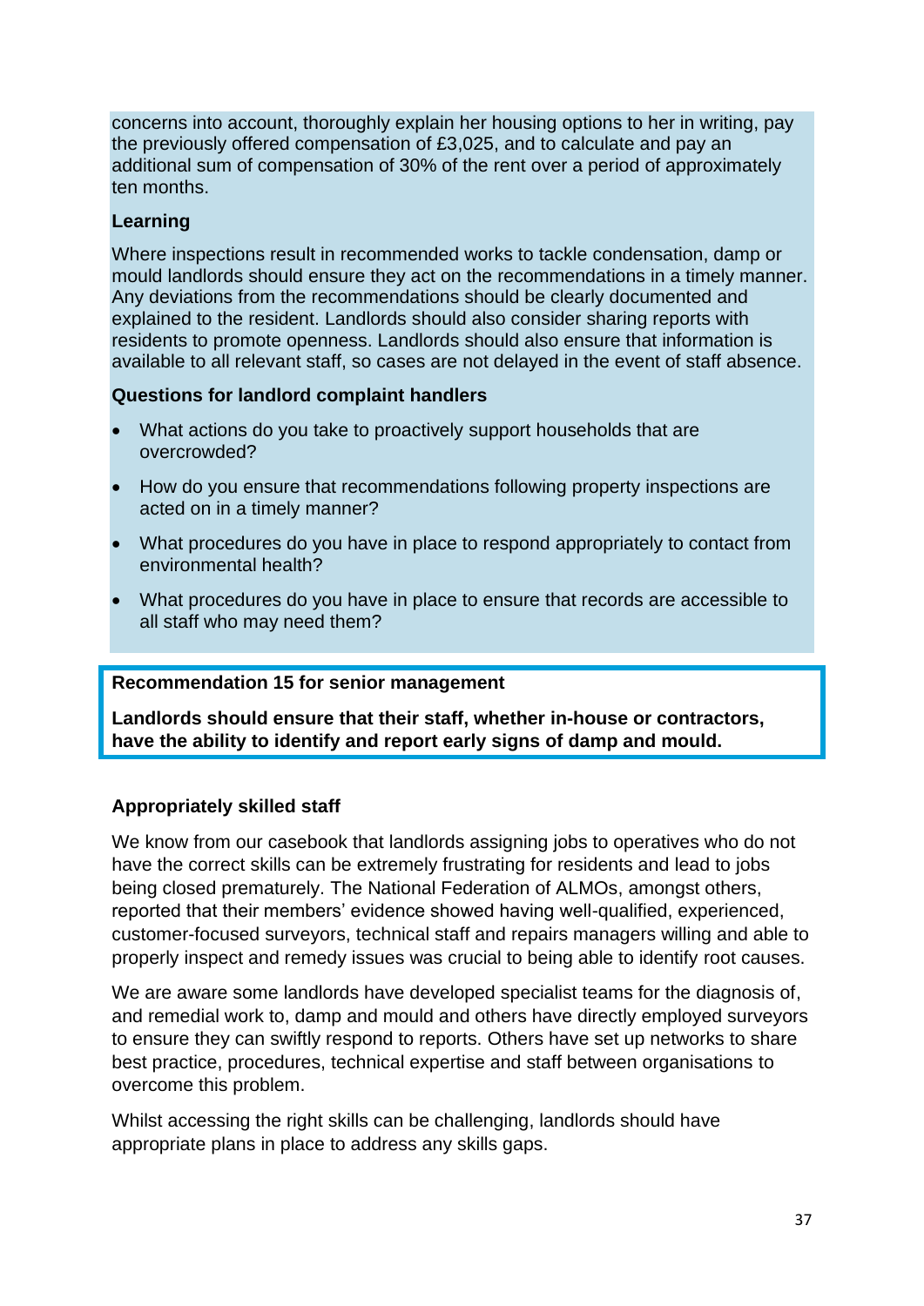concerns into account, thoroughly explain her housing options to her in writing, pay the previously offered compensation of £3,025, and to calculate and pay an additional sum of compensation of 30% of the rent over a period of approximately ten months.

**Learning**

Where inspections result in recommended works to tackle condensation, damp or mould landlords should ensure they act on the recommendations in a timely manner. Any deviations from the recommendations should be clearly documented and explained to the resident. Landlords should also consider sharing reports with residents to promote openness. Landlords should also ensure that information is available to all relevant staff, so cases are not delayed in the event of staff absence.

**Questions for landlord complaint handlers**

- What actions do you take to proactively support households that are overcrowded?
- How do you ensure that recommendations following property inspections are acted on in a timely manner?
- What procedures do you have in place to respond appropriately to contact from environmental health?
- What procedures do you have in place to ensure that records are accessible to all staff who may need them?

**Recommendation 15 for senior management**

**Landlords should ensure that their staff, whether in-house or contractors, have the ability to identify and report early signs of damp and mould.**

### Appropriately skilled staff

We know from our casebook that landlords assigning jobs to operatives who do not have the correct skills can be extremely frustrating for residents and lead to jobs being closed prematurely. The National Federation of ALMOs, amongst others, reported that their members' evidence showed having well-qualified, experienced, customer-focused surveyors, technical staff and repairs managers willing and able to properly inspect and remedy issues was crucial to being able to identify root causes.

We are aware some landlords have developed specialist teams for the diagnosis of, and remedial work to, damp and mould and others have directly employed surveyors to ensure they can swiftly respond to reports. Others have set up networks to share best practice, procedures, technical expertise and staff between organisations to overcome this problem.

Whilst accessing the right skills can be challenging, landlords should have appropriate plans in place to address any skills gaps.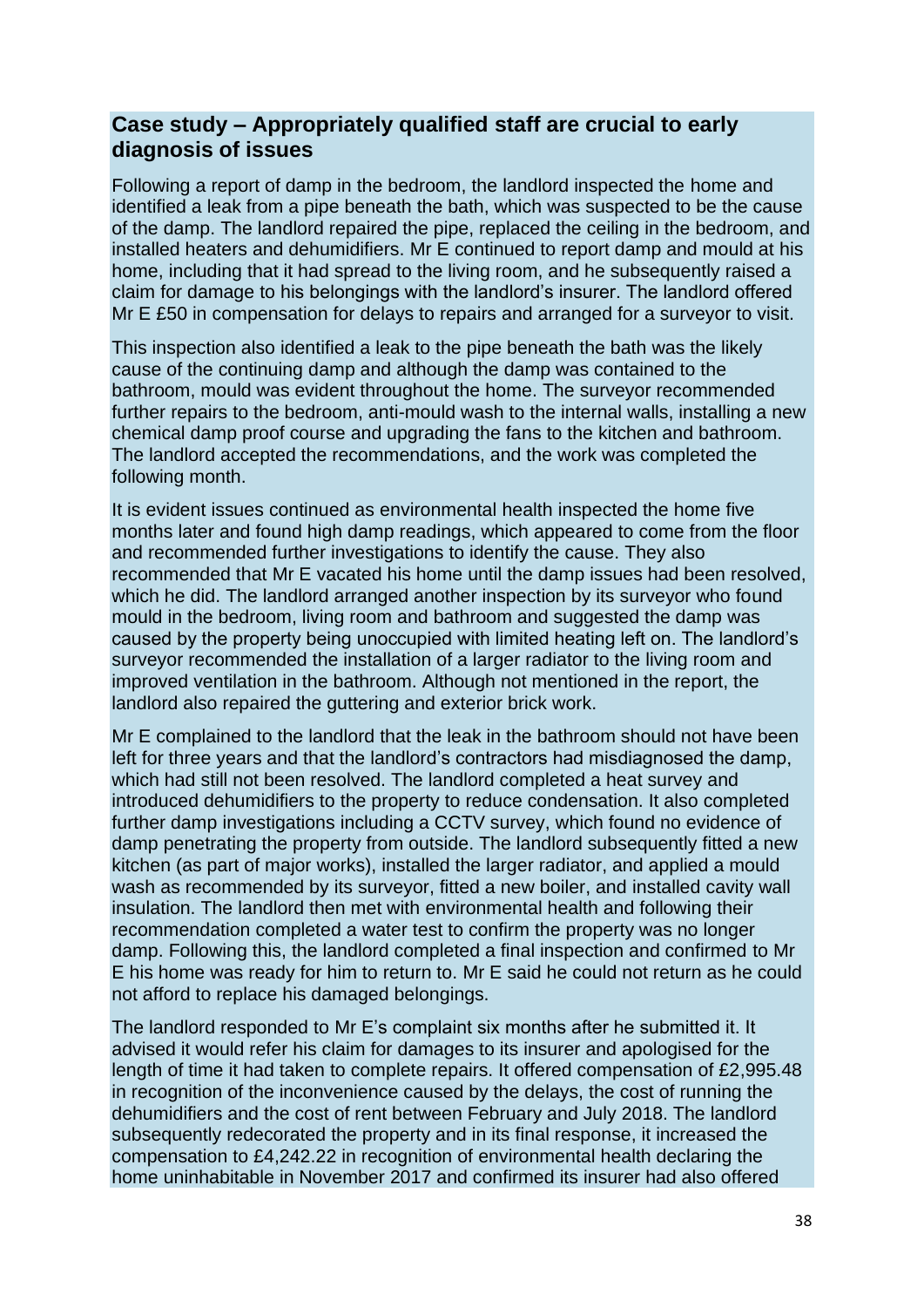## Case study – Appropriately qualified staff are crucial to early diagnosis of issues

Following a report of damp in the bedroom, the landlord inspected the home and identified a leak from a pipe beneath the bath, which was suspected to be the cause of the damp. The landlord repaired the pipe, replaced the ceiling in the bedroom, and installed heaters and dehumidifiers. Mr E continued to report damp and mould at his home, including that it had spread to the living room, and he subsequently raised a claim for damage to his belongings with the landlord's insurer. The landlord offered Mr E £50 in compensation for delays to repairs and arranged for a surveyor to visit.

This inspection also identified a leak to the pipe beneath the bath was the likely cause of the continuing damp and although the damp was contained to the bathroom, mould was evident throughout the home. The surveyor recommended further repairs to the bedroom, anti-mould wash to the internal walls, installing a new chemical damp proof course and upgrading the fans to the kitchen and bathroom. The landlord accepted the recommendations, and the work was completed the following month.

It is evident issues continued as environmental health inspected the home five months later and found high damp readings, which appeared to come from the floor and recommended further investigations to identify the cause. They also recommended that Mr E vacated his home until the damp issues had been resolved, which he did. The landlord arranged another inspection by its surveyor who found mould in the bedroom, living room and bathroom and suggested the damp was caused by the property being unoccupied with limited heating left on. The landlord's surveyor recommended the installation of a larger radiator to the living room and improved ventilation in the bathroom. Although not mentioned in the report, the landlord also repaired the guttering and exterior brick work.

Mr E complained to the landlord that the leak in the bathroom should not have been left for three years and that the landlord's contractors had misdiagnosed the damp, which had still not been resolved. The landlord completed a heat survey and introduced dehumidifiers to the property to reduce condensation. It also completed further damp investigations including a CCTV survey, which found no evidence of damp penetrating the property from outside. The landlord subsequently fitted a new kitchen (as part of major works), installed the larger radiator, and applied a mould wash as recommended by its surveyor, fitted a new boiler, and installed cavity wall insulation. The landlord then met with environmental health and following their recommendation completed a water test to confirm the property was no longer damp. Following this, the landlord completed a final inspection and confirmed to Mr E his home was ready for him to return to. Mr E said he could not return as he could not afford to replace his damaged belongings.

The landlord responded to Mr E's complaint six months after he submitted it. It advised it would refer his claim for damages to its insurer and apologised for the length of time it had taken to complete repairs. It offered compensation of £2,995.48 in recognition of the inconvenience caused by the delays, the cost of running the dehumidifiers and the cost of rent between February and July 2018. The landlord subsequently redecorated the property and in its final response, it increased the compensation to £4,242.22 in recognition of environmental health declaring the home uninhabitable in November 2017 and confirmed its insurer had also offered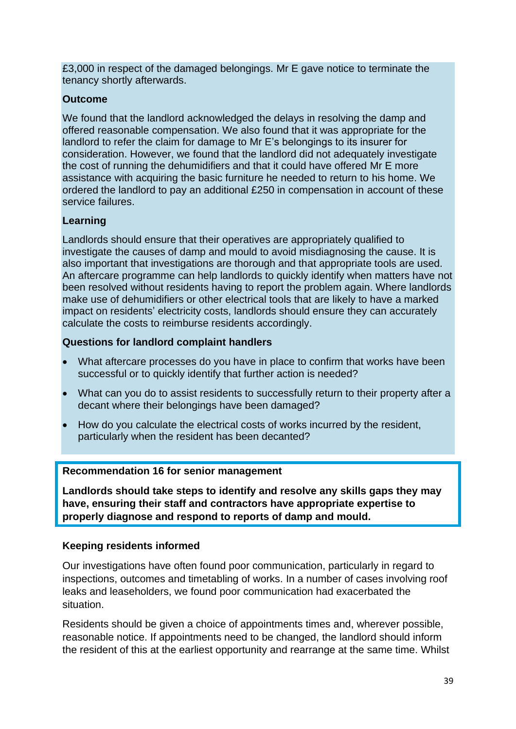£3,000 in respect of the damaged belongings. Mr E gave notice to terminate the tenancy shortly afterwards.

**Outcome**

We found that the landlord acknowledged the delays in resolving the damp and offered reasonable compensation. We also found that it was appropriate for the landlord to refer the claim for damage to Mr E's belongings to its insurer for consideration. However, we found that the landlord did not adequately investigate the cost of running the dehumidifiers and that it could have offered Mr E more assistance with acquiring the basic furniture he needed to return to his home. We ordered the landlord to pay an additional £250 in compensation in account of these service failures.

**Learning**

Landlords should ensure that their operatives are appropriately qualified to investigate the causes of damp and mould to avoid misdiagnosing the cause. It is also important that investigations are thorough and that appropriate tools are used. An aftercare programme can help landlords to quickly identify when matters have not been resolved without residents having to report the problem again. Where landlords make use of dehumidifiers or other electrical tools that are likely to have a marked impact on residents' electricity costs, landlords should ensure they can accurately calculate the costs to reimburse residents accordingly.

**Questions for landlord complaint handlers**

- What aftercare processes do you have in place to confirm that works have been successful or to quickly identify that further action is needed?
- What can you do to assist residents to successfully return to their property after a decant where their belongings have been damaged?
- How do you calculate the electrical costs of works incurred by the resident, particularly when the resident has been decanted?

**Recommendation 16 for senior management**

**Landlords should take steps to identify and resolve any skills gaps they may have, ensuring their staff and contractors have appropriate expertise to properly diagnose and respond to reports of damp and mould.**

### Keeping residents informed

Our investigations have often found poor communication, particularly in regard to inspections, outcomes and timetabling of works. In a number of cases involving roof leaks and leaseholders, we found poor communication had exacerbated the situation.

Residents should be given a choice of appointments times and, wherever possible, reasonable notice. If appointments need to be changed, the landlord should inform the resident of this at the earliest opportunity and rearrange at the same time. Whilst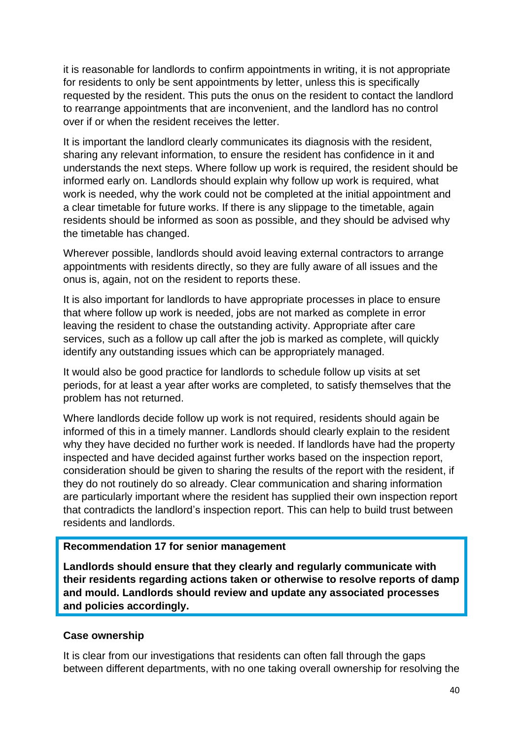it is reasonable for landlords to confirm appointments in writing, it is not appropriate for residents to only be sent appointments by letter, unless this is specifically requested by the resident. This puts the onus on the resident to contact the landlord to rearrange appointments that are inconvenient, and the landlord has no control over if or when the resident receives the letter.

It is important the landlord clearly communicates its diagnosis with the resident, sharing any relevant information, to ensure the resident has confidence in it and understands the next steps. Where follow up work is required, the resident should be informed early on. Landlords should explain why follow up work is required, what work is needed, why the work could not be completed at the initial appointment and a clear timetable for future works. If there is any slippage to the timetable, again residents should be informed as soon as possible, and they should be advised why the timetable has changed.

Wherever possible, landlords should avoid leaving external contractors to arrange appointments with residents directly, so they are fully aware of all issues and the onus is, again, not on the resident to reports these.

It is also important for landlords to have appropriate processes in place to ensure that where follow up work is needed, jobs are not marked as complete in error leaving the resident to chase the outstanding activity. Appropriate after care services, such as a follow up call after the job is marked as complete, will quickly identify any outstanding issues which can be appropriately managed.

It would also be good practice for landlords to schedule follow up visits at set periods, for at least a year after works are completed, to satisfy themselves that the problem has not returned.

Where landlords decide follow up work is not required, residents should again be informed of this in a timely manner. Landlords should clearly explain to the resident why they have decided no further work is needed. If landlords have had the property inspected and have decided against further works based on the inspection report, consideration should be given to sharing the results of the report with the resident, if they do not routinely do so already. Clear communication and sharing information are particularly important where the resident has supplied their own inspection report that contradicts the landlord's inspection report. This can help to build trust between residents and landlords.

> **Recommendation 17 for senior management**
>
> **Landlords should ensure that they clearly and regularly communicate with their residents regarding actions taken or otherwise to resolve reports of damp and mould. Landlords should review and update any associated processes and policies accordingly.**

**Case ownership**

It is clear from our investigations that residents can often fall through the gaps between different departments, with no one taking overall ownership for resolving the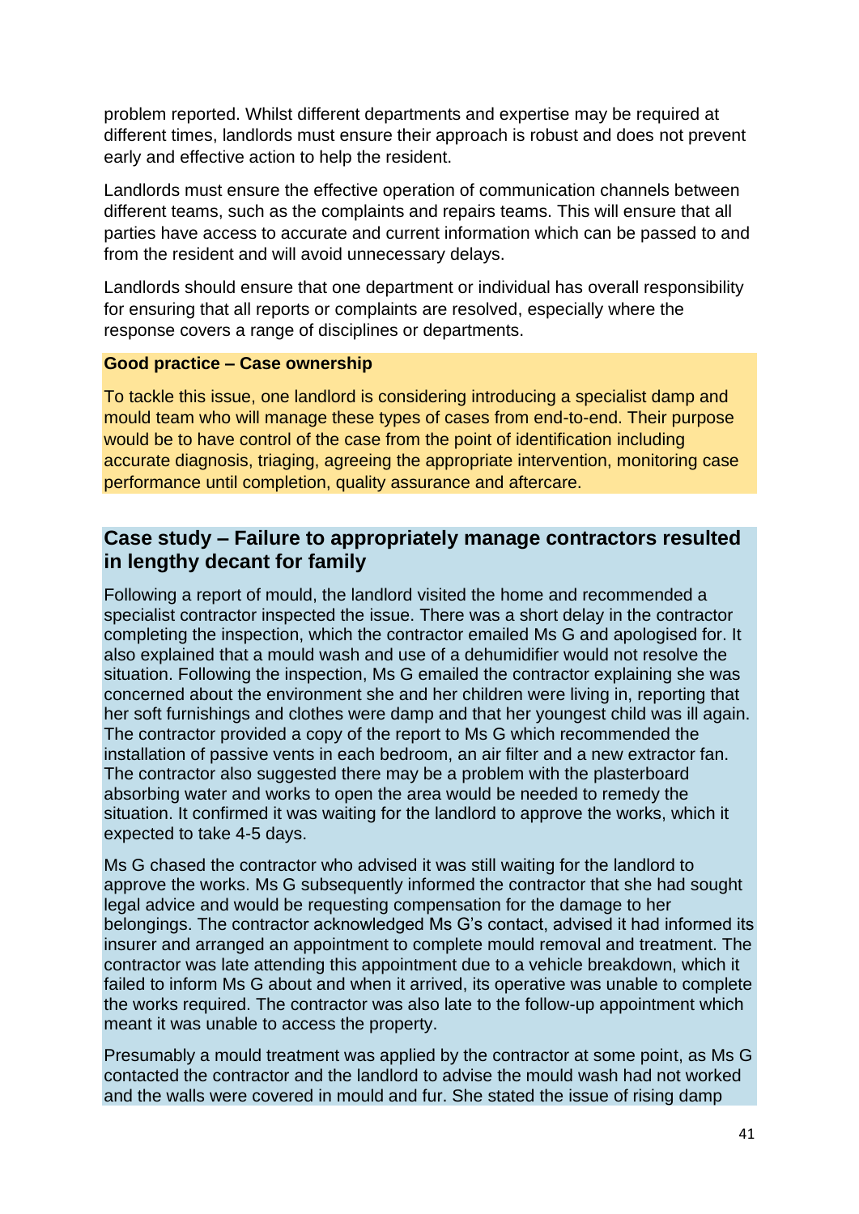problem reported. Whilst different departments and expertise may be required at different times, landlords must ensure their approach is robust and does not prevent early and effective action to help the resident.

Landlords must ensure the effective operation of communication channels between different teams, such as the complaints and repairs teams. This will ensure that all parties have access to accurate and current information which can be passed to and from the resident and will avoid unnecessary delays.

Landlords should ensure that one department or individual has overall responsibility for ensuring that all reports or complaints are resolved, especially where the response covers a range of disciplines or departments.

**Good practice – Case ownership**

To tackle this issue, one landlord is considering introducing a specialist damp and mould team who will manage these types of cases from end-to-end. Their purpose would be to have control of the case from the point of identification including accurate diagnosis, triaging, agreeing the appropriate intervention, monitoring case performance until completion, quality assurance and aftercare.

## Case study – Failure to appropriately manage contractors resulted in lengthy decant for family

Following a report of mould, the landlord visited the home and recommended a specialist contractor inspected the issue. There was a short delay in the contractor completing the inspection, which the contractor emailed Ms G and apologised for. It also explained that a mould wash and use of a dehumidifier would not resolve the situation. Following the inspection, Ms G emailed the contractor explaining she was concerned about the environment she and her children were living in, reporting that her soft furnishings and clothes were damp and that her youngest child was ill again. The contractor provided a copy of the report to Ms G which recommended the installation of passive vents in each bedroom, an air filter and a new extractor fan. The contractor also suggested there may be a problem with the plasterboard absorbing water and works to open the area would be needed to remedy the situation. It confirmed it was waiting for the landlord to approve the works, which it expected to take 4-5 days.

Ms G chased the contractor who advised it was still waiting for the landlord to approve the works. Ms G subsequently informed the contractor that she had sought legal advice and would be requesting compensation for the damage to her belongings. The contractor acknowledged Ms G's contact, advised it had informed its insurer and arranged an appointment to complete mould removal and treatment. The contractor was late attending this appointment due to a vehicle breakdown, which it failed to inform Ms G about and when it arrived, its operative was unable to complete the works required. The contractor was also late to the follow-up appointment which meant it was unable to access the property.

Presumably a mould treatment was applied by the contractor at some point, as Ms G contacted the contractor and the landlord to advise the mould wash had not worked and the walls were covered in mould and fur. She stated the issue of rising damp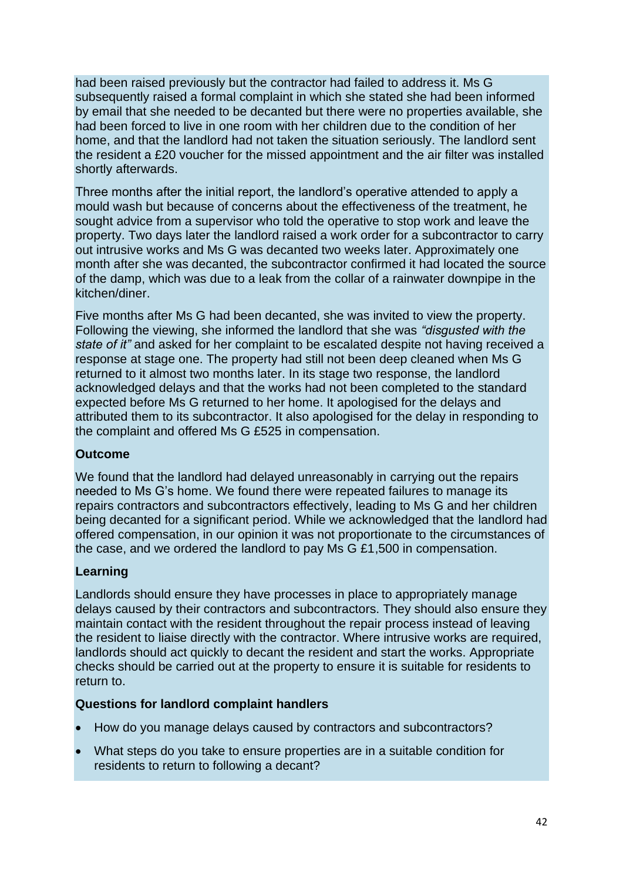had been raised previously but the contractor had failed to address it. Ms G subsequently raised a formal complaint in which she stated she had been informed by email that she needed to be decanted but there were no properties available, she had been forced to live in one room with her children due to the condition of her home, and that the landlord had not taken the situation seriously. The landlord sent the resident a £20 voucher for the missed appointment and the air filter was installed shortly afterwards.

Three months after the initial report, the landlord's operative attended to apply a mould wash but because of concerns about the effectiveness of the treatment, he sought advice from a supervisor who told the operative to stop work and leave the property. Two days later the landlord raised a work order for a subcontractor to carry out intrusive works and Ms G was decanted two weeks later. Approximately one month after she was decanted, the subcontractor confirmed it had located the source of the damp, which was due to a leak from the collar of a rainwater downpipe in the kitchen/diner.

Five months after Ms G had been decanted, she was invited to view the property. Following the viewing, she informed the landlord that she was *"disgusted with the state of it"* and asked for her complaint to be escalated despite not having received a response at stage one. The property had still not been deep cleaned when Ms G returned to it almost two months later. In its stage two response, the landlord acknowledged delays and that the works had not been completed to the standard expected before Ms G returned to her home. It apologised for the delays and attributed them to its subcontractor. It also apologised for the delay in responding to the complaint and offered Ms G £525 in compensation.

**Outcome**

We found that the landlord had delayed unreasonably in carrying out the repairs needed to Ms G's home. We found there were repeated failures to manage its repairs contractors and subcontractors effectively, leading to Ms G and her children being decanted for a significant period. While we acknowledged that the landlord had offered compensation, in our opinion it was not proportionate to the circumstances of the case, and we ordered the landlord to pay Ms G £1,500 in compensation.

**Learning**

Landlords should ensure they have processes in place to appropriately manage delays caused by their contractors and subcontractors. They should also ensure they maintain contact with the resident throughout the repair process instead of leaving the resident to liaise directly with the contractor. Where intrusive works are required, landlords should act quickly to decant the resident and start the works. Appropriate checks should be carried out at the property to ensure it is suitable for residents to return to.

**Questions for landlord complaint handlers**

- How do you manage delays caused by contractors and subcontractors?
- What steps do you take to ensure properties are in a suitable condition for residents to return to following a decant?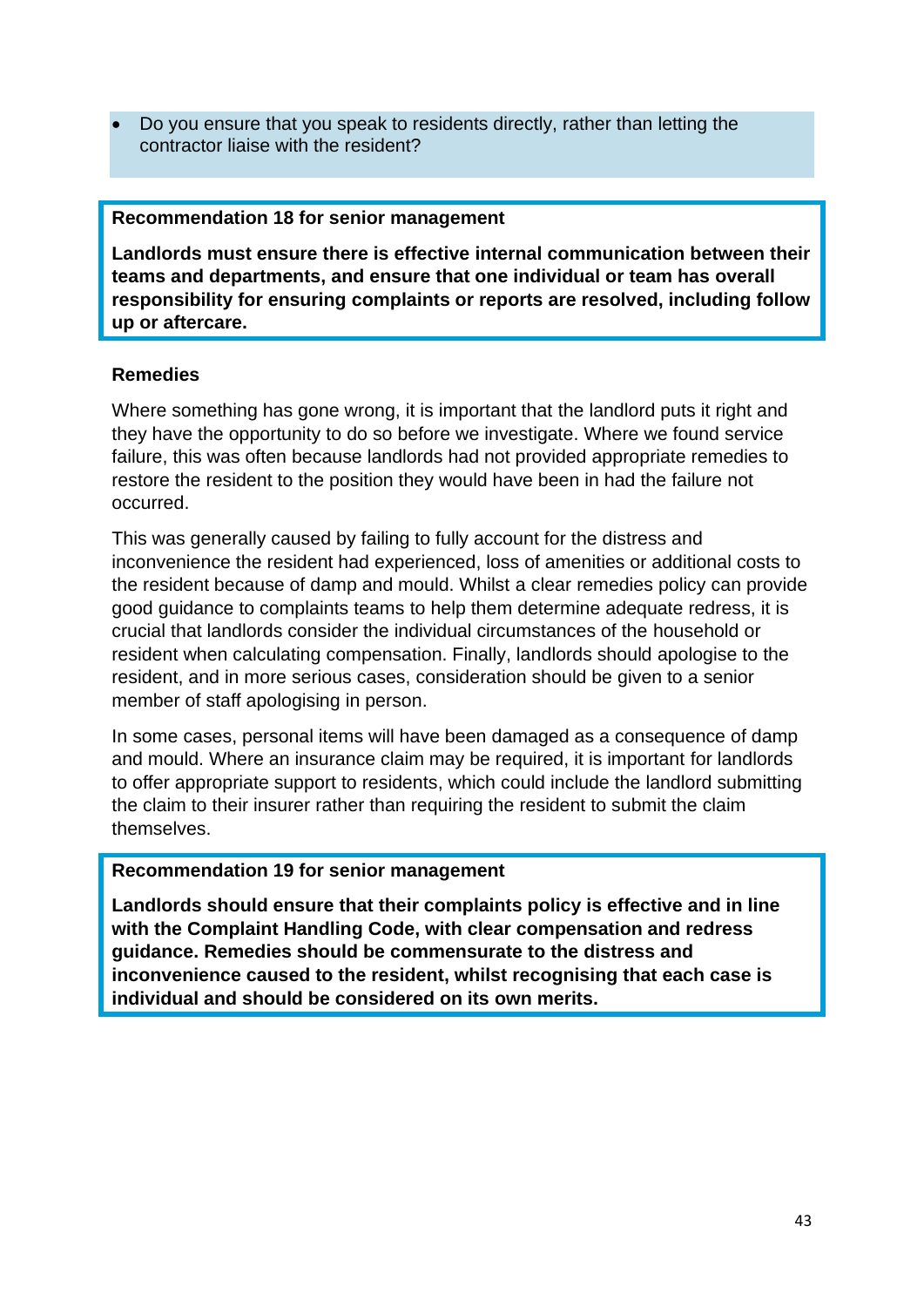- Do you ensure that you speak to residents directly, rather than letting the contractor liaise with the resident?

**Recommendation 18 for senior management**

**Landlords must ensure there is effective internal communication between their teams and departments, and ensure that one individual or team has overall responsibility for ensuring complaints or reports are resolved, including follow up or aftercare.**

### Remedies

Where something has gone wrong, it is important that the landlord puts it right and they have the opportunity to do so before we investigate. Where we found service failure, this was often because landlords had not provided appropriate remedies to restore the resident to the position they would have been in had the failure not occurred.

This was generally caused by failing to fully account for the distress and inconvenience the resident had experienced, loss of amenities or additional costs to the resident because of damp and mould. Whilst a clear remedies policy can provide good guidance to complaints teams to help them determine adequate redress, it is crucial that landlords consider the individual circumstances of the household or resident when calculating compensation. Finally, landlords should apologise to the resident, and in more serious cases, consideration should be given to a senior member of staff apologising in person.

In some cases, personal items will have been damaged as a consequence of damp and mould. Where an insurance claim may be required, it is important for landlords to offer appropriate support to residents, which could include the landlord submitting the claim to their insurer rather than requiring the resident to submit the claim themselves.

**Recommendation 19 for senior management**

**Landlords should ensure that their complaints policy is effective and in line with the Complaint Handling Code, with clear compensation and redress guidance. Remedies should be commensurate to the distress and inconvenience caused to the resident, whilst recognising that each case is individual and should be considered on its own merits.**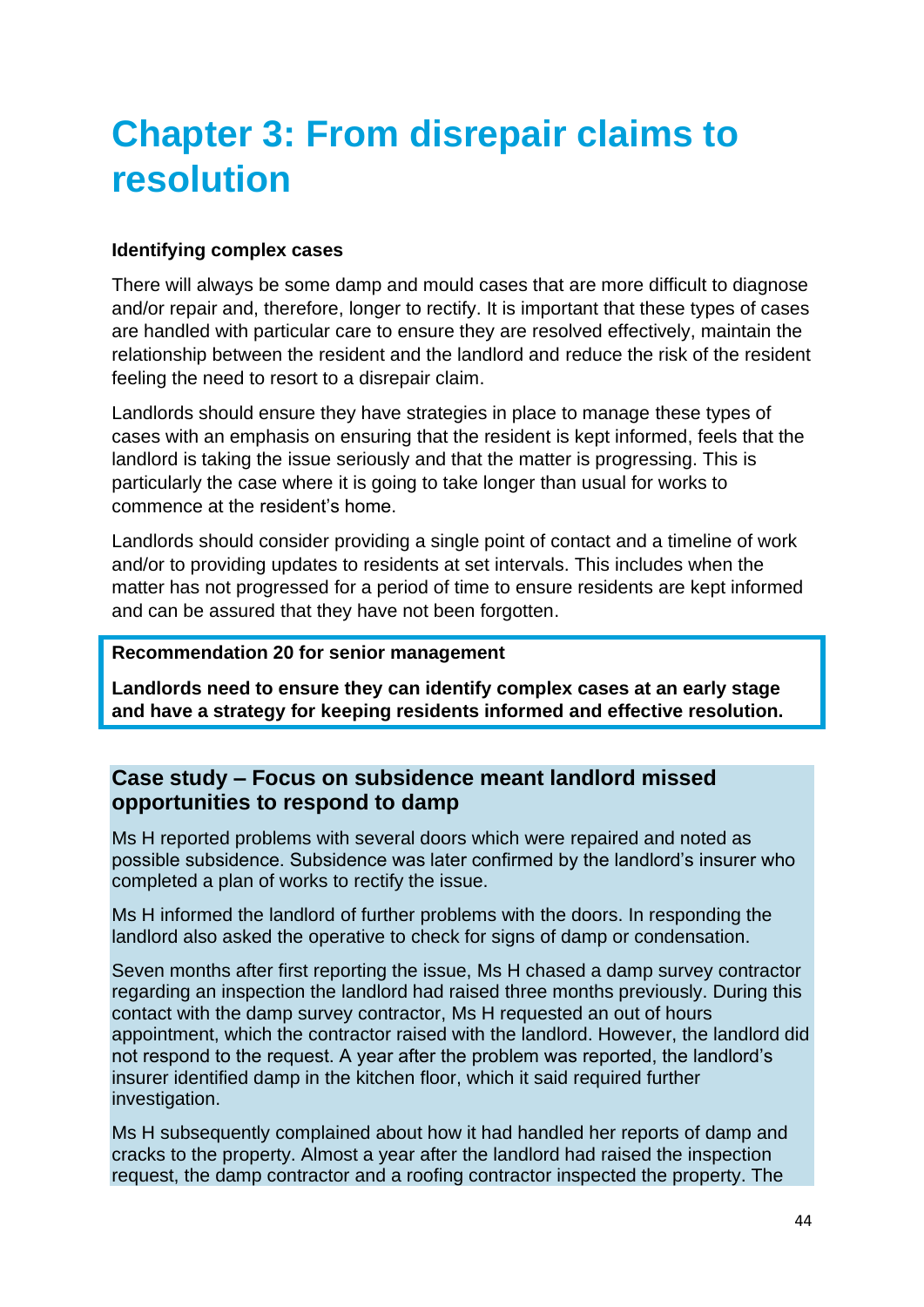# Chapter 3: From disrepair claims to resolution

**Identifying complex cases**

There will always be some damp and mould cases that are more difficult to diagnose and/or repair and, therefore, longer to rectify. It is important that these types of cases are handled with particular care to ensure they are resolved effectively, maintain the relationship between the resident and the landlord and reduce the risk of the resident feeling the need to resort to a disrepair claim.

Landlords should ensure they have strategies in place to manage these types of cases with an emphasis on ensuring that the resident is kept informed, feels that the landlord is taking the issue seriously and that the matter is progressing. This is particularly the case where it is going to take longer than usual for works to commence at the resident's home.

Landlords should consider providing a single point of contact and a timeline of work and/or to providing updates to residents at set intervals. This includes when the matter has not progressed for a period of time to ensure residents are kept informed and can be assured that they have not been forgotten.

**Recommendation 20 for senior management**

**Landlords need to ensure they can identify complex cases at an early stage and have a strategy for keeping residents informed and effective resolution.**

## Case study – Focus on subsidence meant landlord missed opportunities to respond to damp

Ms H reported problems with several doors which were repaired and noted as possible subsidence. Subsidence was later confirmed by the landlord's insurer who completed a plan of works to rectify the issue.

Ms H informed the landlord of further problems with the doors. In responding the landlord also asked the operative to check for signs of damp or condensation.

Seven months after first reporting the issue, Ms H chased a damp survey contractor regarding an inspection the landlord had raised three months previously. During this contact with the damp survey contractor, Ms H requested an out of hours appointment, which the contractor raised with the landlord. However, the landlord did not respond to the request. A year after the problem was reported, the landlord's insurer identified damp in the kitchen floor, which it said required further investigation.

Ms H subsequently complained about how it had handled her reports of damp and cracks to the property. Almost a year after the landlord had raised the inspection request, the damp contractor and a roofing contractor inspected the property. The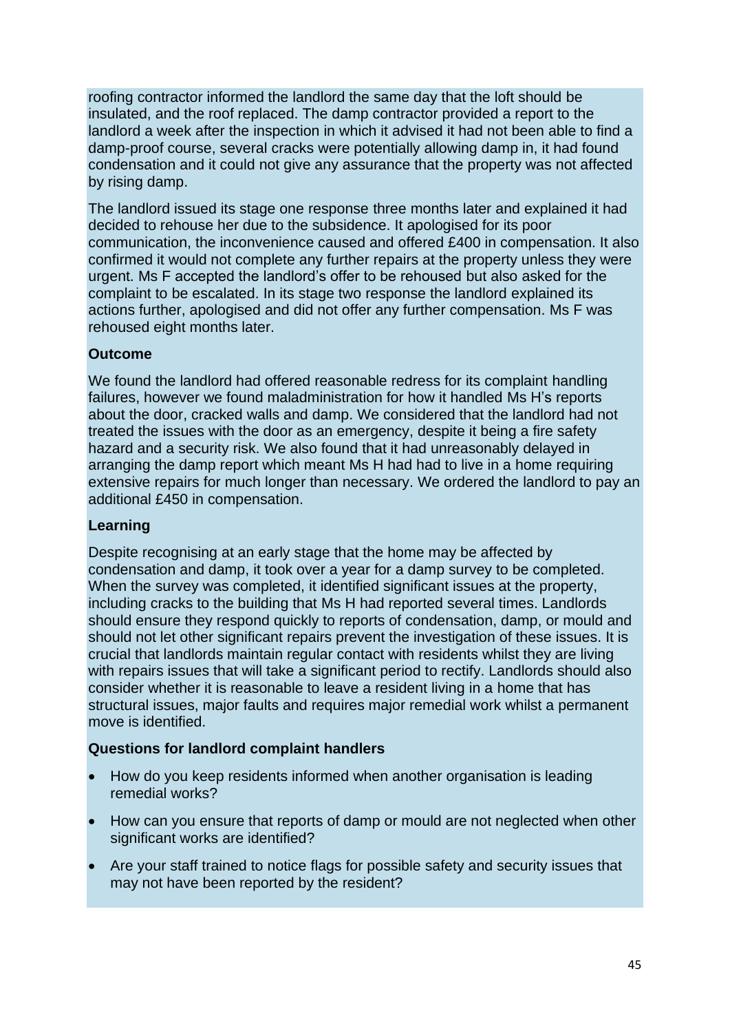roofing contractor informed the landlord the same day that the loft should be insulated, and the roof replaced. The damp contractor provided a report to the landlord a week after the inspection in which it advised it had not been able to find a damp-proof course, several cracks were potentially allowing damp in, it had found condensation and it could not give any assurance that the property was not affected by rising damp.

The landlord issued its stage one response three months later and explained it had decided to rehouse her due to the subsidence. It apologised for its poor communication, the inconvenience caused and offered £400 in compensation. It also confirmed it would not complete any further repairs at the property unless they were urgent. Ms F accepted the landlord's offer to be rehoused but also asked for the complaint to be escalated. In its stage two response the landlord explained its actions further, apologised and did not offer any further compensation. Ms F was rehoused eight months later.

**Outcome**

We found the landlord had offered reasonable redress for its complaint handling failures, however we found maladministration for how it handled Ms H's reports about the door, cracked walls and damp. We considered that the landlord had not treated the issues with the door as an emergency, despite it being a fire safety hazard and a security risk. We also found that it had unreasonably delayed in arranging the damp report which meant Ms H had had to live in a home requiring extensive repairs for much longer than necessary. We ordered the landlord to pay an additional £450 in compensation.

**Learning**

Despite recognising at an early stage that the home may be affected by condensation and damp, it took over a year for a damp survey to be completed. When the survey was completed, it identified significant issues at the property, including cracks to the building that Ms H had reported several times. Landlords should ensure they respond quickly to reports of condensation, damp, or mould and should not let other significant repairs prevent the investigation of these issues. It is crucial that landlords maintain regular contact with residents whilst they are living with repairs issues that will take a significant period to rectify. Landlords should also consider whether it is reasonable to leave a resident living in a home that has structural issues, major faults and requires major remedial work whilst a permanent move is identified.

**Questions for landlord complaint handlers**

- How do you keep residents informed when another organisation is leading remedial works?
- How can you ensure that reports of damp or mould are not neglected when other significant works are identified?
- Are your staff trained to notice flags for possible safety and security issues that may not have been reported by the resident?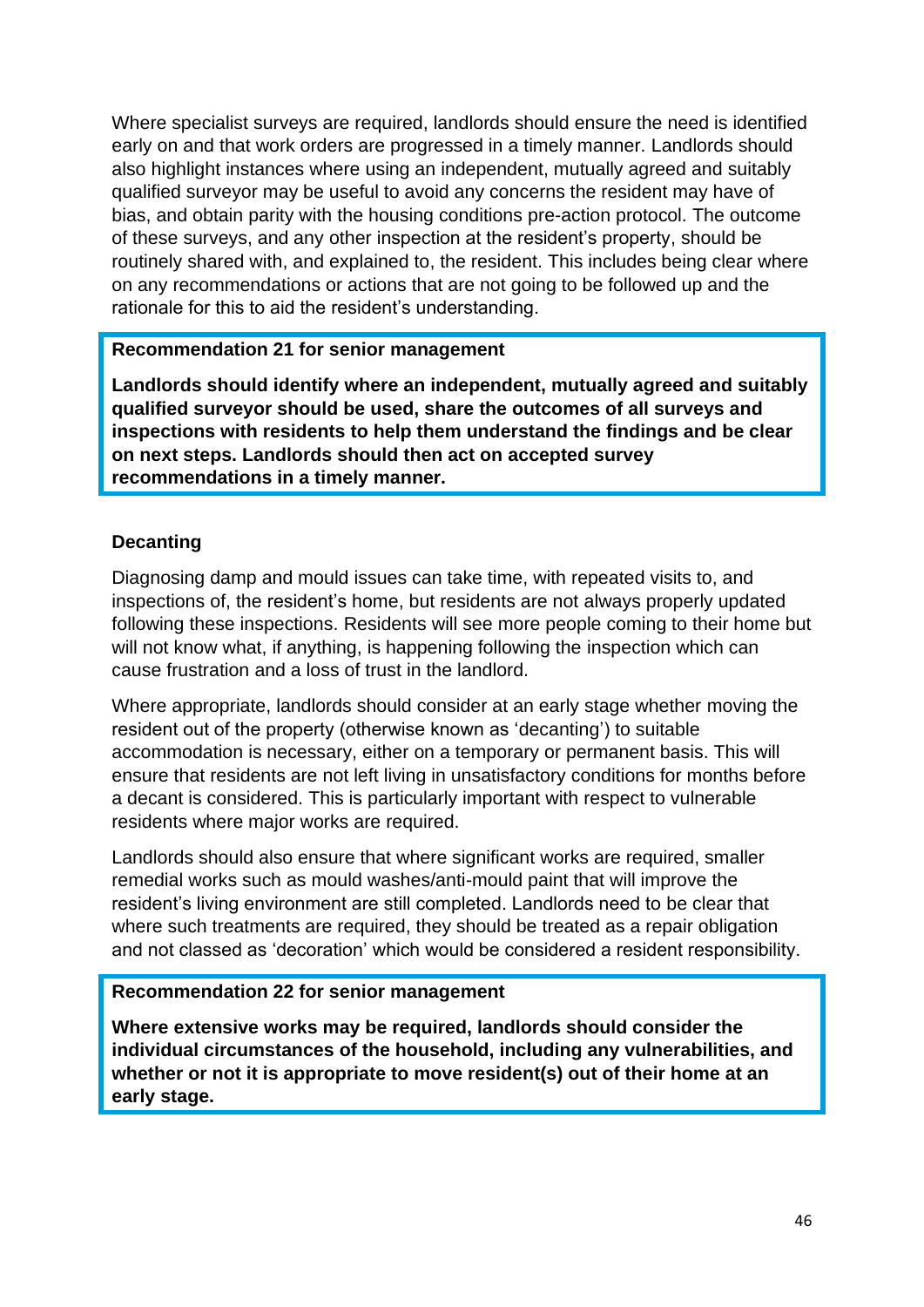Where specialist surveys are required, landlords should ensure the need is identified early on and that work orders are progressed in a timely manner. Landlords should also highlight instances where using an independent, mutually agreed and suitably qualified surveyor may be useful to avoid any concerns the resident may have of bias, and obtain parity with the housing conditions pre-action protocol. The outcome of these surveys, and any other inspection at the resident's property, should be routinely shared with, and explained to, the resident. This includes being clear where on any recommendations or actions that are not going to be followed up and the rationale for this to aid the resident's understanding.

> **Recommendation 21 for senior management**
>
> **Landlords should identify where an independent, mutually agreed and suitably qualified surveyor should be used, share the outcomes of all surveys and inspections with residents to help them understand the findings and be clear on next steps. Landlords should then act on accepted survey recommendations in a timely manner.**

### Decanting

Diagnosing damp and mould issues can take time, with repeated visits to, and inspections of, the resident's home, but residents are not always properly updated following these inspections. Residents will see more people coming to their home but will not know what, if anything, is happening following the inspection which can cause frustration and a loss of trust in the landlord.

Where appropriate, landlords should consider at an early stage whether moving the resident out of the property (otherwise known as 'decanting') to suitable accommodation is necessary, either on a temporary or permanent basis. This will ensure that residents are not left living in unsatisfactory conditions for months before a decant is considered. This is particularly important with respect to vulnerable residents where major works are required.

Landlords should also ensure that where significant works are required, smaller remedial works such as mould washes/anti-mould paint that will improve the resident's living environment are still completed. Landlords need to be clear that where such treatments are required, they should be treated as a repair obligation and not classed as 'decoration' which would be considered a resident responsibility.

> **Recommendation 22 for senior management**
>
> **Where extensive works may be required, landlords should consider the individual circumstances of the household, including any vulnerabilities, and whether or not it is appropriate to move resident(s) out of their home at an early stage.**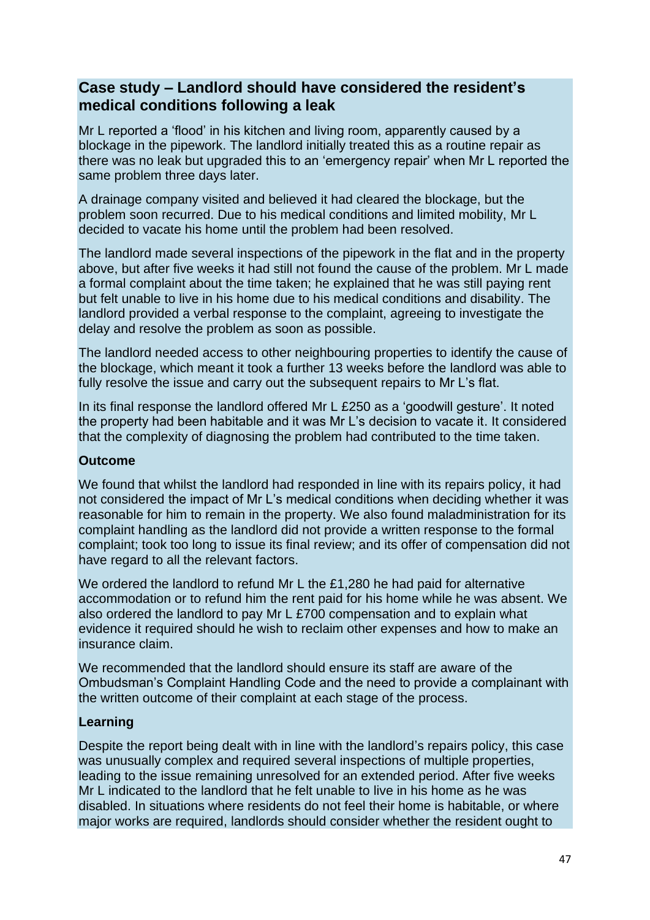## Case study – Landlord should have considered the resident's medical conditions following a leak

Mr L reported a 'flood' in his kitchen and living room, apparently caused by a blockage in the pipework. The landlord initially treated this as a routine repair as there was no leak but upgraded this to an 'emergency repair' when Mr L reported the same problem three days later.

A drainage company visited and believed it had cleared the blockage, but the problem soon recurred. Due to his medical conditions and limited mobility, Mr L decided to vacate his home until the problem had been resolved.

The landlord made several inspections of the pipework in the flat and in the property above, but after five weeks it had still not found the cause of the problem. Mr L made a formal complaint about the time taken; he explained that he was still paying rent but felt unable to live in his home due to his medical conditions and disability. The landlord provided a verbal response to the complaint, agreeing to investigate the delay and resolve the problem as soon as possible.

The landlord needed access to other neighbouring properties to identify the cause of the blockage, which meant it took a further 13 weeks before the landlord was able to fully resolve the issue and carry out the subsequent repairs to Mr L's flat.

In its final response the landlord offered Mr L £250 as a 'goodwill gesture'. It noted the property had been habitable and it was Mr L's decision to vacate it. It considered that the complexity of diagnosing the problem had contributed to the time taken.

### Outcome

We found that whilst the landlord had responded in line with its repairs policy, it had not considered the impact of Mr L's medical conditions when deciding whether it was reasonable for him to remain in the property. We also found maladministration for its complaint handling as the landlord did not provide a written response to the formal complaint; took too long to issue its final review; and its offer of compensation did not have regard to all the relevant factors.

We ordered the landlord to refund Mr L the £1,280 he had paid for alternative accommodation or to refund him the rent paid for his home while he was absent. We also ordered the landlord to pay Mr L £700 compensation and to explain what evidence it required should he wish to reclaim other expenses and how to make an insurance claim.

We recommended that the landlord should ensure its staff are aware of the Ombudsman's Complaint Handling Code and the need to provide a complainant with the written outcome of their complaint at each stage of the process.

### Learning

Despite the report being dealt with in line with the landlord's repairs policy, this case was unusually complex and required several inspections of multiple properties, leading to the issue remaining unresolved for an extended period. After five weeks Mr L indicated to the landlord that he felt unable to live in his home as he was disabled. In situations where residents do not feel their home is habitable, or where major works are required, landlords should consider whether the resident ought to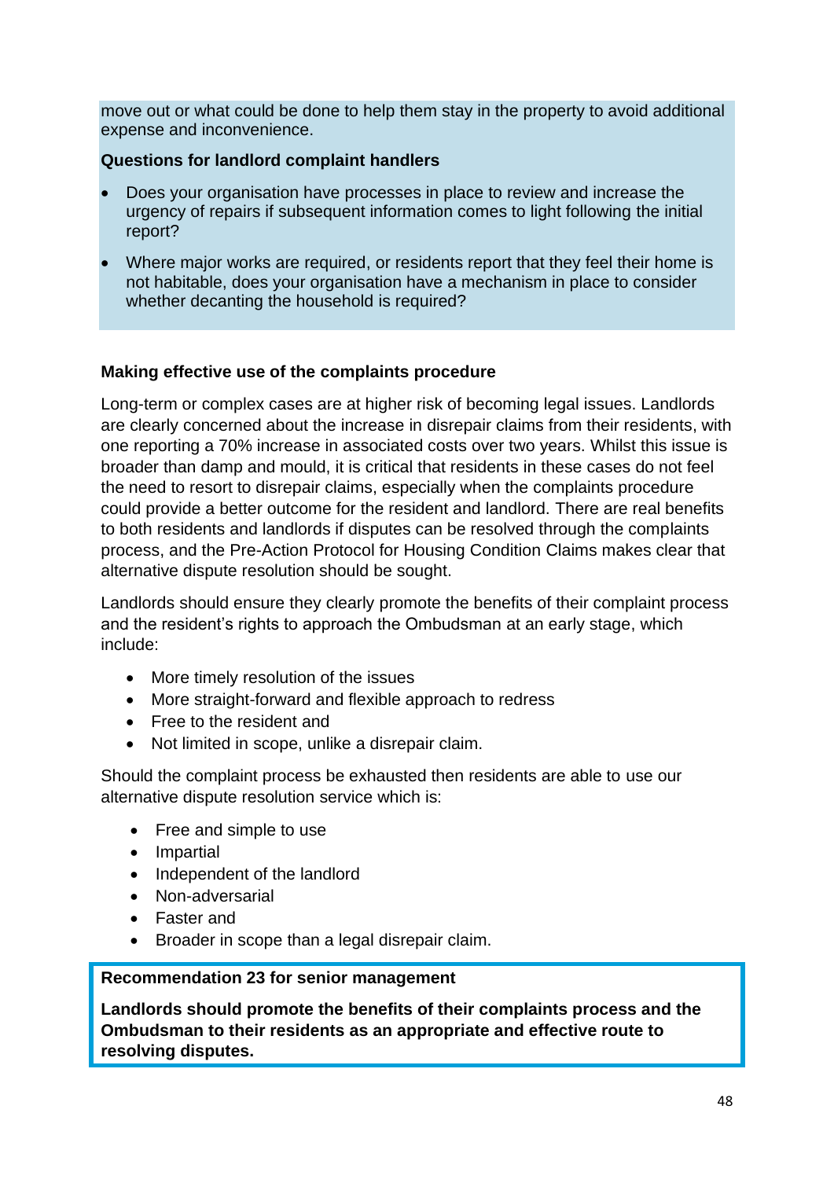move out or what could be done to help them stay in the property to avoid additional expense and inconvenience.

**Questions for landlord complaint handlers**

- Does your organisation have processes in place to review and increase the urgency of repairs if subsequent information comes to light following the initial report?
- Where major works are required, or residents report that they feel their home is not habitable, does your organisation have a mechanism in place to consider whether decanting the household is required?

**Making effective use of the complaints procedure**

Long-term or complex cases are at higher risk of becoming legal issues. Landlords are clearly concerned about the increase in disrepair claims from their residents, with one reporting a 70% increase in associated costs over two years. Whilst this issue is broader than damp and mould, it is critical that residents in these cases do not feel the need to resort to disrepair claims, especially when the complaints procedure could provide a better outcome for the resident and landlord. There are real benefits to both residents and landlords if disputes can be resolved through the complaints process, and the Pre-Action Protocol for Housing Condition Claims makes clear that alternative dispute resolution should be sought.

Landlords should ensure they clearly promote the benefits of their complaint process and the resident's rights to approach the Ombudsman at an early stage, which include:

- More timely resolution of the issues
- More straight-forward and flexible approach to redress
- Free to the resident and
- Not limited in scope, unlike a disrepair claim.

Should the complaint process be exhausted then residents are able to use our alternative dispute resolution service which is:

- Free and simple to use
- Impartial
- Independent of the landlord
- Non-adversarial
- Faster and
- Broader in scope than a legal disrepair claim.

**Recommendation 23 for senior management**

**Landlords should promote the benefits of their complaints process and the Ombudsman to their residents as an appropriate and effective route to resolving disputes.**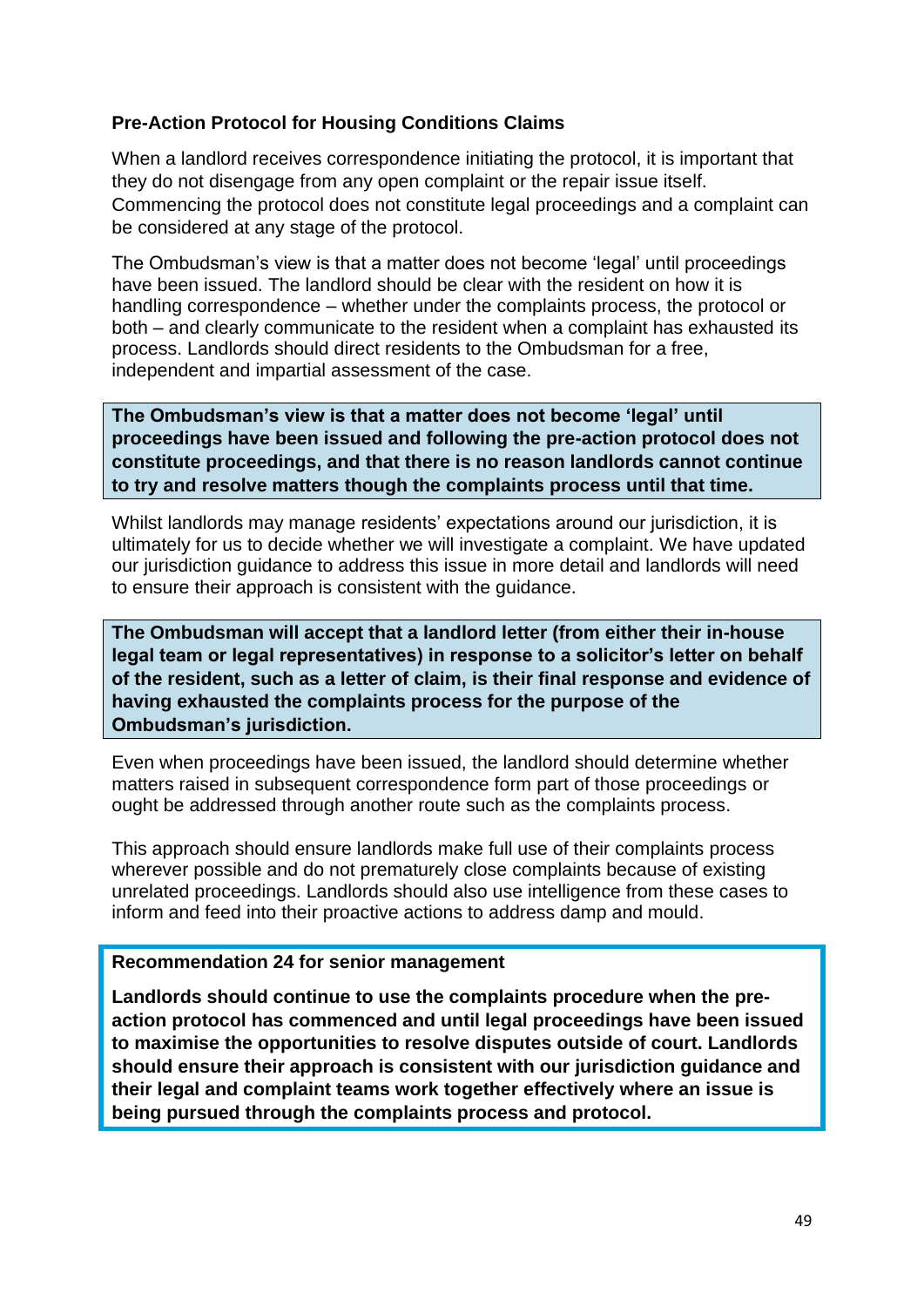### Pre-Action Protocol for Housing Conditions Claims

When a landlord receives correspondence initiating the protocol, it is important that they do not disengage from any open complaint or the repair issue itself. Commencing the protocol does not constitute legal proceedings and a complaint can be considered at any stage of the protocol.

The Ombudsman's view is that a matter does not become 'legal' until proceedings have been issued. The landlord should be clear with the resident on how it is handling correspondence – whether under the complaints process, the protocol or both – and clearly communicate to the resident when a complaint has exhausted its process. Landlords should direct residents to the Ombudsman for a free, independent and impartial assessment of the case.

**The Ombudsman's view is that a matter does not become 'legal' until proceedings have been issued and following the pre-action protocol does not constitute proceedings, and that there is no reason landlords cannot continue to try and resolve matters though the complaints process until that time.**

Whilst landlords may manage residents' expectations around our jurisdiction, it is ultimately for us to decide whether we will investigate a complaint. We have updated our jurisdiction guidance to address this issue in more detail and landlords will need to ensure their approach is consistent with the guidance.

**The Ombudsman will accept that a landlord letter (from either their in-house legal team or legal representatives) in response to a solicitor's letter on behalf of the resident, such as a letter of claim, is their final response and evidence of having exhausted the complaints process for the purpose of the Ombudsman's jurisdiction.**

Even when proceedings have been issued, the landlord should determine whether matters raised in subsequent correspondence form part of those proceedings or ought be addressed through another route such as the complaints process.

This approach should ensure landlords make full use of their complaints process wherever possible and do not prematurely close complaints because of existing unrelated proceedings. Landlords should also use intelligence from these cases to inform and feed into their proactive actions to address damp and mould.

**Recommendation 24 for senior management**

**Landlords should continue to use the complaints procedure when the pre-action protocol has commenced and until legal proceedings have been issued to maximise the opportunities to resolve disputes outside of court. Landlords should ensure their approach is consistent with our jurisdiction guidance and their legal and complaint teams work together effectively where an issue is being pursued through the complaints process and protocol.**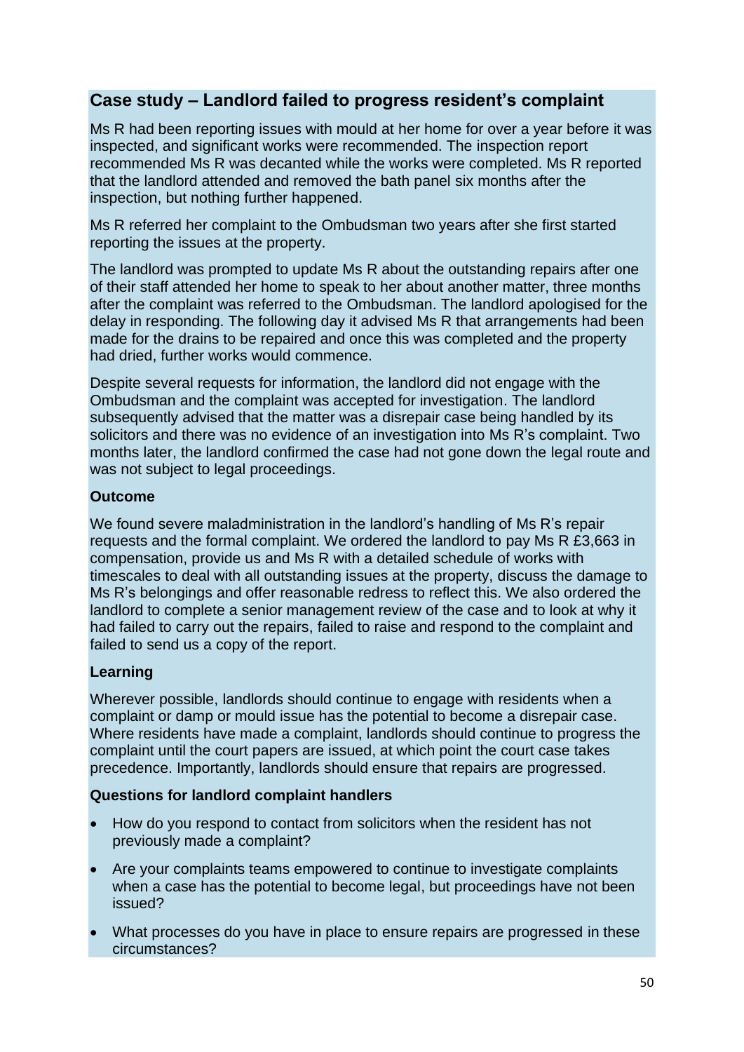## Case study – Landlord failed to progress resident's complaint

Ms R had been reporting issues with mould at her home for over a year before it was inspected, and significant works were recommended. The inspection report recommended Ms R was decanted while the works were completed. Ms R reported that the landlord attended and removed the bath panel six months after the inspection, but nothing further happened.

Ms R referred her complaint to the Ombudsman two years after she first started reporting the issues at the property.

The landlord was prompted to update Ms R about the outstanding repairs after one of their staff attended her home to speak to her about another matter, three months after the complaint was referred to the Ombudsman. The landlord apologised for the delay in responding. The following day it advised Ms R that arrangements had been made for the drains to be repaired and once this was completed and the property had dried, further works would commence.

Despite several requests for information, the landlord did not engage with the Ombudsman and the complaint was accepted for investigation. The landlord subsequently advised that the matter was a disrepair case being handled by its solicitors and there was no evidence of an investigation into Ms R's complaint. Two months later, the landlord confirmed the case had not gone down the legal route and was not subject to legal proceedings.

**Outcome**

We found severe maladministration in the landlord's handling of Ms R's repair requests and the formal complaint. We ordered the landlord to pay Ms R £3,663 in compensation, provide us and Ms R with a detailed schedule of works with timescales to deal with all outstanding issues at the property, discuss the damage to Ms R's belongings and offer reasonable redress to reflect this. We also ordered the landlord to complete a senior management review of the case and to look at why it had failed to carry out the repairs, failed to raise and respond to the complaint and failed to send us a copy of the report.

**Learning**

Wherever possible, landlords should continue to engage with residents when a complaint or damp or mould issue has the potential to become a disrepair case. Where residents have made a complaint, landlords should continue to progress the complaint until the court papers are issued, at which point the court case takes precedence. Importantly, landlords should ensure that repairs are progressed.

**Questions for landlord complaint handlers**

- How do you respond to contact from solicitors when the resident has not previously made a complaint?
- Are your complaints teams empowered to continue to investigate complaints when a case has the potential to become legal, but proceedings have not been issued?
- What processes do you have in place to ensure repairs are progressed in these circumstances?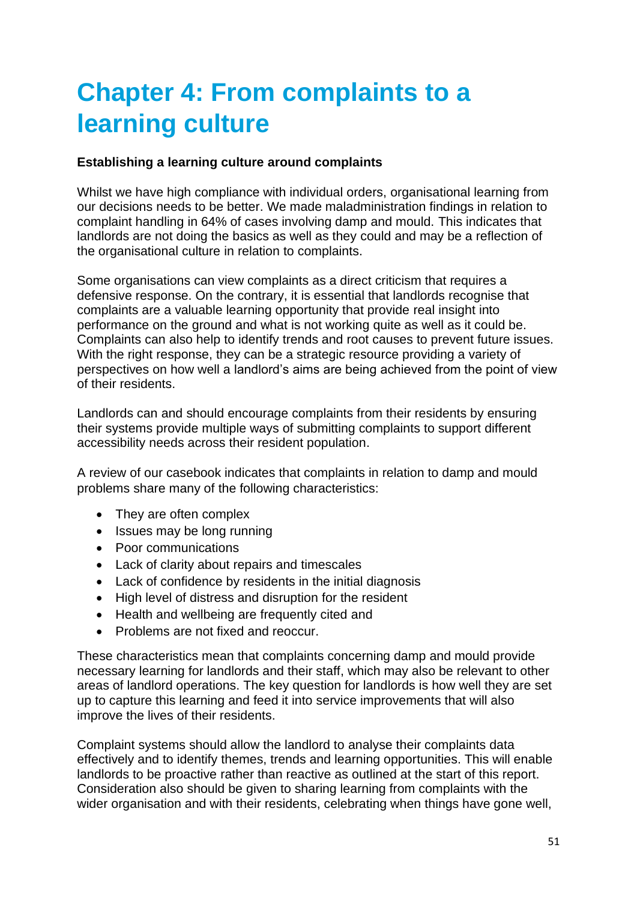# Chapter 4: From complaints to a learning culture

**Establishing a learning culture around complaints**

Whilst we have high compliance with individual orders, organisational learning from our decisions needs to be better. We made maladministration findings in relation to complaint handling in 64% of cases involving damp and mould. This indicates that landlords are not doing the basics as well as they could and may be a reflection of the organisational culture in relation to complaints.

Some organisations can view complaints as a direct criticism that requires a defensive response. On the contrary, it is essential that landlords recognise that complaints are a valuable learning opportunity that provide real insight into performance on the ground and what is not working quite as well as it could be. Complaints can also help to identify trends and root causes to prevent future issues. With the right response, they can be a strategic resource providing a variety of perspectives on how well a landlord's aims are being achieved from the point of view of their residents.

Landlords can and should encourage complaints from their residents by ensuring their systems provide multiple ways of submitting complaints to support different accessibility needs across their resident population.

A review of our casebook indicates that complaints in relation to damp and mould problems share many of the following characteristics:

- They are often complex
- Issues may be long running
- Poor communications
- Lack of clarity about repairs and timescales
- Lack of confidence by residents in the initial diagnosis
- High level of distress and disruption for the resident
- Health and wellbeing are frequently cited and
- Problems are not fixed and reoccur.

These characteristics mean that complaints concerning damp and mould provide necessary learning for landlords and their staff, which may also be relevant to other areas of landlord operations. The key question for landlords is how well they are set up to capture this learning and feed it into service improvements that will also improve the lives of their residents.

Complaint systems should allow the landlord to analyse their complaints data effectively and to identify themes, trends and learning opportunities. This will enable landlords to be proactive rather than reactive as outlined at the start of this report. Consideration also should be given to sharing learning from complaints with the wider organisation and with their residents, celebrating when things have gone well,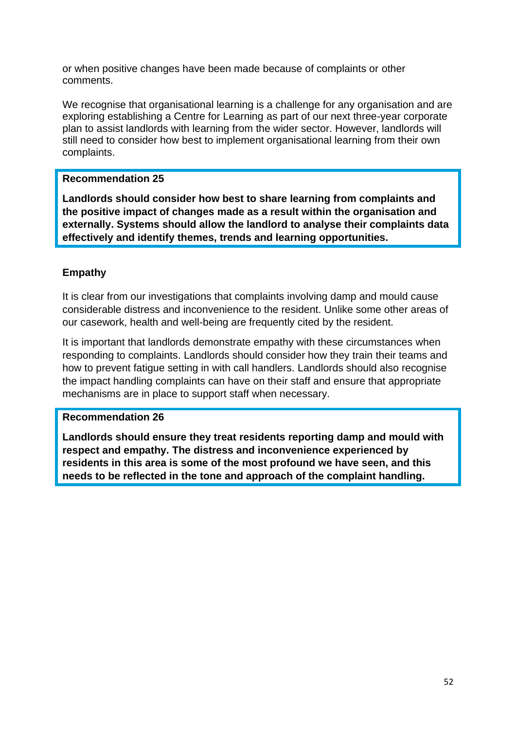or when positive changes have been made because of complaints or other comments.

We recognise that organisational learning is a challenge for any organisation and are exploring establishing a Centre for Learning as part of our next three-year corporate plan to assist landlords with learning from the wider sector. However, landlords will still need to consider how best to implement organisational learning from their own complaints.

> **Recommendation 25**
>
> **Landlords should consider how best to share learning from complaints and the positive impact of changes made as a result within the organisation and externally. Systems should allow the landlord to analyse their complaints data effectively and identify themes, trends and learning opportunities.**

### Empathy

It is clear from our investigations that complaints involving damp and mould cause considerable distress and inconvenience to the resident. Unlike some other areas of our casework, health and well-being are frequently cited by the resident.

It is important that landlords demonstrate empathy with these circumstances when responding to complaints. Landlords should consider how they train their teams and how to prevent fatigue setting in with call handlers. Landlords should also recognise the impact handling complaints can have on their staff and ensure that appropriate mechanisms are in place to support staff when necessary.

> **Recommendation 26**
>
> **Landlords should ensure they treat residents reporting damp and mould with respect and empathy. The distress and inconvenience experienced by residents in this area is some of the most profound we have seen, and this needs to be reflected in the tone and approach of the complaint handling.**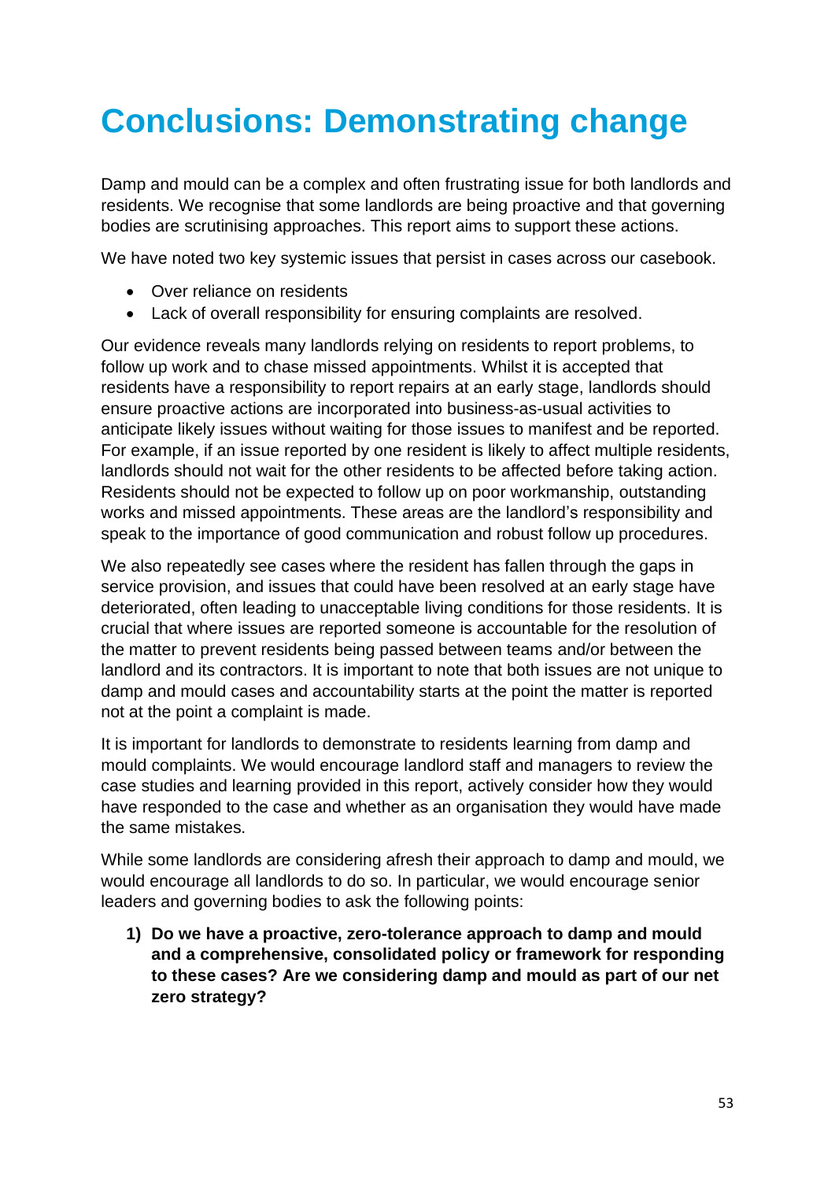# Conclusions: Demonstrating change

Damp and mould can be a complex and often frustrating issue for both landlords and residents. We recognise that some landlords are being proactive and that governing bodies are scrutinising approaches. This report aims to support these actions.

We have noted two key systemic issues that persist in cases across our casebook.

- Over reliance on residents
- Lack of overall responsibility for ensuring complaints are resolved.

Our evidence reveals many landlords relying on residents to report problems, to follow up work and to chase missed appointments. Whilst it is accepted that residents have a responsibility to report repairs at an early stage, landlords should ensure proactive actions are incorporated into business-as-usual activities to anticipate likely issues without waiting for those issues to manifest and be reported. For example, if an issue reported by one resident is likely to affect multiple residents, landlords should not wait for the other residents to be affected before taking action. Residents should not be expected to follow up on poor workmanship, outstanding works and missed appointments. These areas are the landlord's responsibility and speak to the importance of good communication and robust follow up procedures.

We also repeatedly see cases where the resident has fallen through the gaps in service provision, and issues that could have been resolved at an early stage have deteriorated, often leading to unacceptable living conditions for those residents. It is crucial that where issues are reported someone is accountable for the resolution of the matter to prevent residents being passed between teams and/or between the landlord and its contractors. It is important to note that both issues are not unique to damp and mould cases and accountability starts at the point the matter is reported not at the point a complaint is made.

It is important for landlords to demonstrate to residents learning from damp and mould complaints. We would encourage landlord staff and managers to review the case studies and learning provided in this report, actively consider how they would have responded to the case and whether as an organisation they would have made the same mistakes.

While some landlords are considering afresh their approach to damp and mould, we would encourage all landlords to do so. In particular, we would encourage senior leaders and governing bodies to ask the following points:

1) **Do we have a proactive, zero-tolerance approach to damp and mould and a comprehensive, consolidated policy or framework for responding to these cases? Are we considering damp and mould as part of our net zero strategy?**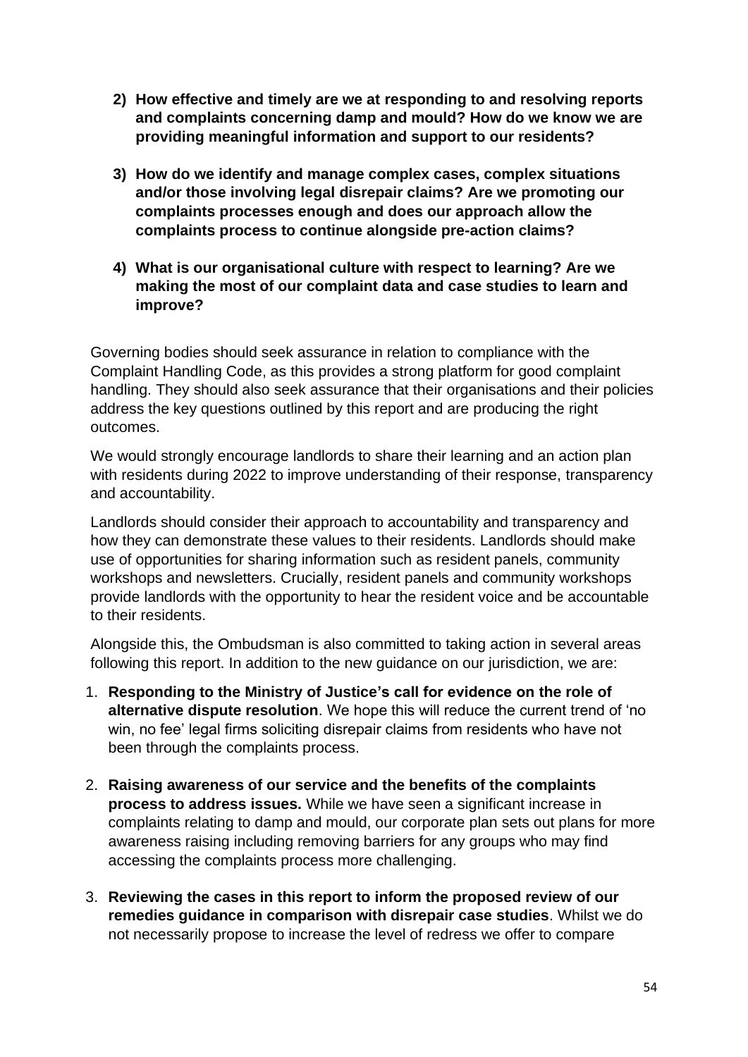2) **How effective and timely are we at responding to and resolving reports and complaints concerning damp and mould? How do we know we are providing meaningful information and support to our residents?**

3) **How do we identify and manage complex cases, complex situations and/or those involving legal disrepair claims? Are we promoting our complaints processes enough and does our approach allow the complaints process to continue alongside pre-action claims?**

4) **What is our organisational culture with respect to learning? Are we making the most of our complaint data and case studies to learn and improve?**

Governing bodies should seek assurance in relation to compliance with the Complaint Handling Code, as this provides a strong platform for good complaint handling. They should also seek assurance that their organisations and their policies address the key questions outlined by this report and are producing the right outcomes.

We would strongly encourage landlords to share their learning and an action plan with residents during 2022 to improve understanding of their response, transparency and accountability.

Landlords should consider their approach to accountability and transparency and how they can demonstrate these values to their residents. Landlords should make use of opportunities for sharing information such as resident panels, community workshops and newsletters. Crucially, resident panels and community workshops provide landlords with the opportunity to hear the resident voice and be accountable to their residents.

Alongside this, the Ombudsman is also committed to taking action in several areas following this report. In addition to the new guidance on our jurisdiction, we are:

1. **Responding to the Ministry of Justice's call for evidence on the role of alternative dispute resolution**. We hope this will reduce the current trend of 'no win, no fee' legal firms soliciting disrepair claims from residents who have not been through the complaints process.

2. **Raising awareness of our service and the benefits of the complaints process to address issues.** While we have seen a significant increase in complaints relating to damp and mould, our corporate plan sets out plans for more awareness raising including removing barriers for any groups who may find accessing the complaints process more challenging.

3. **Reviewing the cases in this report to inform the proposed review of our remedies guidance in comparison with disrepair case studies**. Whilst we do not necessarily propose to increase the level of redress we offer to compare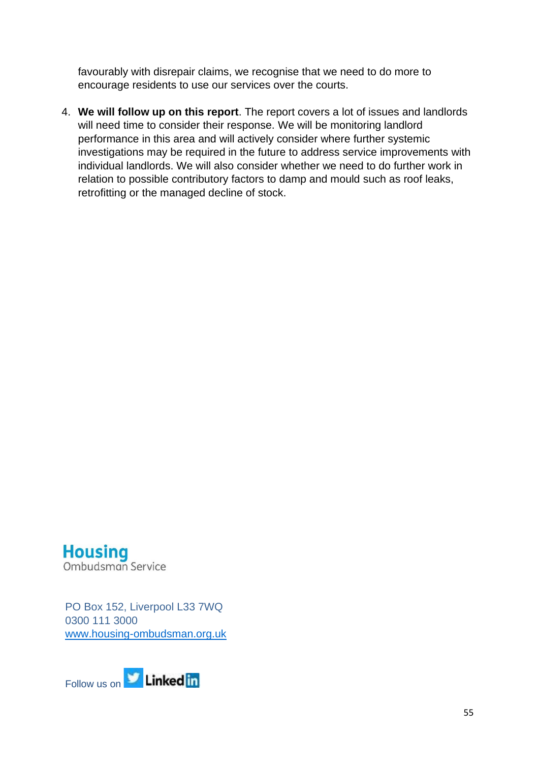favourably with disrepair claims, we recognise that we need to do more to encourage residents to use our services over the courts.

4. **We will follow up on this report**. The report covers a lot of issues and landlords will need time to consider their response. We will be monitoring landlord performance in this area and will actively consider where further systemic investigations may be required in the future to address service improvements with individual landlords. We will also consider whether we need to do further work in relation to possible contributory factors to damp and mould such as roof leaks, retrofitting or the managed decline of stock.

**Housing**
Ombudsman Service

PO Box 152, Liverpool L33 7WQ
0300 111 3000
www.housing-ombudsman.org.uk

Follow us on Twitter LinkedIn